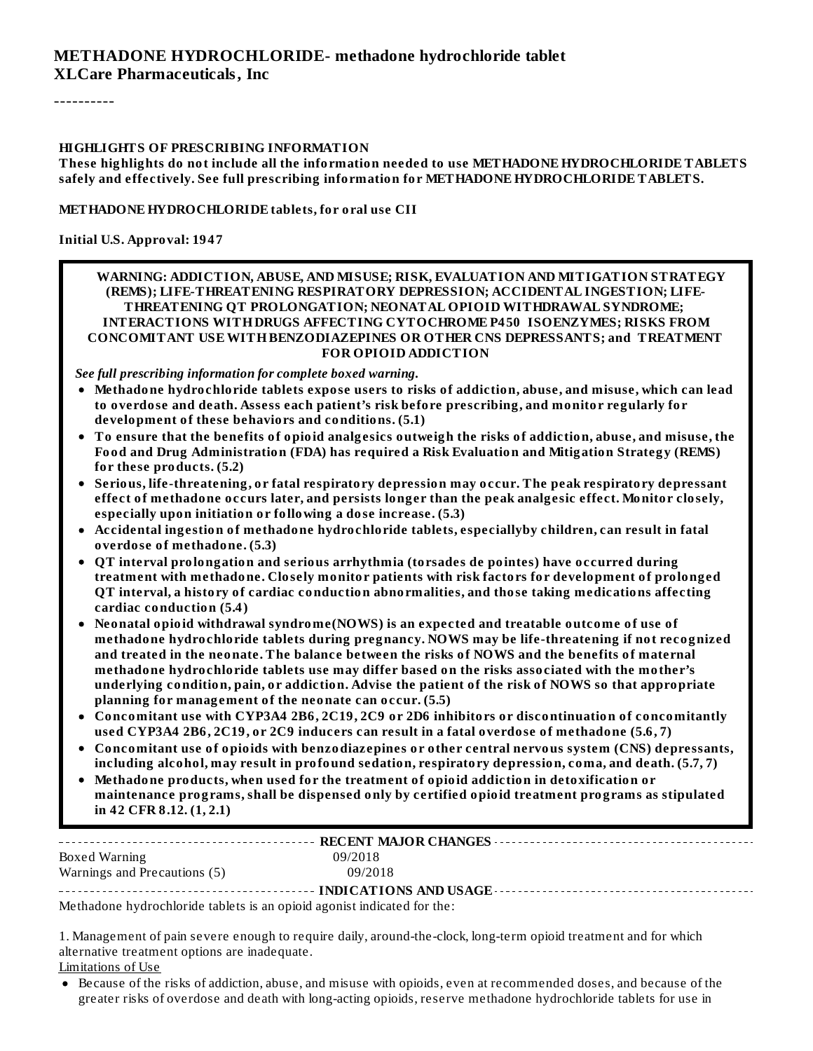# METHADONE HYDROCHLORIDE- methadone hydrochloride tablet
**XLCare Pharmaceuticals, Inc**

----------

**HIGHLIGHTS OF PRESCRIBING INFORMATION**
**These highlights do not include all the information needed to use METHADONE HYDROCHLORIDE TABLETS safely and effectively. See full prescribing information for METHADONE HYDROCHLORIDE TABLETS.**

**METHADONE HYDROCHLORIDE tablets, for oral use CII**

**Initial U.S. Approval: 1947**

**WARNING: ADDICTION, ABUSE, AND MISUSE; RISK, EVALUATION AND MITIGATION STRATEGY (REMS); LIFE-THREATENING RESPIRATORY DEPRESSION; ACCIDENTAL INGESTION; LIFE-THREATENING QT PROLONGATION; NEONATAL OPIOID WITHDRAWAL SYNDROME; INTERACTIONS WITH DRUGS AFFECTING CYTOCHROME P450 ISOENZYMES; RISKS FROM CONCOMITANT USE WITH BENZODIAZEPINES OR OTHER CNS DEPRESSANTS; and TREATMENT FOR OPIOID ADDICTION**

*See full prescribing information for complete boxed warning.*

- **Methadone hydrochloride tablets expose users to risks of addiction, abuse, and misuse, which can lead to overdose and death. Assess each patient's risk before prescribing, and monitor regularly for development of these behaviors and conditions. (5.1)**
- **To ensure that the benefits of opioid analgesics outweigh the risks of addiction, abuse, and misuse, the Food and Drug Administration (FDA) has required a Risk Evaluation and Mitigation Strategy (REMS) for these products. (5.2)**
- **Serious, life-threatening, or fatal respiratory depression may occur. The peak respiratory depressant effect of methadone occurs later, and persists longer than the peak analgesic effect. Monitor closely, especially upon initiation or following a dose increase. (5.3)**
- **Accidental ingestion of methadone hydrochloride tablets, especiallyby children, can result in fatal overdose of methadone. (5.3)**
- **QT interval prolongation and serious arrhythmia (torsades de pointes) have occurred during treatment with methadone. Closely monitor patients with risk factors for development of prolonged QT interval, a history of cardiac conduction abnormalities, and those taking medications affecting cardiac conduction (5.4)**
- **Neonatal opioid withdrawal syndrome(NOWS) is an expected and treatable outcome of use of methadone hydrochloride tablets during pregnancy. NOWS may be life-threatening if not recognized and treated in the neonate. The balance between the risks of NOWS and the benefits of maternal methadone hydrochloride tablets use may differ based on the risks associated with the mother's underlying condition, pain, or addiction. Advise the patient of the risk of NOWS so that appropriate planning for management of the neonate can occur. (5.5)**
- **Concomitant use with CYP3A4 2B6, 2C19, 2C9 or 2D6 inhibitors or discontinuation of concomitantly used CYP3A4 2B6, 2C19, or 2C9 inducers can result in a fatal overdose of methadone (5.6, 7)**
- **Concomitant use of opioids with benzodiazepines or other central nervous system (CNS) depressants, including alcohol, may result in profound sedation, respiratory depression, coma, and death. (5.7, 7)**
- **Methadone products, when used for the treatment of opioid addiction in detoxification or maintenance programs, shall be dispensed only by certified opioid treatment programs as stipulated in 42 CFR 8.12. (1, 2.1)**

**RECENT MAJOR CHANGES**

| | |
|---|---|
| Boxed Warning | 09/2018 |
| Warnings and Precautions (5) | 09/2018 |

**INDICATIONS AND USAGE**

Methadone hydrochloride tablets is an opioid agonist indicated for the:

1. Management of pain severe enough to require daily, around-the-clock, long-term opioid treatment and for which alternative treatment options are inadequate.

Limitations of Use

- Because of the risks of addiction, abuse, and misuse with opioids, even at recommended doses, and because of the greater risks of overdose and death with long-acting opioids, reserve methadone hydrochloride tablets for use in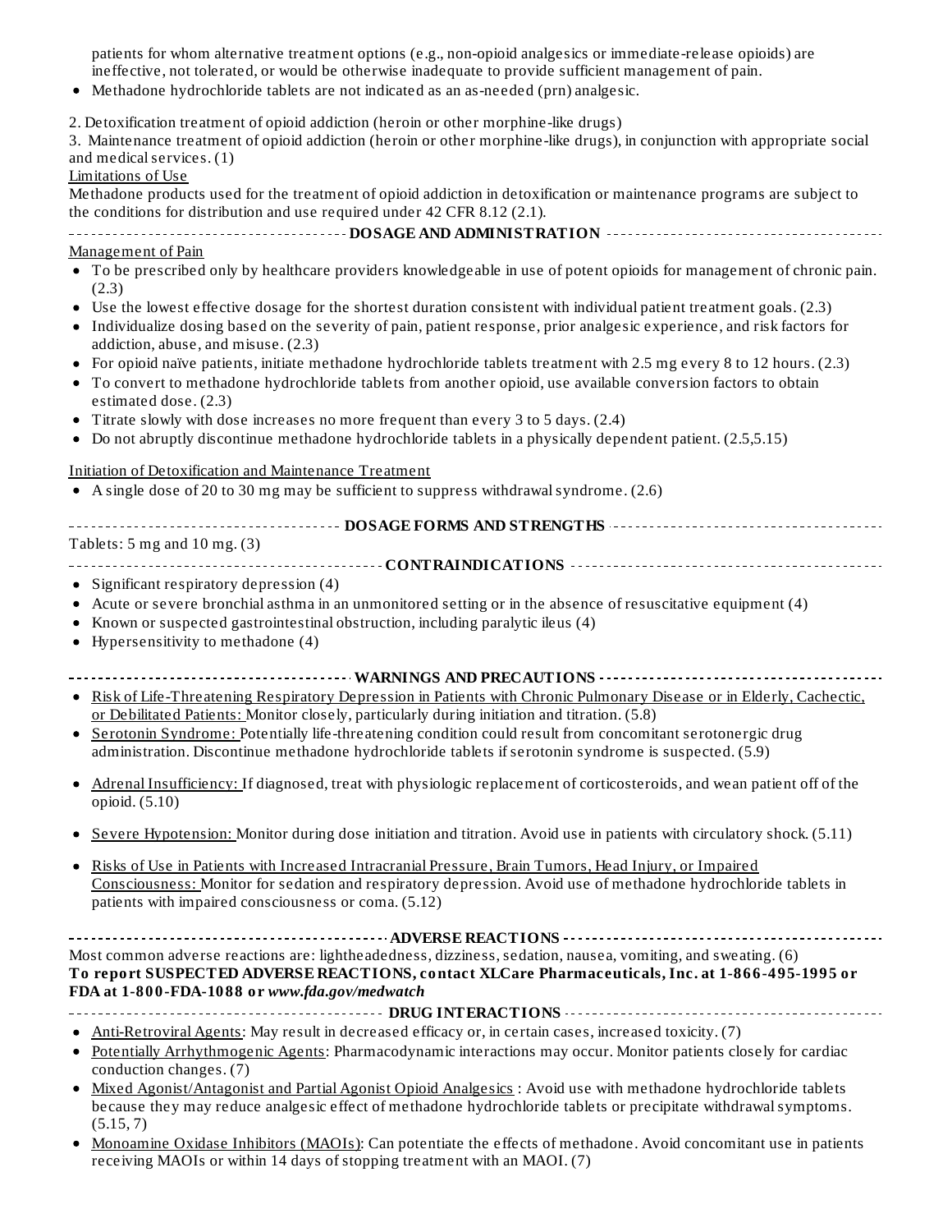patients for whom alternative treatment options (e.g., non-opioid analgesics or immediate-release opioids) are ineffective, not tolerated, or would be otherwise inadequate to provide sufficient management of pain.

- Methadone hydrochloride tablets are not indicated as an as-needed (prn) analgesic.

2. Detoxification treatment of opioid addiction (heroin or other morphine-like drugs)
3. Maintenance treatment of opioid addiction (heroin or other morphine-like drugs), in conjunction with appropriate social and medical services. (1)

Limitations of Use

Methadone products used for the treatment of opioid addiction in detoxification or maintenance programs are subject to the conditions for distribution and use required under 42 CFR 8.12 (2.1).

## DOSAGE AND ADMINISTRATION

Management of Pain

- To be prescribed only by healthcare providers knowledgeable in use of potent opioids for management of chronic pain. (2.3)
- Use the lowest effective dosage for the shortest duration consistent with individual patient treatment goals. (2.3)
- Individualize dosing based on the severity of pain, patient response, prior analgesic experience, and risk factors for addiction, abuse, and misuse. (2.3)
- For opioid naïve patients, initiate methadone hydrochloride tablets treatment with 2.5 mg every 8 to 12 hours. (2.3)
- To convert to methadone hydrochloride tablets from another opioid, use available conversion factors to obtain estimated dose. (2.3)
- Titrate slowly with dose increases no more frequent than every 3 to 5 days. (2.4)
- Do not abruptly discontinue methadone hydrochloride tablets in a physically dependent patient. (2.5,5.15)

Initiation of Detoxification and Maintenance Treatment

- A single dose of 20 to 30 mg may be sufficient to suppress withdrawal syndrome. (2.6)

## DOSAGE FORMS AND STRENGTHS

Tablets: 5 mg and 10 mg. (3)

## CONTRAINDICATIONS

- Significant respiratory depression (4)
- Acute or severe bronchial asthma in an unmonitored setting or in the absence of resuscitative equipment (4)
- Known or suspected gastrointestinal obstruction, including paralytic ileus (4)
- Hypersensitivity to methadone (4)

## WARNINGS AND PRECAUTIONS

- Risk of Life-Threatening Respiratory Depression in Patients with Chronic Pulmonary Disease or in Elderly, Cachectic, or Debilitated Patients: Monitor closely, particularly during initiation and titration. (5.8)
- Serotonin Syndrome: Potentially life-threatening condition could result from concomitant serotonergic drug administration. Discontinue methadone hydrochloride tablets if serotonin syndrome is suspected. (5.9)
- Adrenal Insufficiency: If diagnosed, treat with physiologic replacement of corticosteroids, and wean patient off of the opioid. (5.10)
- Severe Hypotension: Monitor during dose initiation and titration. Avoid use in patients with circulatory shock. (5.11)
- Risks of Use in Patients with Increased Intracranial Pressure, Brain Tumors, Head Injury, or Impaired Consciousness: Monitor for sedation and respiratory depression. Avoid use of methadone hydrochloride tablets in patients with impaired consciousness or coma. (5.12)

## ADVERSE REACTIONS

Most common adverse reactions are: lightheadedness, dizziness, sedation, nausea, vomiting, and sweating. (6)

**To report SUSPECTED ADVERSE REACTIONS, contact XLCare Pharmaceuticals, Inc. at 1-866-495-1995 or FDA at 1-800-FDA-1088 or *www.fda.gov/medwatch***

## DRUG INTERACTIONS

- Anti-Retroviral Agents: May result in decreased efficacy or, in certain cases, increased toxicity. (7)
- Potentially Arrhythmogenic Agents: Pharmacodynamic interactions may occur. Monitor patients closely for cardiac conduction changes. (7)
- Mixed Agonist/Antagonist and Partial Agonist Opioid Analgesics : Avoid use with methadone hydrochloride tablets because they may reduce analgesic effect of methadone hydrochloride tablets or precipitate withdrawal symptoms. (5.15, 7)
- Monoamine Oxidase Inhibitors (MAOIs): Can potentiate the effects of methadone. Avoid concomitant use in patients receiving MAOIs or within 14 days of stopping treatment with an MAOI. (7)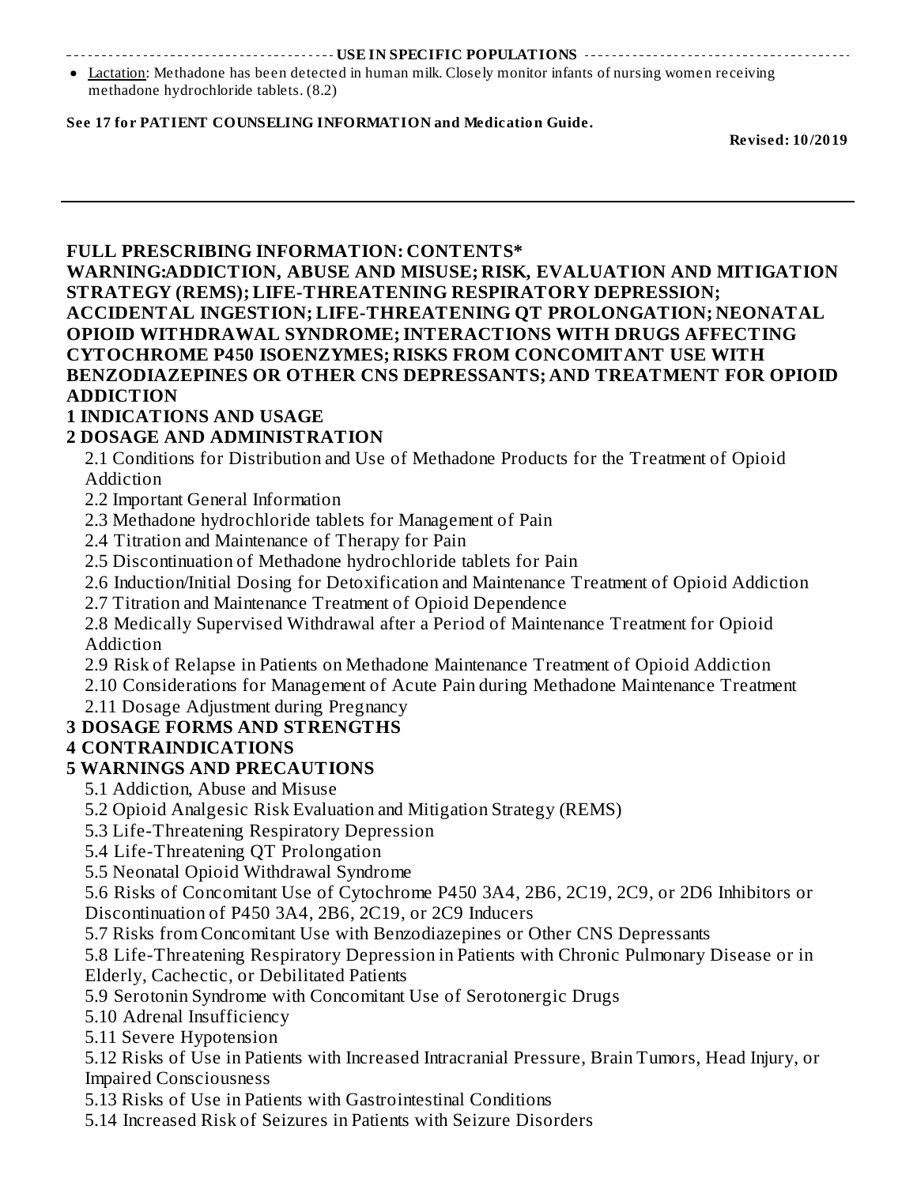## USE IN SPECIFIC POPULATIONS

- Lactation: Methadone has been detected in human milk. Closely monitor infants of nursing women receiving methadone hydrochloride tablets. (8.2)

**See 17 for PATIENT COUNSELING INFORMATION and Medication Guide.**

**Revised: 10/2019**

---

## FULL PRESCRIBING INFORMATION: CONTENTS*

**WARNING:ADDICTION, ABUSE AND MISUSE; RISK, EVALUATION AND MITIGATION STRATEGY (REMS); LIFE-THREATENING RESPIRATORY DEPRESSION; ACCIDENTAL INGESTION; LIFE-THREATENING QT PROLONGATION; NEONATAL OPIOID WITHDRAWAL SYNDROME; INTERACTIONS WITH DRUGS AFFECTING CYTOCHROME P450 ISOENZYMES; RISKS FROM CONCOMITANT USE WITH BENZODIAZEPINES OR OTHER CNS DEPRESSANTS; AND TREATMENT FOR OPIOID ADDICTION**

**1 INDICATIONS AND USAGE**

**2 DOSAGE AND ADMINISTRATION**

- 2.1 Conditions for Distribution and Use of Methadone Products for the Treatment of Opioid Addiction
- 2.2 Important General Information
- 2.3 Methadone hydrochloride tablets for Management of Pain
- 2.4 Titration and Maintenance of Therapy for Pain
- 2.5 Discontinuation of Methadone hydrochloride tablets for Pain
- 2.6 Induction/Initial Dosing for Detoxification and Maintenance Treatment of Opioid Addiction
- 2.7 Titration and Maintenance Treatment of Opioid Dependence
- 2.8 Medically Supervised Withdrawal after a Period of Maintenance Treatment for Opioid Addiction
- 2.9 Risk of Relapse in Patients on Methadone Maintenance Treatment of Opioid Addiction
- 2.10 Considerations for Management of Acute Pain during Methadone Maintenance Treatment
- 2.11 Dosage Adjustment during Pregnancy

**3 DOSAGE FORMS AND STRENGTHS**

**4 CONTRAINDICATIONS**

**5 WARNINGS AND PRECAUTIONS**

- 5.1 Addiction, Abuse and Misuse
- 5.2 Opioid Analgesic Risk Evaluation and Mitigation Strategy (REMS)
- 5.3 Life-Threatening Respiratory Depression
- 5.4 Life-Threatening QT Prolongation
- 5.5 Neonatal Opioid Withdrawal Syndrome
- 5.6 Risks of Concomitant Use of Cytochrome P450 3A4, 2B6, 2C19, 2C9, or 2D6 Inhibitors or Discontinuation of P450 3A4, 2B6, 2C19, or 2C9 Inducers
- 5.7 Risks from Concomitant Use with Benzodiazepines or Other CNS Depressants
- 5.8 Life-Threatening Respiratory Depression in Patients with Chronic Pulmonary Disease or in Elderly, Cachectic, or Debilitated Patients
- 5.9 Serotonin Syndrome with Concomitant Use of Serotonergic Drugs
- 5.10 Adrenal Insufficiency
- 5.11 Severe Hypotension
- 5.12 Risks of Use in Patients with Increased Intracranial Pressure, Brain Tumors, Head Injury, or Impaired Consciousness
- 5.13 Risks of Use in Patients with Gastrointestinal Conditions
- 5.14 Increased Risk of Seizures in Patients with Seizure Disorders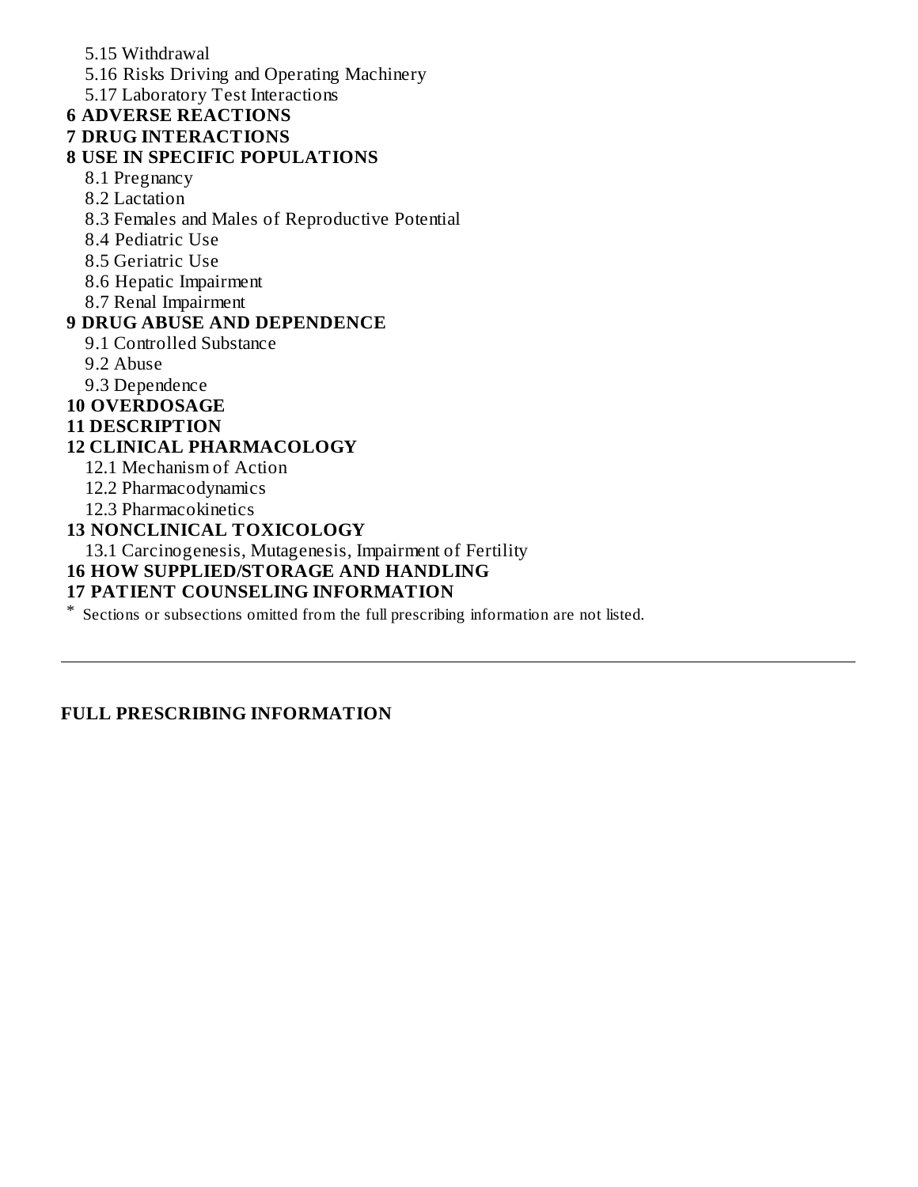5.15 Withdrawal

5.16 Risks Driving and Operating Machinery

5.17 Laboratory Test Interactions

**6 ADVERSE REACTIONS**

**7 DRUG INTERACTIONS**

**8 USE IN SPECIFIC POPULATIONS**

8.1 Pregnancy

8.2 Lactation

8.3 Females and Males of Reproductive Potential

8.4 Pediatric Use

8.5 Geriatric Use

8.6 Hepatic Impairment

8.7 Renal Impairment

**9 DRUG ABUSE AND DEPENDENCE**

9.1 Controlled Substance

9.2 Abuse

9.3 Dependence

**10 OVERDOSAGE**

**11 DESCRIPTION**

**12 CLINICAL PHARMACOLOGY**

12.1 Mechanism of Action

12.2 Pharmacodynamics

12.3 Pharmacokinetics

**13 NONCLINICAL TOXICOLOGY**

13.1 Carcinogenesis, Mutagenesis, Impairment of Fertility

**16 HOW SUPPLIED/STORAGE AND HANDLING**

**17 PATIENT COUNSELING INFORMATION**

\* Sections or subsections omitted from the full prescribing information are not listed.

---

**FULL PRESCRIBING INFORMATION**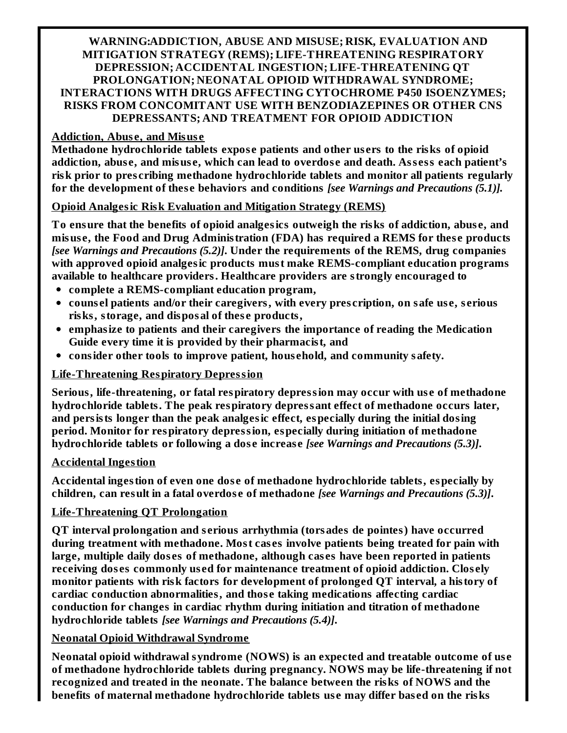**WARNING:ADDICTION, ABUSE AND MISUSE; RISK, EVALUATION AND MITIGATION STRATEGY (REMS); LIFE-THREATENING RESPIRATORY DEPRESSION; ACCIDENTAL INGESTION; LIFE-THREATENING QT PROLONGATION; NEONATAL OPIOID WITHDRAWAL SYNDROME; INTERACTIONS WITH DRUGS AFFECTING CYTOCHROME P450 ISOENZYMES; RISKS FROM CONCOMITANT USE WITH BENZODIAZEPINES OR OTHER CNS DEPRESSANTS; AND TREATMENT FOR OPIOID ADDICTION**

**Addiction, Abuse, and Misuse**

**Methadone hydrochloride tablets expose patients and other users to the risks of opioid addiction, abuse, and misuse, which can lead to overdose and death. Assess each patient's risk prior to prescribing methadone hydrochloride tablets and monitor all patients regularly for the development of these behaviors and conditions** ***[see Warnings and Precautions (5.1)].***

**Opioid Analgesic Risk Evaluation and Mitigation Strategy (REMS)**

**To ensure that the benefits of opioid analgesics outweigh the risks of addiction, abuse, and misuse, the Food and Drug Administration (FDA) has required a REMS for these products** ***[see Warnings and Precautions (5.2)].*** **Under the requirements of the REMS, drug companies with approved opioid analgesic products must make REMS-compliant education programs available to healthcare providers. Healthcare providers are strongly encouraged to**

- **complete a REMS-compliant education program,**
- **counsel patients and/or their caregivers, with every prescription, on safe use, serious risks, storage, and disposal of these products,**
- **emphasize to patients and their caregivers the importance of reading the Medication Guide every time it is provided by their pharmacist, and**
- **consider other tools to improve patient, household, and community safety.**

**Life-Threatening Respiratory Depression**

**Serious, life-threatening, or fatal respiratory depression may occur with use of methadone hydrochloride tablets. The peak respiratory depressant effect of methadone occurs later, and persists longer than the peak analgesic effect, especially during the initial dosing period. Monitor for respiratory depression, especially during initiation of methadone hydrochloride tablets or following a dose increase** ***[see Warnings and Precautions (5.3)].***

**Accidental Ingestion**

**Accidental ingestion of even one dose of methadone hydrochloride tablets, especially by children, can result in a fatal overdose of methadone** ***[see Warnings and Precautions (5.3)].***

**Life-Threatening QT Prolongation**

**QT interval prolongation and serious arrhythmia (torsades de pointes) have occurred during treatment with methadone. Most cases involve patients being treated for pain with large, multiple daily doses of methadone, although cases have been reported in patients receiving doses commonly used for maintenance treatment of opioid addiction. Closely monitor patients with risk factors for development of prolonged QT interval, a history of cardiac conduction abnormalities, and those taking medications affecting cardiac conduction for changes in cardiac rhythm during initiation and titration of methadone hydrochloride tablets** ***[see Warnings and Precautions (5.4)].***

**Neonatal Opioid Withdrawal Syndrome**

**Neonatal opioid withdrawal syndrome (NOWS) is an expected and treatable outcome of use of methadone hydrochloride tablets during pregnancy. NOWS may be life-threatening if not recognized and treated in the neonate. The balance between the risks of NOWS and the benefits of maternal methadone hydrochloride tablets use may differ based on the risks**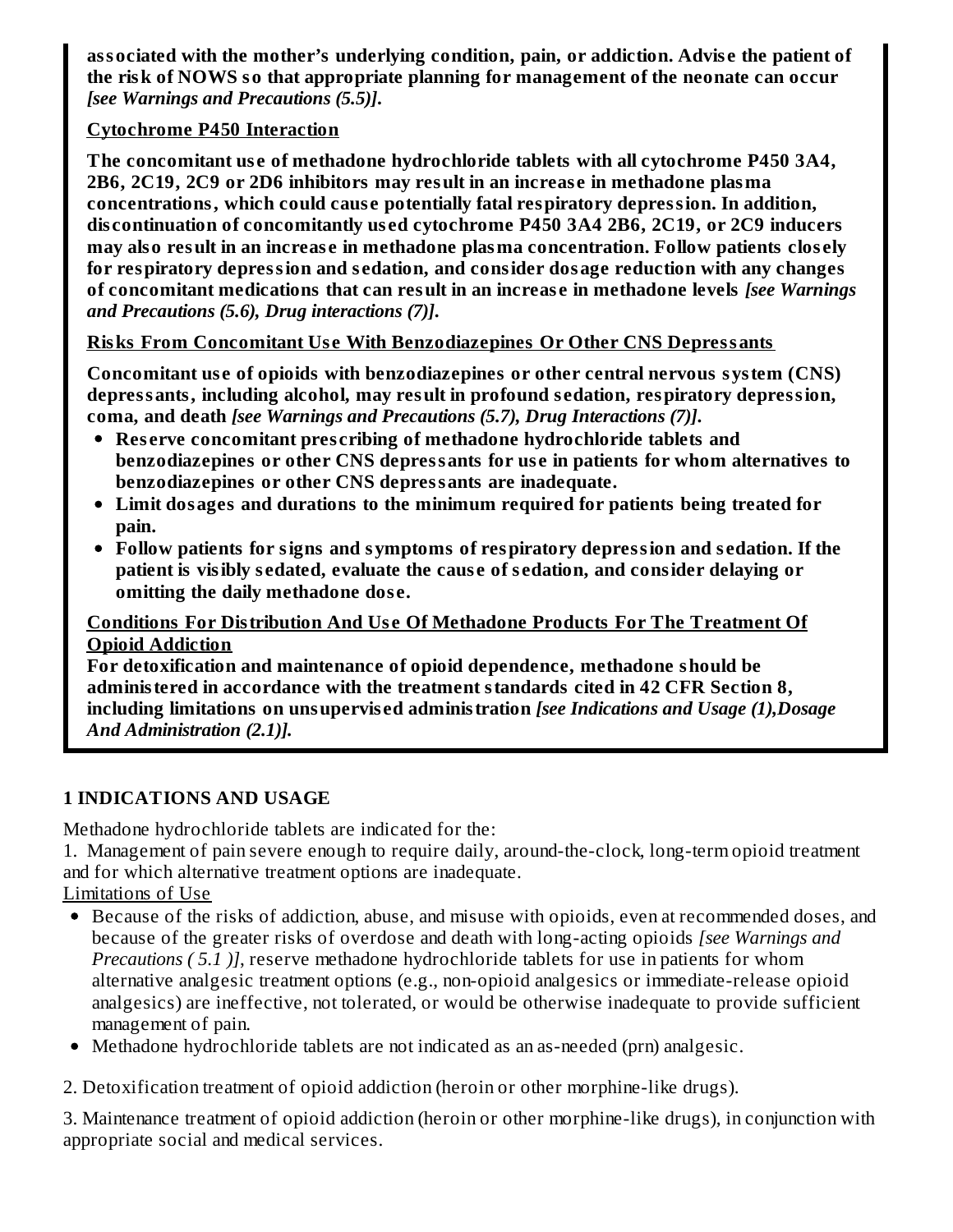**associated with the mother's underlying condition, pain, or addiction. Advise the patient of the risk of NOWS so that appropriate planning for management of the neonate can occur** ***[see Warnings and Precautions (5.5)].***

**Cytochrome P450 Interaction**

**The concomitant use of methadone hydrochloride tablets with all cytochrome P450 3A4, 2B6, 2C19, 2C9 or 2D6 inhibitors may result in an increase in methadone plasma concentrations, which could cause potentially fatal respiratory depression. In addition, discontinuation of concomitantly used cytochrome P450 3A4 2B6, 2C19, or 2C9 inducers may also result in an increase in methadone plasma concentration. Follow patients closely for respiratory depression and sedation, and consider dosage reduction with any changes of concomitant medications that can result in an increase in methadone levels** ***[see Warnings and Precautions (5.6), Drug interactions (7)].***

**Risks From Concomitant Use With Benzodiazepines Or Other CNS Depressants**

**Concomitant use of opioids with benzodiazepines or other central nervous system (CNS) depressants, including alcohol, may result in profound sedation, respiratory depression, coma, and death** ***[see Warnings and Precautions (5.7), Drug Interactions (7)].***

- **Reserve concomitant prescribing of methadone hydrochloride tablets and benzodiazepines or other CNS depressants for use in patients for whom alternatives to benzodiazepines or other CNS depressants are inadequate.**
- **Limit dosages and durations to the minimum required for patients being treated for pain.**
- **Follow patients for signs and symptoms of respiratory depression and sedation. If the patient is visibly sedated, evaluate the cause of sedation, and consider delaying or omitting the daily methadone dose.**

**Conditions For Distribution And Use Of Methadone Products For The Treatment Of Opioid Addiction**

**For detoxification and maintenance of opioid dependence, methadone should be administered in accordance with the treatment standards cited in 42 CFR Section 8, including limitations on unsupervised administration** ***[see Indications and Usage (1),Dosage And Administration (2.1)].***

## 1 INDICATIONS AND USAGE

Methadone hydrochloride tablets are indicated for the:

1. Management of pain severe enough to require daily, around-the-clock, long-term opioid treatment and for which alternative treatment options are inadequate.

Limitations of Use

- Because of the risks of addiction, abuse, and misuse with opioids, even at recommended doses, and because of the greater risks of overdose and death with long-acting opioids *[see Warnings and Precautions ( 5.1 )]*, reserve methadone hydrochloride tablets for use in patients for whom alternative analgesic treatment options (e.g., non-opioid analgesics or immediate-release opioid analgesics) are ineffective, not tolerated, or would be otherwise inadequate to provide sufficient management of pain.
- Methadone hydrochloride tablets are not indicated as an as-needed (prn) analgesic.

2. Detoxification treatment of opioid addiction (heroin or other morphine-like drugs).

3. Maintenance treatment of opioid addiction (heroin or other morphine-like drugs), in conjunction with appropriate social and medical services.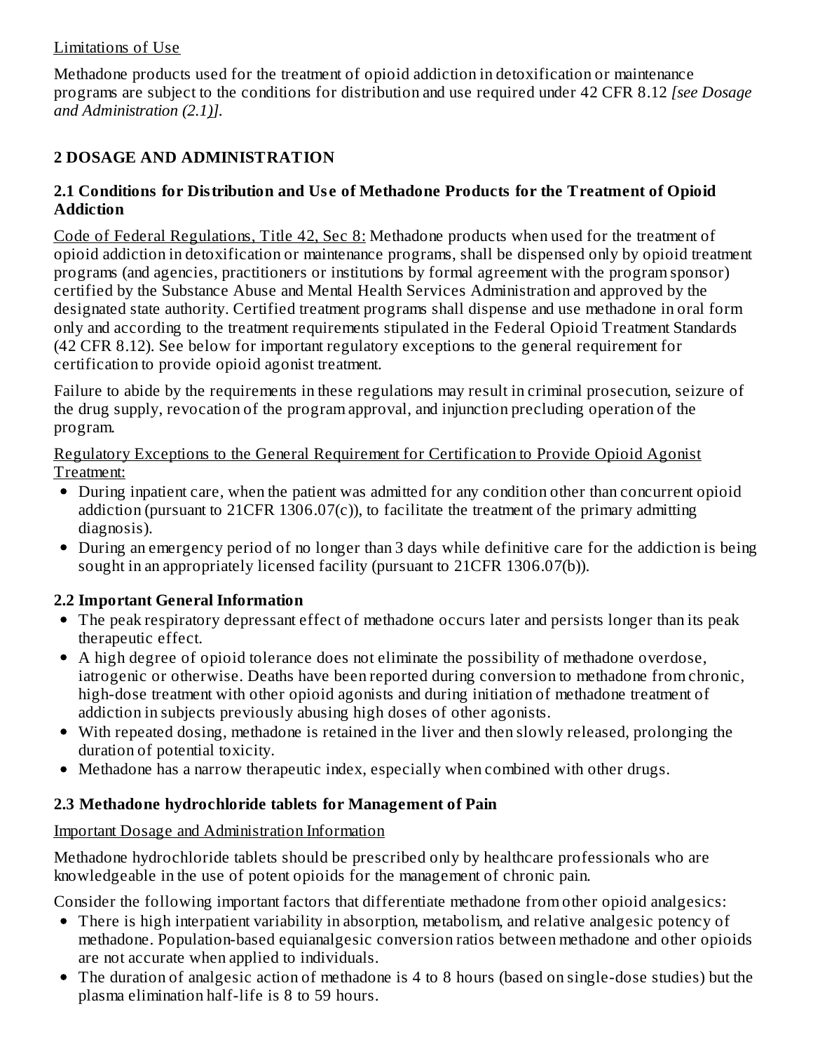Limitations of Use

Methadone products used for the treatment of opioid addiction in detoxification or maintenance programs are subject to the conditions for distribution and use required under 42 CFR 8.12 *[see Dosage and Administration (2.1)]*.

## 2 DOSAGE AND ADMINISTRATION

### 2.1 Conditions for Distribution and Use of Methadone Products for the Treatment of Opioid Addiction

Code of Federal Regulations, Title 42, Sec 8: Methadone products when used for the treatment of opioid addiction in detoxification or maintenance programs, shall be dispensed only by opioid treatment programs (and agencies, practitioners or institutions by formal agreement with the program sponsor) certified by the Substance Abuse and Mental Health Services Administration and approved by the designated state authority. Certified treatment programs shall dispense and use methadone in oral form only and according to the treatment requirements stipulated in the Federal Opioid Treatment Standards (42 CFR 8.12). See below for important regulatory exceptions to the general requirement for certification to provide opioid agonist treatment.

Failure to abide by the requirements in these regulations may result in criminal prosecution, seizure of the drug supply, revocation of the program approval, and injunction precluding operation of the program.

Regulatory Exceptions to the General Requirement for Certification to Provide Opioid Agonist Treatment:

- During inpatient care, when the patient was admitted for any condition other than concurrent opioid addiction (pursuant to 21CFR 1306.07(c)), to facilitate the treatment of the primary admitting diagnosis).
- During an emergency period of no longer than 3 days while definitive care for the addiction is being sought in an appropriately licensed facility (pursuant to 21CFR 1306.07(b)).

### 2.2 Important General Information

- The peak respiratory depressant effect of methadone occurs later and persists longer than its peak therapeutic effect.
- A high degree of opioid tolerance does not eliminate the possibility of methadone overdose, iatrogenic or otherwise. Deaths have been reported during conversion to methadone from chronic, high-dose treatment with other opioid agonists and during initiation of methadone treatment of addiction in subjects previously abusing high doses of other agonists.
- With repeated dosing, methadone is retained in the liver and then slowly released, prolonging the duration of potential toxicity.
- Methadone has a narrow therapeutic index, especially when combined with other drugs.

### 2.3 Methadone hydrochloride tablets for Management of Pain

Important Dosage and Administration Information

Methadone hydrochloride tablets should be prescribed only by healthcare professionals who are knowledgeable in the use of potent opioids for the management of chronic pain.

Consider the following important factors that differentiate methadone from other opioid analgesics:

- There is high interpatient variability in absorption, metabolism, and relative analgesic potency of methadone. Population-based equianalgesic conversion ratios between methadone and other opioids are not accurate when applied to individuals.
- The duration of analgesic action of methadone is 4 to 8 hours (based on single-dose studies) but the plasma elimination half-life is 8 to 59 hours.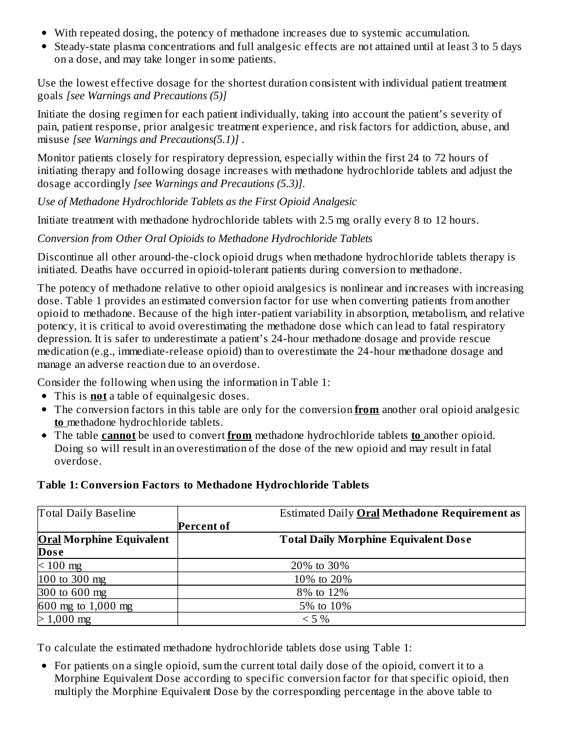- With repeated dosing, the potency of methadone increases due to systemic accumulation.
- Steady-state plasma concentrations and full analgesic effects are not attained until at least 3 to 5 days on a dose, and may take longer in some patients.

Use the lowest effective dosage for the shortest duration consistent with individual patient treatment goals *[see Warnings and Precautions (5)]*

Initiate the dosing regimen for each patient individually, taking into account the patient's severity of pain, patient response, prior analgesic treatment experience, and risk factors for addiction, abuse, and misuse *[see Warnings and Precautions(5.1)]* .

Monitor patients closely for respiratory depression, especially within the first 24 to 72 hours of initiating therapy and following dosage increases with methadone hydrochloride tablets and adjust the dosage accordingly *[see Warnings and Precautions (5.3)]*.

*Use of Methadone Hydrochloride Tablets as the First Opioid Analgesic*

Initiate treatment with methadone hydrochloride tablets with 2.5 mg orally every 8 to 12 hours.

*Conversion from Other Oral Opioids to Methadone Hydrochloride Tablets*

Discontinue all other around-the-clock opioid drugs when methadone hydrochloride tablets therapy is initiated. Deaths have occurred in opioid-tolerant patients during conversion to methadone.

The potency of methadone relative to other opioid analgesics is nonlinear and increases with increasing dose. Table 1 provides an estimated conversion factor for use when converting patients from another opioid to methadone. Because of the high inter-patient variability in absorption, metabolism, and relative potency, it is critical to avoid overestimating the methadone dose which can lead to fatal respiratory depression. It is safer to underestimate a patient's 24-hour methadone dosage and provide rescue medication (e.g., immediate-release opioid) than to overestimate the 24-hour methadone dosage and manage an adverse reaction due to an overdose.

Consider the following when using the information in Table 1:

- This is **not** a table of equinalgesic doses.
- The conversion factors in this table are only for the conversion **from** another oral opioid analgesic **to** methadone hydrochloride tablets.
- The table **cannot** be used to convert **from** methadone hydrochloride tablets **to** another opioid. Doing so will result in an overestimation of the dose of the new opioid and may result in fatal overdose.

**Table 1: Conversion Factors to Methadone Hydrochloride Tablets**

| Total Daily Baseline **Oral Morphine Equivalent Dose** | Estimated Daily **Oral Methadone Requirement as Percent of Total Daily Morphine Equivalent Dose** |
|---|---|
| < 100 mg | 20% to 30% |
| 100 to 300 mg | 10% to 20% |
| 300 to 600 mg | 8% to 12% |
| 600 mg to 1,000 mg | 5% to 10% |
| > 1,000 mg | < 5 % |

To calculate the estimated methadone hydrochloride tablets dose using Table 1:

- For patients on a single opioid, sum the current total daily dose of the opioid, convert it to a Morphine Equivalent Dose according to specific conversion factor for that specific opioid, then multiply the Morphine Equivalent Dose by the corresponding percentage in the above table to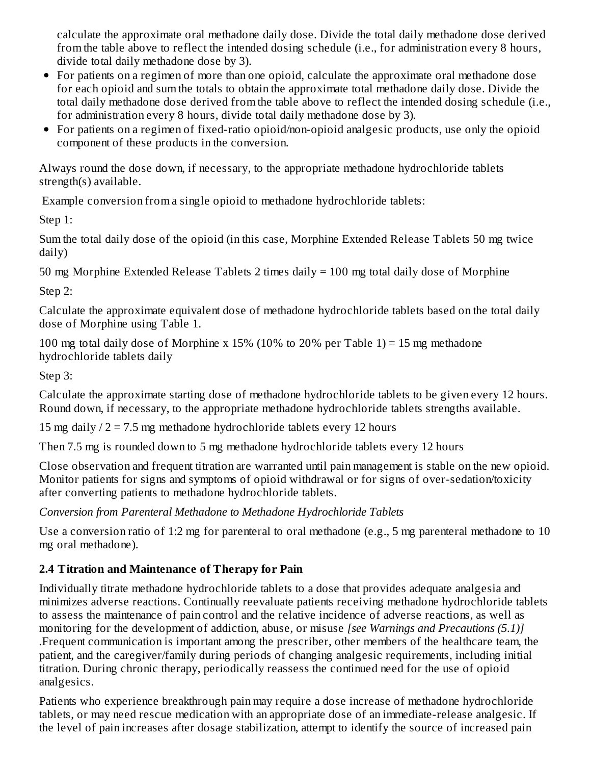calculate the approximate oral methadone daily dose. Divide the total daily methadone dose derived from the table above to reflect the intended dosing schedule (i.e., for administration every 8 hours, divide total daily methadone dose by 3).

- For patients on a regimen of more than one opioid, calculate the approximate oral methadone dose for each opioid and sum the totals to obtain the approximate total methadone daily dose. Divide the total daily methadone dose derived from the table above to reflect the intended dosing schedule (i.e., for administration every 8 hours, divide total daily methadone dose by 3).
- For patients on a regimen of fixed-ratio opioid/non-opioid analgesic products, use only the opioid component of these products in the conversion.

Always round the dose down, if necessary, to the appropriate methadone hydrochloride tablets strength(s) available.

Example conversion from a single opioid to methadone hydrochloride tablets:

Step 1:

Sum the total daily dose of the opioid (in this case, Morphine Extended Release Tablets 50 mg twice daily)

50 mg Morphine Extended Release Tablets 2 times daily = 100 mg total daily dose of Morphine

Step 2:

Calculate the approximate equivalent dose of methadone hydrochloride tablets based on the total daily dose of Morphine using Table 1.

100 mg total daily dose of Morphine x 15% (10% to 20% per Table 1) = 15 mg methadone hydrochloride tablets daily

Step 3:

Calculate the approximate starting dose of methadone hydrochloride tablets to be given every 12 hours. Round down, if necessary, to the appropriate methadone hydrochloride tablets strengths available.

15 mg daily / 2 = 7.5 mg methadone hydrochloride tablets every 12 hours

Then 7.5 mg is rounded down to 5 mg methadone hydrochloride tablets every 12 hours

Close observation and frequent titration are warranted until pain management is stable on the new opioid. Monitor patients for signs and symptoms of opioid withdrawal or for signs of over-sedation/toxicity after converting patients to methadone hydrochloride tablets.

*Conversion from Parenteral Methadone to Methadone Hydrochloride Tablets*

Use a conversion ratio of 1:2 mg for parenteral to oral methadone (e.g., 5 mg parenteral methadone to 10 mg oral methadone).

### 2.4 Titration and Maintenance of Therapy for Pain

Individually titrate methadone hydrochloride tablets to a dose that provides adequate analgesia and minimizes adverse reactions. Continually reevaluate patients receiving methadone hydrochloride tablets to assess the maintenance of pain control and the relative incidence of adverse reactions, as well as monitoring for the development of addiction, abuse, or misuse *[see Warnings and Precautions (5.1)]* .Frequent communication is important among the prescriber, other members of the healthcare team, the patient, and the caregiver/family during periods of changing analgesic requirements, including initial titration. During chronic therapy, periodically reassess the continued need for the use of opioid analgesics.

Patients who experience breakthrough pain may require a dose increase of methadone hydrochloride tablets, or may need rescue medication with an appropriate dose of an immediate-release analgesic. If the level of pain increases after dosage stabilization, attempt to identify the source of increased pain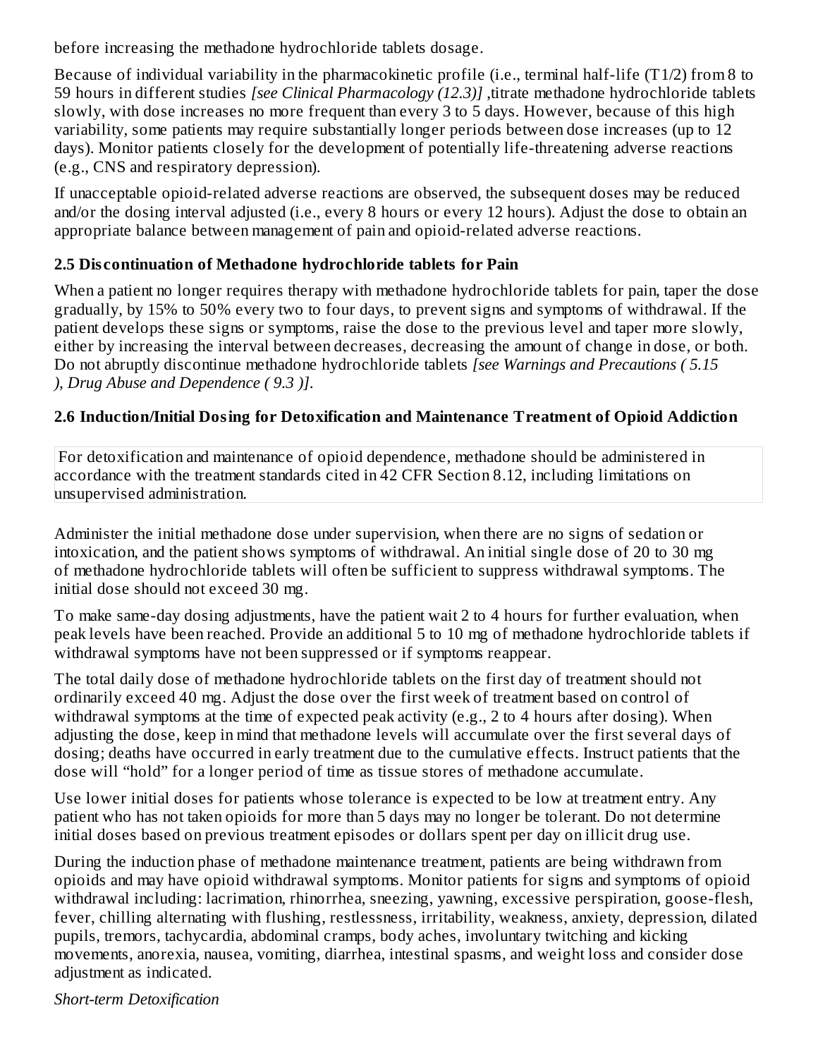before increasing the methadone hydrochloride tablets dosage.

Because of individual variability in the pharmacokinetic profile (i.e., terminal half-life (T1/2) from 8 to 59 hours in different studies *[see Clinical Pharmacology (12.3)]* ,titrate methadone hydrochloride tablets slowly, with dose increases no more frequent than every 3 to 5 days. However, because of this high variability, some patients may require substantially longer periods between dose increases (up to 12 days). Monitor patients closely for the development of potentially life-threatening adverse reactions (e.g., CNS and respiratory depression).

If unacceptable opioid-related adverse reactions are observed, the subsequent doses may be reduced and/or the dosing interval adjusted (i.e., every 8 hours or every 12 hours). Adjust the dose to obtain an appropriate balance between management of pain and opioid-related adverse reactions.

### 2.5 Discontinuation of Methadone hydrochloride tablets for Pain

When a patient no longer requires therapy with methadone hydrochloride tablets for pain, taper the dose gradually, by 15% to 50% every two to four days, to prevent signs and symptoms of withdrawal. If the patient develops these signs or symptoms, raise the dose to the previous level and taper more slowly, either by increasing the interval between decreases, decreasing the amount of change in dose, or both. Do not abruptly discontinue methadone hydrochloride tablets *[see Warnings and Precautions ( 5.15 ), Drug Abuse and Dependence ( 9.3 )].*

### 2.6 Induction/Initial Dosing for Detoxification and Maintenance Treatment of Opioid Addiction

For detoxification and maintenance of opioid dependence, methadone should be administered in accordance with the treatment standards cited in 42 CFR Section 8.12, including limitations on unsupervised administration.

Administer the initial methadone dose under supervision, when there are no signs of sedation or intoxication, and the patient shows symptoms of withdrawal. An initial single dose of 20 to 30 mg of methadone hydrochloride tablets will often be sufficient to suppress withdrawal symptoms. The initial dose should not exceed 30 mg.

To make same-day dosing adjustments, have the patient wait 2 to 4 hours for further evaluation, when peak levels have been reached. Provide an additional 5 to 10 mg of methadone hydrochloride tablets if withdrawal symptoms have not been suppressed or if symptoms reappear.

The total daily dose of methadone hydrochloride tablets on the first day of treatment should not ordinarily exceed 40 mg. Adjust the dose over the first week of treatment based on control of withdrawal symptoms at the time of expected peak activity (e.g., 2 to 4 hours after dosing). When adjusting the dose, keep in mind that methadone levels will accumulate over the first several days of dosing; deaths have occurred in early treatment due to the cumulative effects. Instruct patients that the dose will "hold" for a longer period of time as tissue stores of methadone accumulate.

Use lower initial doses for patients whose tolerance is expected to be low at treatment entry. Any patient who has not taken opioids for more than 5 days may no longer be tolerant. Do not determine initial doses based on previous treatment episodes or dollars spent per day on illicit drug use.

During the induction phase of methadone maintenance treatment, patients are being withdrawn from opioids and may have opioid withdrawal symptoms. Monitor patients for signs and symptoms of opioid withdrawal including: lacrimation, rhinorrhea, sneezing, yawning, excessive perspiration, goose-flesh, fever, chilling alternating with flushing, restlessness, irritability, weakness, anxiety, depression, dilated pupils, tremors, tachycardia, abdominal cramps, body aches, involuntary twitching and kicking movements, anorexia, nausea, vomiting, diarrhea, intestinal spasms, and weight loss and consider dose adjustment as indicated.

*Short-term Detoxification*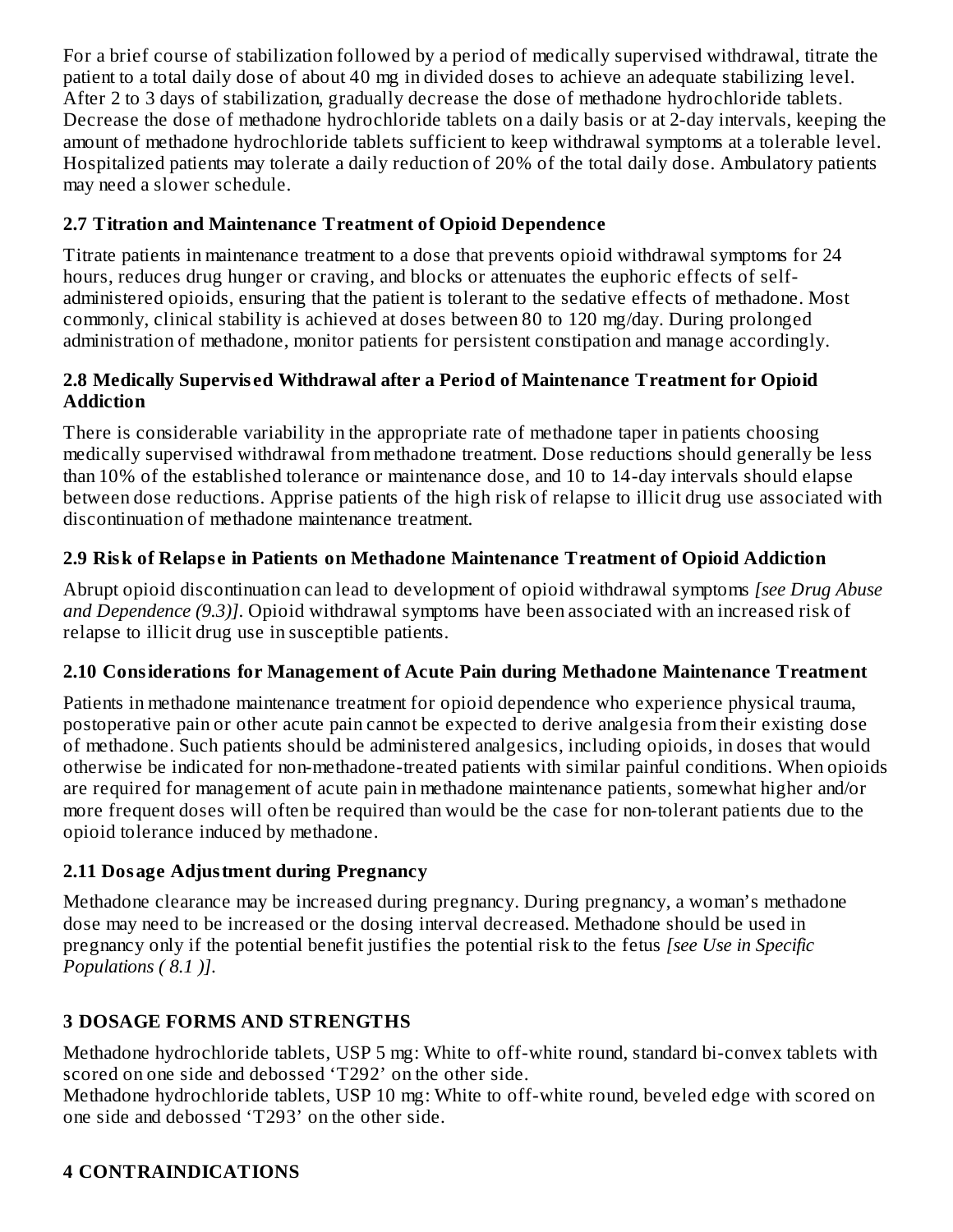For a brief course of stabilization followed by a period of medically supervised withdrawal, titrate the patient to a total daily dose of about 40 mg in divided doses to achieve an adequate stabilizing level. After 2 to 3 days of stabilization, gradually decrease the dose of methadone hydrochloride tablets. Decrease the dose of methadone hydrochloride tablets on a daily basis or at 2-day intervals, keeping the amount of methadone hydrochloride tablets sufficient to keep withdrawal symptoms at a tolerable level. Hospitalized patients may tolerate a daily reduction of 20% of the total daily dose. Ambulatory patients may need a slower schedule.

### 2.7 Titration and Maintenance Treatment of Opioid Dependence

Titrate patients in maintenance treatment to a dose that prevents opioid withdrawal symptoms for 24 hours, reduces drug hunger or craving, and blocks or attenuates the euphoric effects of self-administered opioids, ensuring that the patient is tolerant to the sedative effects of methadone. Most commonly, clinical stability is achieved at doses between 80 to 120 mg/day. During prolonged administration of methadone, monitor patients for persistent constipation and manage accordingly.

### 2.8 Medically Supervised Withdrawal after a Period of Maintenance Treatment for Opioid Addiction

There is considerable variability in the appropriate rate of methadone taper in patients choosing medically supervised withdrawal from methadone treatment. Dose reductions should generally be less than 10% of the established tolerance or maintenance dose, and 10 to 14-day intervals should elapse between dose reductions. Apprise patients of the high risk of relapse to illicit drug use associated with discontinuation of methadone maintenance treatment.

### 2.9 Risk of Relapse in Patients on Methadone Maintenance Treatment of Opioid Addiction

Abrupt opioid discontinuation can lead to development of opioid withdrawal symptoms *[see Drug Abuse and Dependence (9.3)]*. Opioid withdrawal symptoms have been associated with an increased risk of relapse to illicit drug use in susceptible patients.

### 2.10 Considerations for Management of Acute Pain during Methadone Maintenance Treatment

Patients in methadone maintenance treatment for opioid dependence who experience physical trauma, postoperative pain or other acute pain cannot be expected to derive analgesia from their existing dose of methadone. Such patients should be administered analgesics, including opioids, in doses that would otherwise be indicated for non-methadone-treated patients with similar painful conditions. When opioids are required for management of acute pain in methadone maintenance patients, somewhat higher and/or more frequent doses will often be required than would be the case for non-tolerant patients due to the opioid tolerance induced by methadone.

### 2.11 Dosage Adjustment during Pregnancy

Methadone clearance may be increased during pregnancy. During pregnancy, a woman's methadone dose may need to be increased or the dosing interval decreased. Methadone should be used in pregnancy only if the potential benefit justifies the potential risk to the fetus *[see Use in Specific Populations ( 8.1 )]*.

## 3 DOSAGE FORMS AND STRENGTHS

Methadone hydrochloride tablets, USP 5 mg: White to off-white round, standard bi-convex tablets with scored on one side and debossed 'T292' on the other side.
Methadone hydrochloride tablets, USP 10 mg: White to off-white round, beveled edge with scored on one side and debossed 'T293' on the other side.

## 4 CONTRAINDICATIONS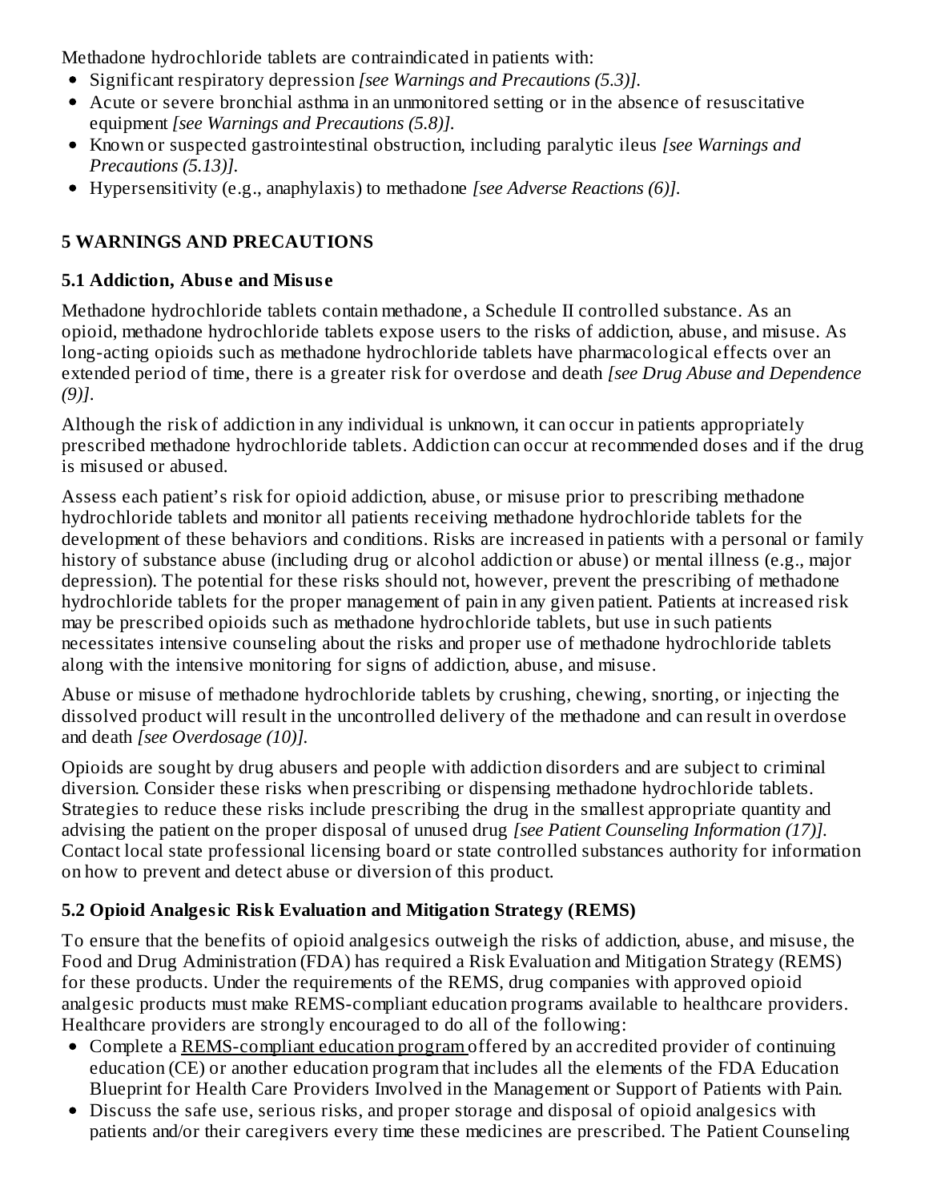Methadone hydrochloride tablets are contraindicated in patients with:

- Significant respiratory depression *[see Warnings and Precautions (5.3)].*
- Acute or severe bronchial asthma in an unmonitored setting or in the absence of resuscitative equipment *[see Warnings and Precautions (5.8)].*
- Known or suspected gastrointestinal obstruction, including paralytic ileus *[see Warnings and Precautions (5.13)].*
- Hypersensitivity (e.g., anaphylaxis) to methadone *[see Adverse Reactions (6)].*

## 5 WARNINGS AND PRECAUTIONS

### 5.1 Addiction, Abuse and Misuse

Methadone hydrochloride tablets contain methadone, a Schedule II controlled substance. As an opioid, methadone hydrochloride tablets expose users to the risks of addiction, abuse, and misuse. As long-acting opioids such as methadone hydrochloride tablets have pharmacological effects over an extended period of time, there is a greater risk for overdose and death *[see Drug Abuse and Dependence (9)]*.

Although the risk of addiction in any individual is unknown, it can occur in patients appropriately prescribed methadone hydrochloride tablets. Addiction can occur at recommended doses and if the drug is misused or abused.

Assess each patient's risk for opioid addiction, abuse, or misuse prior to prescribing methadone hydrochloride tablets and monitor all patients receiving methadone hydrochloride tablets for the development of these behaviors and conditions. Risks are increased in patients with a personal or family history of substance abuse (including drug or alcohol addiction or abuse) or mental illness (e.g., major depression). The potential for these risks should not, however, prevent the prescribing of methadone hydrochloride tablets for the proper management of pain in any given patient. Patients at increased risk may be prescribed opioids such as methadone hydrochloride tablets, but use in such patients necessitates intensive counseling about the risks and proper use of methadone hydrochloride tablets along with the intensive monitoring for signs of addiction, abuse, and misuse.

Abuse or misuse of methadone hydrochloride tablets by crushing, chewing, snorting, or injecting the dissolved product will result in the uncontrolled delivery of the methadone and can result in overdose and death *[see Overdosage (10)].*

Opioids are sought by drug abusers and people with addiction disorders and are subject to criminal diversion. Consider these risks when prescribing or dispensing methadone hydrochloride tablets. Strategies to reduce these risks include prescribing the drug in the smallest appropriate quantity and advising the patient on the proper disposal of unused drug *[see Patient Counseling Information (17)].* Contact local state professional licensing board or state controlled substances authority for information on how to prevent and detect abuse or diversion of this product.

### 5.2 Opioid Analgesic Risk Evaluation and Mitigation Strategy (REMS)

To ensure that the benefits of opioid analgesics outweigh the risks of addiction, abuse, and misuse, the Food and Drug Administration (FDA) has required a Risk Evaluation and Mitigation Strategy (REMS) for these products. Under the requirements of the REMS, drug companies with approved opioid analgesic products must make REMS-compliant education programs available to healthcare providers. Healthcare providers are strongly encouraged to do all of the following:

- Complete a REMS-compliant education program offered by an accredited provider of continuing education (CE) or another education program that includes all the elements of the FDA Education Blueprint for Health Care Providers Involved in the Management or Support of Patients with Pain.
- Discuss the safe use, serious risks, and proper storage and disposal of opioid analgesics with patients and/or their caregivers every time these medicines are prescribed. The Patient Counseling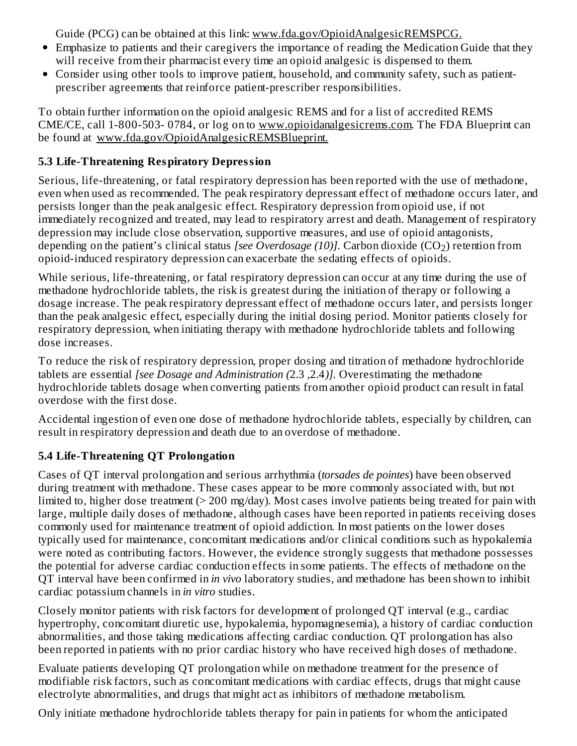Guide (PCG) can be obtained at this link: www.fda.gov/OpioidAnalgesicREMSPCG.

- Emphasize to patients and their caregivers the importance of reading the Medication Guide that they will receive from their pharmacist every time an opioid analgesic is dispensed to them.
- Consider using other tools to improve patient, household, and community safety, such as patient-prescriber agreements that reinforce patient-prescriber responsibilities.

To obtain further information on the opioid analgesic REMS and for a list of accredited REMS CME/CE, call 1-800-503- 0784, or log on to www.opioidanalgesicrems.com. The FDA Blueprint can be found at www.fda.gov/OpioidAnalgesicREMSBlueprint.

### 5.3 Life-Threatening Respiratory Depression

Serious, life-threatening, or fatal respiratory depression has been reported with the use of methadone, even when used as recommended. The peak respiratory depressant effect of methadone occurs later, and persists longer than the peak analgesic effect. Respiratory depression from opioid use, if not immediately recognized and treated, may lead to respiratory arrest and death. Management of respiratory depression may include close observation, supportive measures, and use of opioid antagonists, depending on the patient's clinical status *[see Overdosage (10)]*. Carbon dioxide ($CO_2$) retention from opioid-induced respiratory depression can exacerbate the sedating effects of opioids.

While serious, life-threatening, or fatal respiratory depression can occur at any time during the use of methadone hydrochloride tablets, the risk is greatest during the initiation of therapy or following a dosage increase. The peak respiratory depressant effect of methadone occurs later, and persists longer than the peak analgesic effect, especially during the initial dosing period. Monitor patients closely for respiratory depression, when initiating therapy with methadone hydrochloride tablets and following dose increases.

To reduce the risk of respiratory depression, proper dosing and titration of methadone hydrochloride tablets are essential *[see Dosage and Administration (*2.3 ,2.4*)]*. Overestimating the methadone hydrochloride tablets dosage when converting patients from another opioid product can result in fatal overdose with the first dose.

Accidental ingestion of even one dose of methadone hydrochloride tablets, especially by children, can result in respiratory depression and death due to an overdose of methadone.

### 5.4 Life-Threatening QT Prolongation

Cases of QT interval prolongation and serious arrhythmia (*torsades de pointes*) have been observed during treatment with methadone. These cases appear to be more commonly associated with, but not limited to, higher dose treatment (> 200 mg/day). Most cases involve patients being treated for pain with large, multiple daily doses of methadone, although cases have been reported in patients receiving doses commonly used for maintenance treatment of opioid addiction. In most patients on the lower doses typically used for maintenance, concomitant medications and/or clinical conditions such as hypokalemia were noted as contributing factors. However, the evidence strongly suggests that methadone possesses the potential for adverse cardiac conduction effects in some patients. The effects of methadone on the QT interval have been confirmed in *in vivo* laboratory studies, and methadone has been shown to inhibit cardiac potassium channels in *in vitro* studies.

Closely monitor patients with risk factors for development of prolonged QT interval (e.g., cardiac hypertrophy, concomitant diuretic use, hypokalemia, hypomagnesemia), a history of cardiac conduction abnormalities, and those taking medications affecting cardiac conduction. QT prolongation has also been reported in patients with no prior cardiac history who have received high doses of methadone.

Evaluate patients developing QT prolongation while on methadone treatment for the presence of modifiable risk factors, such as concomitant medications with cardiac effects, drugs that might cause electrolyte abnormalities, and drugs that might act as inhibitors of methadone metabolism.

Only initiate methadone hydrochloride tablets therapy for pain in patients for whom the anticipated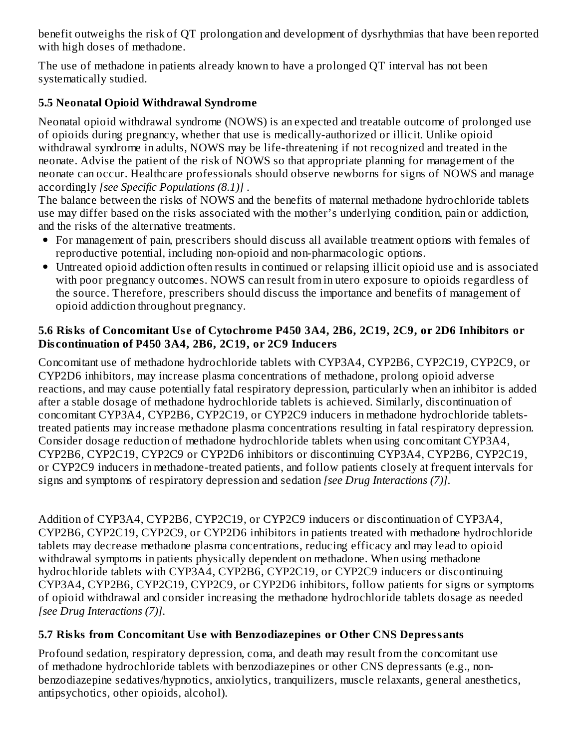benefit outweighs the risk of QT prolongation and development of dysrhythmias that have been reported with high doses of methadone.

The use of methadone in patients already known to have a prolonged QT interval has not been systematically studied.

### 5.5 Neonatal Opioid Withdrawal Syndrome

Neonatal opioid withdrawal syndrome (NOWS) is an expected and treatable outcome of prolonged use of opioids during pregnancy, whether that use is medically-authorized or illicit. Unlike opioid withdrawal syndrome in adults, NOWS may be life-threatening if not recognized and treated in the neonate. Advise the patient of the risk of NOWS so that appropriate planning for management of the neonate can occur. Healthcare professionals should observe newborns for signs of NOWS and manage accordingly *[see Specific Populations (8.1)]* .

The balance between the risks of NOWS and the benefits of maternal methadone hydrochloride tablets use may differ based on the risks associated with the mother's underlying condition, pain or addiction, and the risks of the alternative treatments.

- For management of pain, prescribers should discuss all available treatment options with females of reproductive potential, including non-opioid and non-pharmacologic options.
- Untreated opioid addiction often results in continued or relapsing illicit opioid use and is associated with poor pregnancy outcomes. NOWS can result from in utero exposure to opioids regardless of the source. Therefore, prescribers should discuss the importance and benefits of management of opioid addiction throughout pregnancy.

### 5.6 Risks of Concomitant Use of Cytochrome P450 3A4, 2B6, 2C19, 2C9, or 2D6 Inhibitors or Discontinuation of P450 3A4, 2B6, 2C19, or 2C9 Inducers

Concomitant use of methadone hydrochloride tablets with CYP3A4, CYP2B6, CYP2C19, CYP2C9, or CYP2D6 inhibitors, may increase plasma concentrations of methadone, prolong opioid adverse reactions, and may cause potentially fatal respiratory depression, particularly when an inhibitor is added after a stable dosage of methadone hydrochloride tablets is achieved. Similarly, discontinuation of concomitant CYP3A4, CYP2B6, CYP2C19, or CYP2C9 inducers in methadone hydrochloride tablets-treated patients may increase methadone plasma concentrations resulting in fatal respiratory depression. Consider dosage reduction of methadone hydrochloride tablets when using concomitant CYP3A4, CYP2B6, CYP2C19, CYP2C9 or CYP2D6 inhibitors or discontinuing CYP3A4, CYP2B6, CYP2C19, or CYP2C9 inducers in methadone-treated patients, and follow patients closely at frequent intervals for signs and symptoms of respiratory depression and sedation *[see Drug Interactions (7)]*.

Addition of CYP3A4, CYP2B6, CYP2C19, or CYP2C9 inducers or discontinuation of CYP3A4, CYP2B6, CYP2C19, CYP2C9, or CYP2D6 inhibitors in patients treated with methadone hydrochloride tablets may decrease methadone plasma concentrations, reducing efficacy and may lead to opioid withdrawal symptoms in patients physically dependent on methadone. When using methadone hydrochloride tablets with CYP3A4, CYP2B6, CYP2C19, or CYP2C9 inducers or discontinuing CYP3A4, CYP2B6, CYP2C19, CYP2C9, or CYP2D6 inhibitors, follow patients for signs or symptoms of opioid withdrawal and consider increasing the methadone hydrochloride tablets dosage as needed *[see Drug Interactions (7)]*.

### 5.7 Risks from Concomitant Use with Benzodiazepines or Other CNS Depressants

Profound sedation, respiratory depression, coma, and death may result from the concomitant use of methadone hydrochloride tablets with benzodiazepines or other CNS depressants (e.g., non-benzodiazepine sedatives/hypnotics, anxiolytics, tranquilizers, muscle relaxants, general anesthetics, antipsychotics, other opioids, alcohol).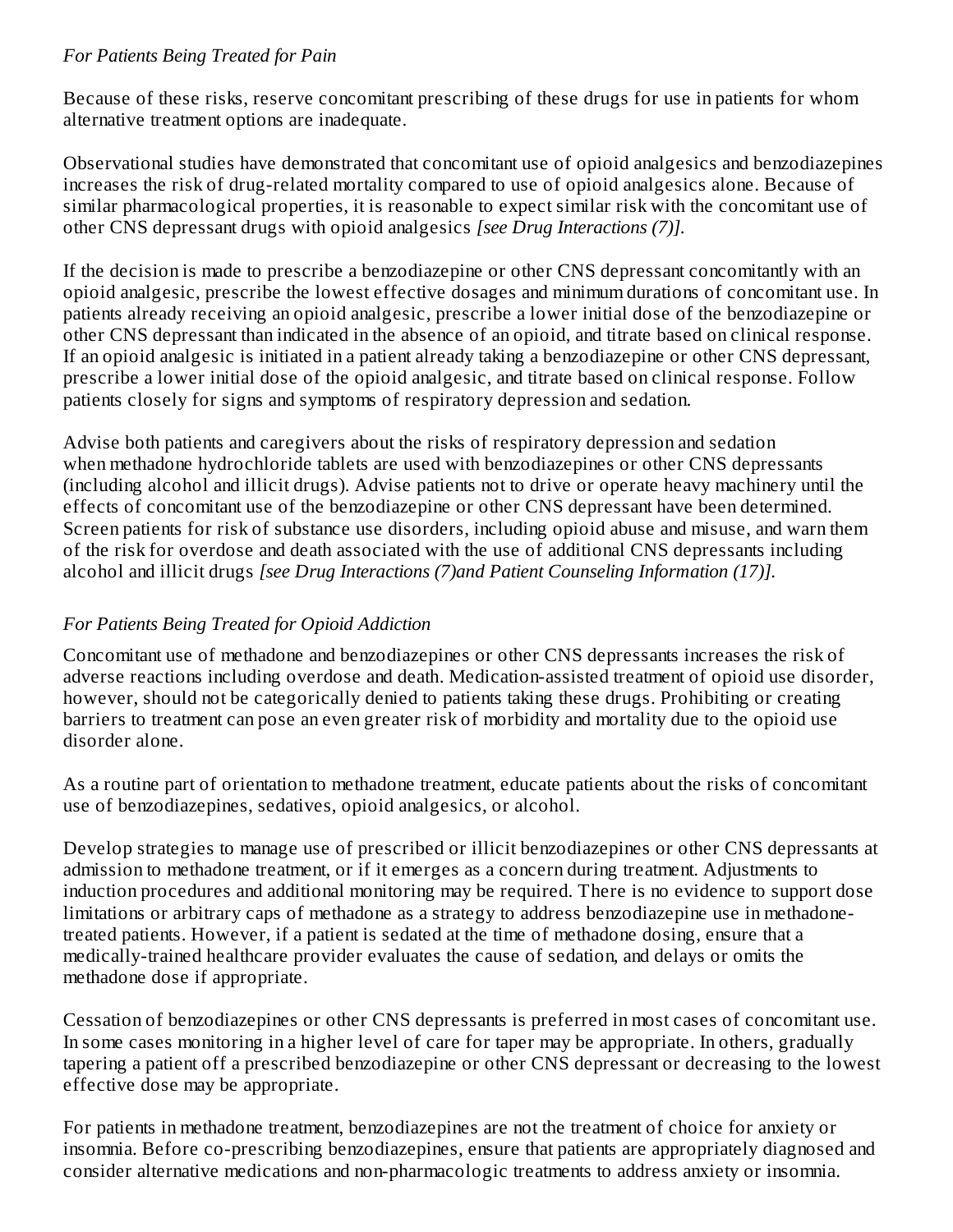*For Patients Being Treated for Pain*

Because of these risks, reserve concomitant prescribing of these drugs for use in patients for whom alternative treatment options are inadequate.

Observational studies have demonstrated that concomitant use of opioid analgesics and benzodiazepines increases the risk of drug-related mortality compared to use of opioid analgesics alone. Because of similar pharmacological properties, it is reasonable to expect similar risk with the concomitant use of other CNS depressant drugs with opioid analgesics *[see Drug Interactions (7)]*.

If the decision is made to prescribe a benzodiazepine or other CNS depressant concomitantly with an opioid analgesic, prescribe the lowest effective dosages and minimum durations of concomitant use. In patients already receiving an opioid analgesic, prescribe a lower initial dose of the benzodiazepine or other CNS depressant than indicated in the absence of an opioid, and titrate based on clinical response. If an opioid analgesic is initiated in a patient already taking a benzodiazepine or other CNS depressant, prescribe a lower initial dose of the opioid analgesic, and titrate based on clinical response. Follow patients closely for signs and symptoms of respiratory depression and sedation.

Advise both patients and caregivers about the risks of respiratory depression and sedation when methadone hydrochloride tablets are used with benzodiazepines or other CNS depressants (including alcohol and illicit drugs). Advise patients not to drive or operate heavy machinery until the effects of concomitant use of the benzodiazepine or other CNS depressant have been determined. Screen patients for risk of substance use disorders, including opioid abuse and misuse, and warn them of the risk for overdose and death associated with the use of additional CNS depressants including alcohol and illicit drugs *[see Drug Interactions (7)and Patient Counseling Information (17)]*.

*For Patients Being Treated for Opioid Addiction*

Concomitant use of methadone and benzodiazepines or other CNS depressants increases the risk of adverse reactions including overdose and death. Medication-assisted treatment of opioid use disorder, however, should not be categorically denied to patients taking these drugs. Prohibiting or creating barriers to treatment can pose an even greater risk of morbidity and mortality due to the opioid use disorder alone.

As a routine part of orientation to methadone treatment, educate patients about the risks of concomitant use of benzodiazepines, sedatives, opioid analgesics, or alcohol.

Develop strategies to manage use of prescribed or illicit benzodiazepines or other CNS depressants at admission to methadone treatment, or if it emerges as a concern during treatment. Adjustments to induction procedures and additional monitoring may be required. There is no evidence to support dose limitations or arbitrary caps of methadone as a strategy to address benzodiazepine use in methadone-treated patients. However, if a patient is sedated at the time of methadone dosing, ensure that a medically-trained healthcare provider evaluates the cause of sedation, and delays or omits the methadone dose if appropriate.

Cessation of benzodiazepines or other CNS depressants is preferred in most cases of concomitant use. In some cases monitoring in a higher level of care for taper may be appropriate. In others, gradually tapering a patient off a prescribed benzodiazepine or other CNS depressant or decreasing to the lowest effective dose may be appropriate.

For patients in methadone treatment, benzodiazepines are not the treatment of choice for anxiety or insomnia. Before co-prescribing benzodiazepines, ensure that patients are appropriately diagnosed and consider alternative medications and non-pharmacologic treatments to address anxiety or insomnia.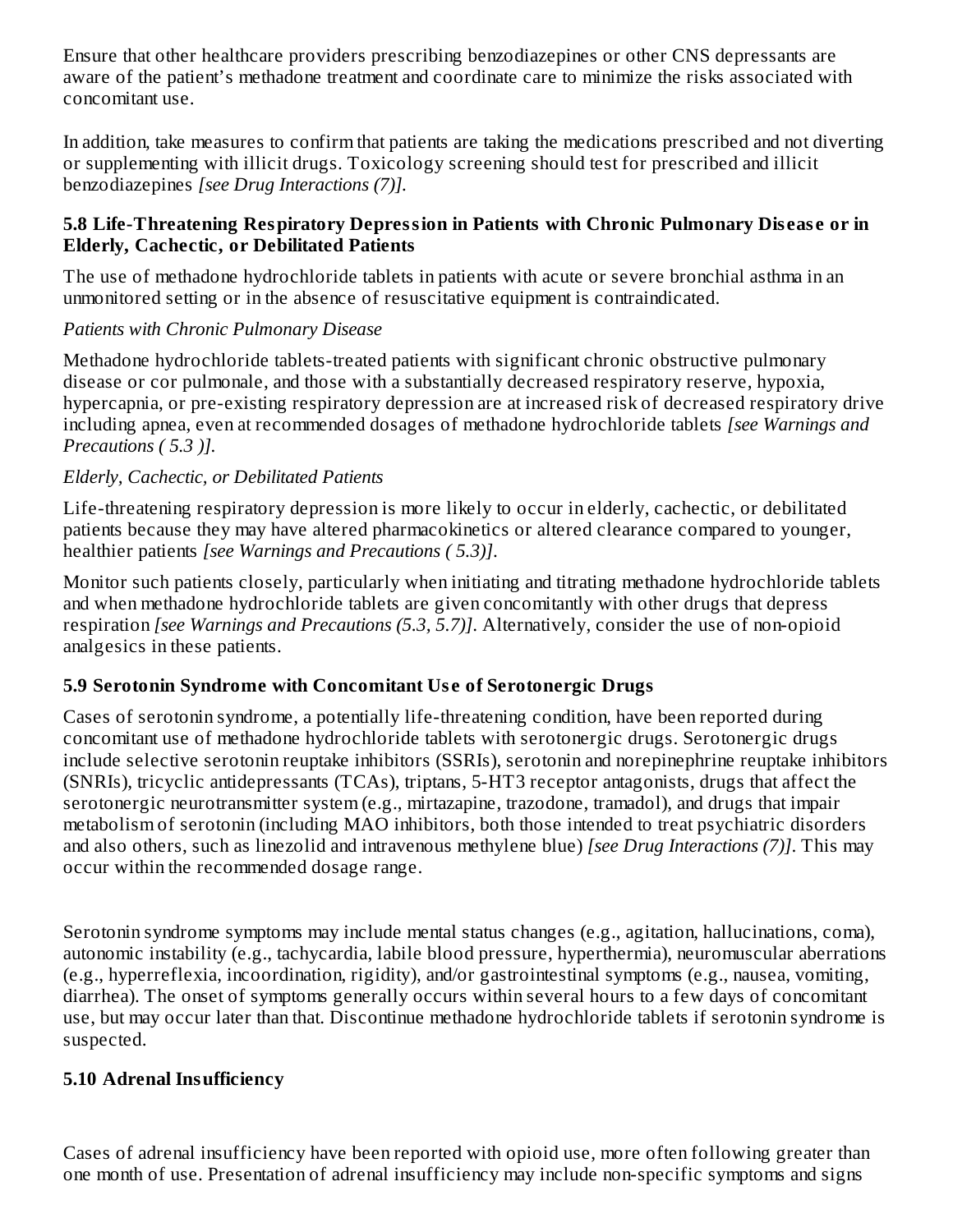Ensure that other healthcare providers prescribing benzodiazepines or other CNS depressants are aware of the patient's methadone treatment and coordinate care to minimize the risks associated with concomitant use.

In addition, take measures to confirm that patients are taking the medications prescribed and not diverting or supplementing with illicit drugs. Toxicology screening should test for prescribed and illicit benzodiazepines *[see Drug Interactions (7)].*

### 5.8 Life-Threatening Respiratory Depression in Patients with Chronic Pulmonary Disease or in Elderly, Cachectic, or Debilitated Patients

The use of methadone hydrochloride tablets in patients with acute or severe bronchial asthma in an unmonitored setting or in the absence of resuscitative equipment is contraindicated.

*Patients with Chronic Pulmonary Disease*

Methadone hydrochloride tablets-treated patients with significant chronic obstructive pulmonary disease or cor pulmonale, and those with a substantially decreased respiratory reserve, hypoxia, hypercapnia, or pre-existing respiratory depression are at increased risk of decreased respiratory drive including apnea, even at recommended dosages of methadone hydrochloride tablets *[see Warnings and Precautions ( 5.3 )].*

*Elderly, Cachectic, or Debilitated Patients*

Life-threatening respiratory depression is more likely to occur in elderly, cachectic, or debilitated patients because they may have altered pharmacokinetics or altered clearance compared to younger, healthier patients *[see Warnings and Precautions ( 5.3)].*

Monitor such patients closely, particularly when initiating and titrating methadone hydrochloride tablets and when methadone hydrochloride tablets are given concomitantly with other drugs that depress respiration *[see Warnings and Precautions (5.3, 5.7)].* Alternatively, consider the use of non-opioid analgesics in these patients.

### 5.9 Serotonin Syndrome with Concomitant Use of Serotonergic Drugs

Cases of serotonin syndrome, a potentially life-threatening condition, have been reported during concomitant use of methadone hydrochloride tablets with serotonergic drugs. Serotonergic drugs include selective serotonin reuptake inhibitors (SSRIs), serotonin and norepinephrine reuptake inhibitors (SNRIs), tricyclic antidepressants (TCAs), triptans, 5-HT3 receptor antagonists, drugs that affect the serotonergic neurotransmitter system (e.g., mirtazapine, trazodone, tramadol), and drugs that impair metabolism of serotonin (including MAO inhibitors, both those intended to treat psychiatric disorders and also others, such as linezolid and intravenous methylene blue) *[see Drug Interactions (7)].* This may occur within the recommended dosage range.

Serotonin syndrome symptoms may include mental status changes (e.g., agitation, hallucinations, coma), autonomic instability (e.g., tachycardia, labile blood pressure, hyperthermia), neuromuscular aberrations (e.g., hyperreflexia, incoordination, rigidity), and/or gastrointestinal symptoms (e.g., nausea, vomiting, diarrhea). The onset of symptoms generally occurs within several hours to a few days of concomitant use, but may occur later than that. Discontinue methadone hydrochloride tablets if serotonin syndrome is suspected.

### 5.10 Adrenal Insufficiency

Cases of adrenal insufficiency have been reported with opioid use, more often following greater than one month of use. Presentation of adrenal insufficiency may include non-specific symptoms and signs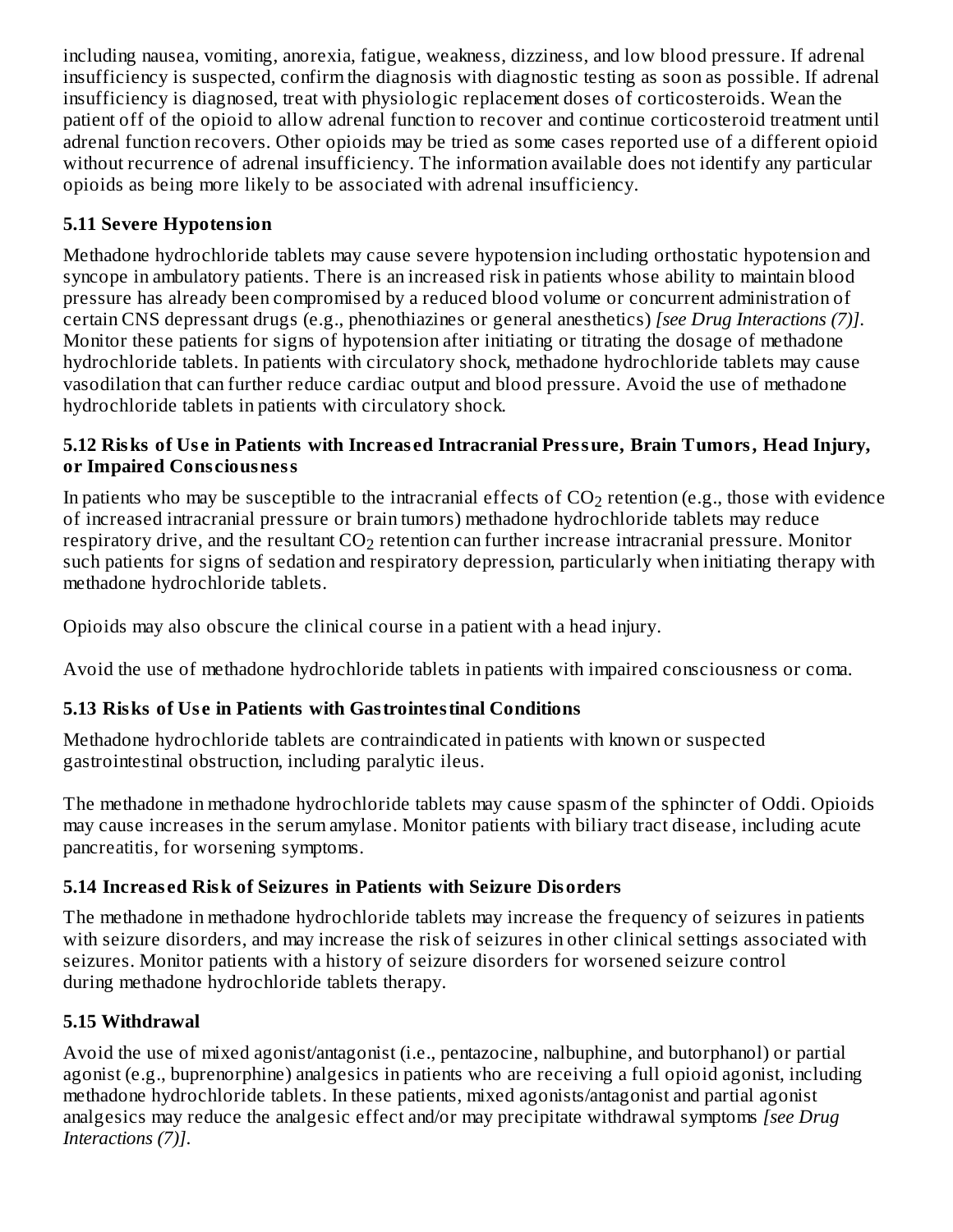including nausea, vomiting, anorexia, fatigue, weakness, dizziness, and low blood pressure. If adrenal insufficiency is suspected, confirm the diagnosis with diagnostic testing as soon as possible. If adrenal insufficiency is diagnosed, treat with physiologic replacement doses of corticosteroids. Wean the patient off of the opioid to allow adrenal function to recover and continue corticosteroid treatment until adrenal function recovers. Other opioids may be tried as some cases reported use of a different opioid without recurrence of adrenal insufficiency. The information available does not identify any particular opioids as being more likely to be associated with adrenal insufficiency.

### 5.11 Severe Hypotension

Methadone hydrochloride tablets may cause severe hypotension including orthostatic hypotension and syncope in ambulatory patients. There is an increased risk in patients whose ability to maintain blood pressure has already been compromised by a reduced blood volume or concurrent administration of certain CNS depressant drugs (e.g., phenothiazines or general anesthetics) *[see Drug Interactions (7)]*. Monitor these patients for signs of hypotension after initiating or titrating the dosage of methadone hydrochloride tablets. In patients with circulatory shock, methadone hydrochloride tablets may cause vasodilation that can further reduce cardiac output and blood pressure. Avoid the use of methadone hydrochloride tablets in patients with circulatory shock.

### 5.12 Risks of Use in Patients with Increased Intracranial Pressure, Brain Tumors, Head Injury, or Impaired Consciousness

In patients who may be susceptible to the intracranial effects of $CO_2$ retention (e.g., those with evidence of increased intracranial pressure or brain tumors) methadone hydrochloride tablets may reduce respiratory drive, and the resultant $CO_2$ retention can further increase intracranial pressure. Monitor such patients for signs of sedation and respiratory depression, particularly when initiating therapy with methadone hydrochloride tablets.

Opioids may also obscure the clinical course in a patient with a head injury.

Avoid the use of methadone hydrochloride tablets in patients with impaired consciousness or coma.

### 5.13 Risks of Use in Patients with Gastrointestinal Conditions

Methadone hydrochloride tablets are contraindicated in patients with known or suspected gastrointestinal obstruction, including paralytic ileus.

The methadone in methadone hydrochloride tablets may cause spasm of the sphincter of Oddi. Opioids may cause increases in the serum amylase. Monitor patients with biliary tract disease, including acute pancreatitis, for worsening symptoms.

### 5.14 Increased Risk of Seizures in Patients with Seizure Disorders

The methadone in methadone hydrochloride tablets may increase the frequency of seizures in patients with seizure disorders, and may increase the risk of seizures in other clinical settings associated with seizures. Monitor patients with a history of seizure disorders for worsened seizure control during methadone hydrochloride tablets therapy.

### 5.15 Withdrawal

Avoid the use of mixed agonist/antagonist (i.e., pentazocine, nalbuphine, and butorphanol) or partial agonist (e.g., buprenorphine) analgesics in patients who are receiving a full opioid agonist, including methadone hydrochloride tablets. In these patients, mixed agonists/antagonist and partial agonist analgesics may reduce the analgesic effect and/or may precipitate withdrawal symptoms *[see Drug Interactions (7)]*.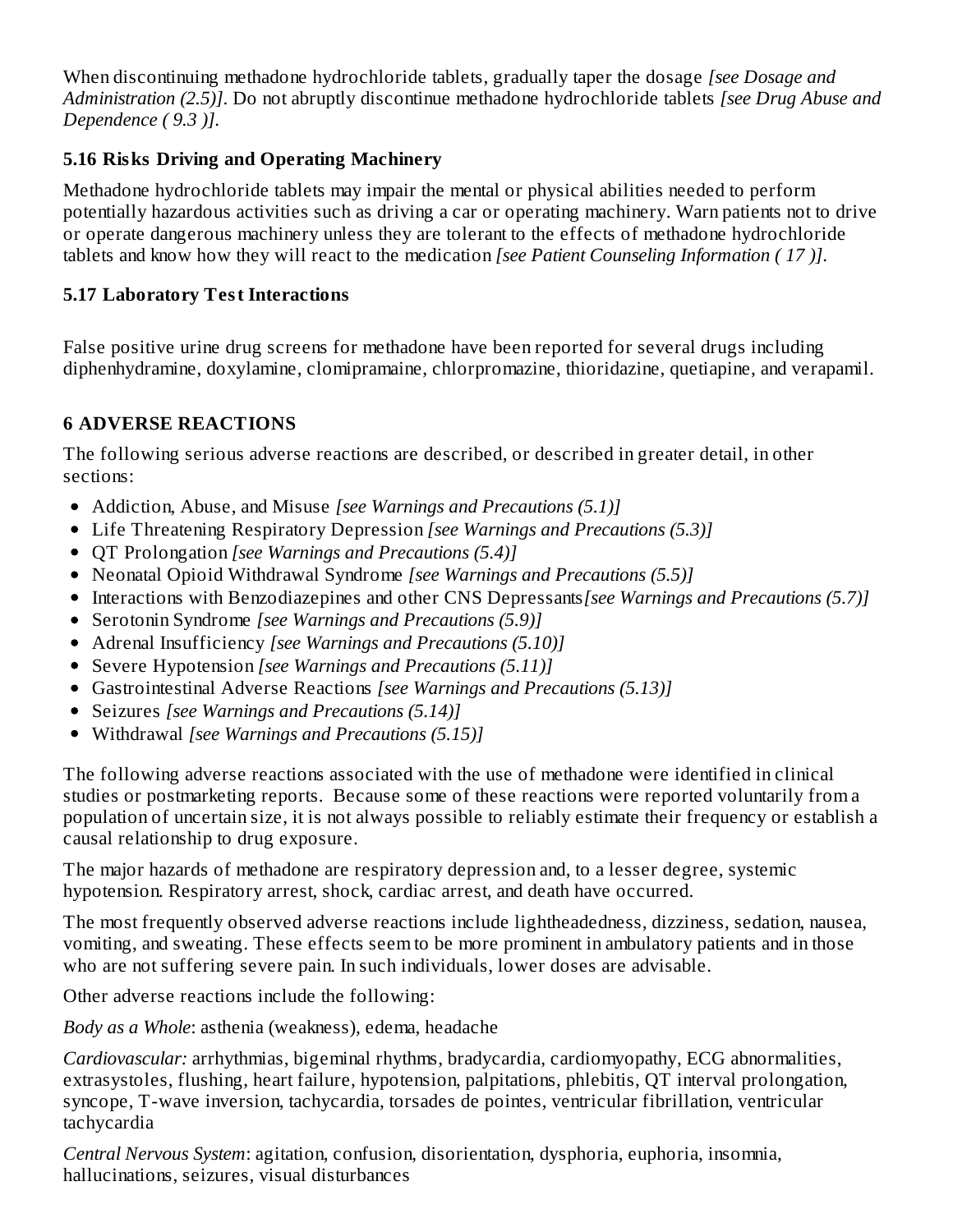When discontinuing methadone hydrochloride tablets, gradually taper the dosage *[see Dosage and Administration (2.5)]*. Do not abruptly discontinue methadone hydrochloride tablets *[see Drug Abuse and Dependence ( 9.3 )]*.

### 5.16 Risks Driving and Operating Machinery

Methadone hydrochloride tablets may impair the mental or physical abilities needed to perform potentially hazardous activities such as driving a car or operating machinery. Warn patients not to drive or operate dangerous machinery unless they are tolerant to the effects of methadone hydrochloride tablets and know how they will react to the medication *[see Patient Counseling Information ( 17 )]*.

### 5.17 Laboratory Test Interactions

False positive urine drug screens for methadone have been reported for several drugs including diphenhydramine, doxylamine, clomipramaine, chlorpromazine, thioridazine, quetiapine, and verapamil.

## 6 ADVERSE REACTIONS

The following serious adverse reactions are described, or described in greater detail, in other sections:

- Addiction, Abuse, and Misuse *[see Warnings and Precautions (5.1)]*
- Life Threatening Respiratory Depression *[see Warnings and Precautions (5.3)]*
- QT Prolongation *[see Warnings and Precautions (5.4)]*
- Neonatal Opioid Withdrawal Syndrome *[see Warnings and Precautions (5.5)]*
- Interactions with Benzodiazepines and other CNS Depressants *[see Warnings and Precautions (5.7)]*
- Serotonin Syndrome *[see Warnings and Precautions (5.9)]*
- Adrenal Insufficiency *[see Warnings and Precautions (5.10)]*
- Severe Hypotension *[see Warnings and Precautions (5.11)]*
- Gastrointestinal Adverse Reactions *[see Warnings and Precautions (5.13)]*
- Seizures *[see Warnings and Precautions (5.14)]*
- Withdrawal *[see Warnings and Precautions (5.15)]*

The following adverse reactions associated with the use of methadone were identified in clinical studies or postmarketing reports. Because some of these reactions were reported voluntarily from a population of uncertain size, it is not always possible to reliably estimate their frequency or establish a causal relationship to drug exposure.

The major hazards of methadone are respiratory depression and, to a lesser degree, systemic hypotension. Respiratory arrest, shock, cardiac arrest, and death have occurred.

The most frequently observed adverse reactions include lightheadedness, dizziness, sedation, nausea, vomiting, and sweating. These effects seem to be more prominent in ambulatory patients and in those who are not suffering severe pain. In such individuals, lower doses are advisable.

Other adverse reactions include the following:

*Body as a Whole*: asthenia (weakness), edema, headache

*Cardiovascular:* arrhythmias, bigeminal rhythms, bradycardia, cardiomyopathy, ECG abnormalities, extrasystoles, flushing, heart failure, hypotension, palpitations, phlebitis, QT interval prolongation, syncope, T-wave inversion, tachycardia, torsades de pointes, ventricular fibrillation, ventricular tachycardia

*Central Nervous System*: agitation, confusion, disorientation, dysphoria, euphoria, insomnia, hallucinations, seizures, visual disturbances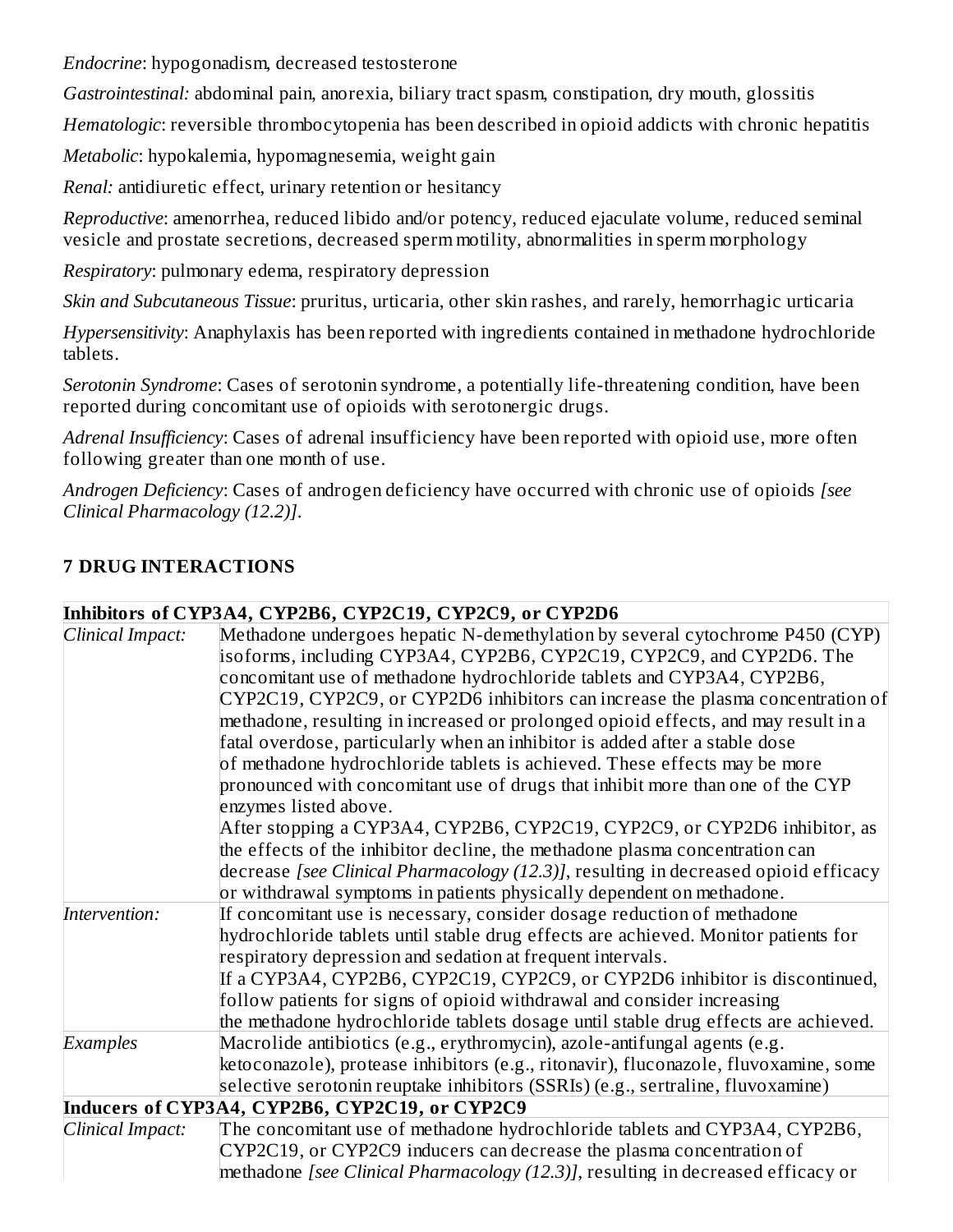*Endocrine*: hypogonadism, decreased testosterone

*Gastrointestinal:* abdominal pain, anorexia, biliary tract spasm, constipation, dry mouth, glossitis

*Hematologic*: reversible thrombocytopenia has been described in opioid addicts with chronic hepatitis

*Metabolic*: hypokalemia, hypomagnesemia, weight gain

*Renal:* antidiuretic effect, urinary retention or hesitancy

*Reproductive*: amenorrhea, reduced libido and/or potency, reduced ejaculate volume, reduced seminal vesicle and prostate secretions, decreased sperm motility, abnormalities in sperm morphology

*Respiratory*: pulmonary edema, respiratory depression

*Skin and Subcutaneous Tissue*: pruritus, urticaria, other skin rashes, and rarely, hemorrhagic urticaria

*Hypersensitivity*: Anaphylaxis has been reported with ingredients contained in methadone hydrochloride tablets.

*Serotonin Syndrome*: Cases of serotonin syndrome, a potentially life-threatening condition, have been reported during concomitant use of opioids with serotonergic drugs.

*Adrenal Insufficiency*: Cases of adrenal insufficiency have been reported with opioid use, more often following greater than one month of use.

*Androgen Deficiency*: Cases of androgen deficiency have occurred with chronic use of opioids *[see Clinical Pharmacology (12.2)]*.

## 7 DRUG INTERACTIONS

| **Inhibitors of CYP3A4, CYP2B6, CYP2C19, CYP2C9, or CYP2D6** | |
|---|---|
| *Clinical Impact:* | Methadone undergoes hepatic N-demethylation by several cytochrome P450 (CYP) isoforms, including CYP3A4, CYP2B6, CYP2C19, CYP2C9, and CYP2D6. The concomitant use of methadone hydrochloride tablets and CYP3A4, CYP2B6, CYP2C19, CYP2C9, or CYP2D6 inhibitors can increase the plasma concentration of methadone, resulting in increased or prolonged opioid effects, and may result in a fatal overdose, particularly when an inhibitor is added after a stable dose of methadone hydrochloride tablets is achieved. These effects may be more pronounced with concomitant use of drugs that inhibit more than one of the CYP enzymes listed above.<br>After stopping a CYP3A4, CYP2B6, CYP2C19, CYP2C9, or CYP2D6 inhibitor, as the effects of the inhibitor decline, the methadone plasma concentration can decrease *[see Clinical Pharmacology (12.3)]*, resulting in decreased opioid efficacy or withdrawal symptoms in patients physically dependent on methadone. |
| *Intervention:* | If concomitant use is necessary, consider dosage reduction of methadone hydrochloride tablets until stable drug effects are achieved. Monitor patients for respiratory depression and sedation at frequent intervals.<br>If a CYP3A4, CYP2B6, CYP2C19, CYP2C9, or CYP2D6 inhibitor is discontinued, follow patients for signs of opioid withdrawal and consider increasing the methadone hydrochloride tablets dosage until stable drug effects are achieved. |
| *Examples* | Macrolide antibiotics (e.g., erythromycin), azole-antifungal agents (e.g. ketoconazole), protease inhibitors (e.g., ritonavir), fluconazole, fluvoxamine, some selective serotonin reuptake inhibitors (SSRIs) (e.g., sertraline, fluvoxamine) |
| **Inducers of CYP3A4, CYP2B6, CYP2C19, or CYP2C9** | |
| *Clinical Impact:* | The concomitant use of methadone hydrochloride tablets and CYP3A4, CYP2B6, CYP2C19, or CYP2C9 inducers can decrease the plasma concentration of methadone *[see Clinical Pharmacology (12.3)]*, resulting in decreased efficacy or |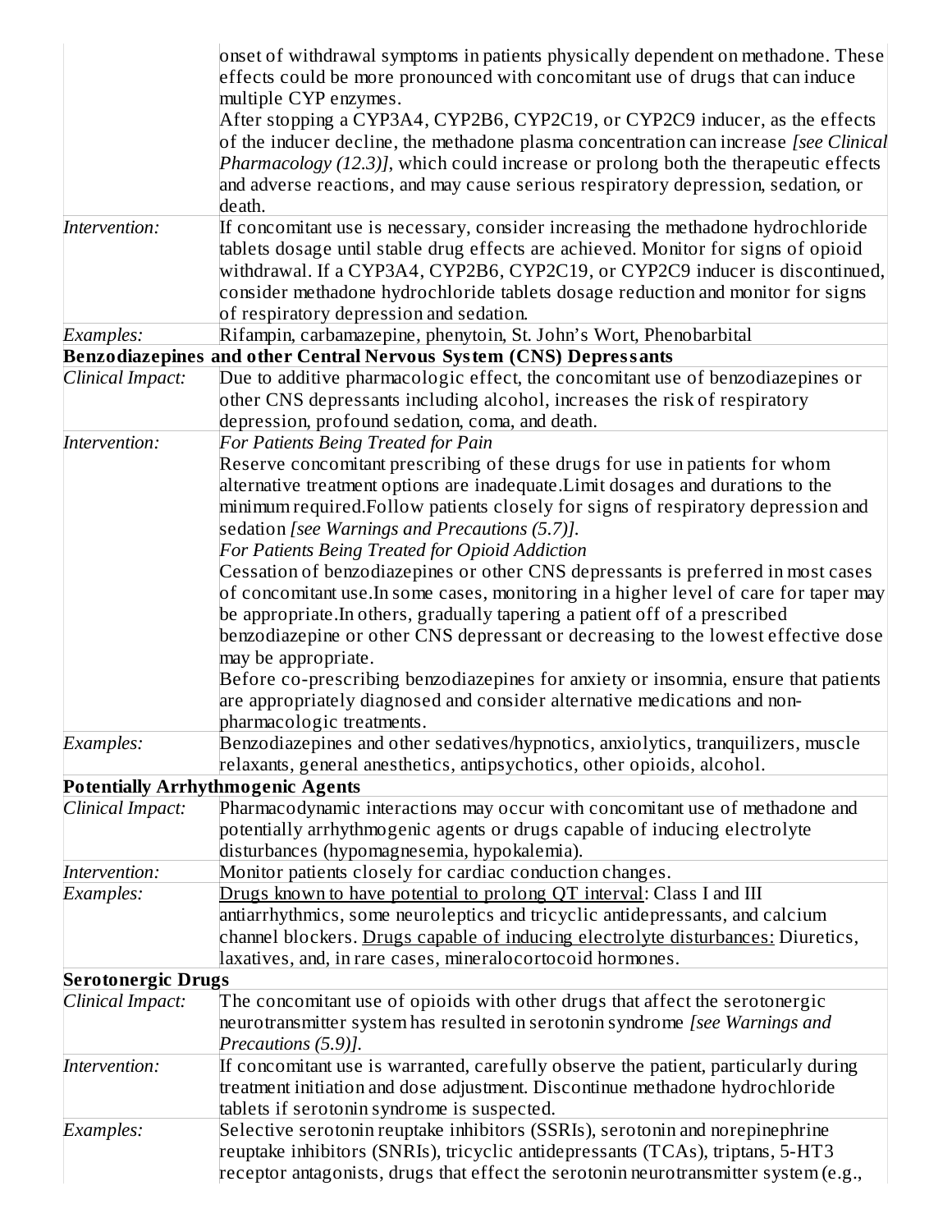| | |
|---|---|
| | onset of withdrawal symptoms in patients physically dependent on methadone. These effects could be more pronounced with concomitant use of drugs that can induce multiple CYP enzymes.<br>After stopping a CYP3A4, CYP2B6, CYP2C19, or CYP2C9 inducer, as the effects of the inducer decline, the methadone plasma concentration can increase *[see Clinical Pharmacology (12.3)]*, which could increase or prolong both the therapeutic effects and adverse reactions, and may cause serious respiratory depression, sedation, or death. |
| *Intervention:* | If concomitant use is necessary, consider increasing the methadone hydrochloride tablets dosage until stable drug effects are achieved. Monitor for signs of opioid withdrawal. If a CYP3A4, CYP2B6, CYP2C19, or CYP2C9 inducer is discontinued, consider methadone hydrochloride tablets dosage reduction and monitor for signs of respiratory depression and sedation. |
| *Examples:* | Rifampin, carbamazepine, phenytoin, St. John's Wort, Phenobarbital |
| **Benzodiazepines and other Central Nervous System (CNS) Depressants** | |
| *Clinical Impact:* | Due to additive pharmacologic effect, the concomitant use of benzodiazepines or other CNS depressants including alcohol, increases the risk of respiratory depression, profound sedation, coma, and death. |
| *Intervention:* | *For Patients Being Treated for Pain*<br>Reserve concomitant prescribing of these drugs for use in patients for whom alternative treatment options are inadequate.Limit dosages and durations to the minimum required.Follow patients closely for signs of respiratory depression and sedation *[see Warnings and Precautions (5.7)]*.<br>*For Patients Being Treated for Opioid Addiction*<br>Cessation of benzodiazepines or other CNS depressants is preferred in most cases of concomitant use.In some cases, monitoring in a higher level of care for taper may be appropriate.In others, gradually tapering a patient off of a prescribed benzodiazepine or other CNS depressant or decreasing to the lowest effective dose may be appropriate.<br>Before co-prescribing benzodiazepines for anxiety or insomnia, ensure that patients are appropriately diagnosed and consider alternative medications and non-pharmacologic treatments. |
| *Examples:* | Benzodiazepines and other sedatives/hypnotics, anxiolytics, tranquilizers, muscle relaxants, general anesthetics, antipsychotics, other opioids, alcohol. |
| **Potentially Arrhythmogenic Agents** | |
| *Clinical Impact:* | Pharmacodynamic interactions may occur with concomitant use of methadone and potentially arrhythmogenic agents or drugs capable of inducing electrolyte disturbances (hypomagnesemia, hypokalemia). |
| *Intervention:* | Monitor patients closely for cardiac conduction changes. |
| *Examples:* | <u>Drugs known to have potential to prolong QT interval</u>: Class I and III antiarrhythmics, some neuroleptics and tricyclic antidepressants, and calcium channel blockers. <u>Drugs capable of inducing electrolyte disturbances:</u> Diuretics, laxatives, and, in rare cases, mineralocortocoid hormones. |
| **Serotonergic Drugs** | |
| *Clinical Impact:* | The concomitant use of opioids with other drugs that affect the serotonergic neurotransmitter system has resulted in serotonin syndrome *[see Warnings and Precautions (5.9)]*. |
| *Intervention:* | If concomitant use is warranted, carefully observe the patient, particularly during treatment initiation and dose adjustment. Discontinue methadone hydrochloride tablets if serotonin syndrome is suspected. |
| *Examples:* | Selective serotonin reuptake inhibitors (SSRIs), serotonin and norepinephrine reuptake inhibitors (SNRIs), tricyclic antidepressants (TCAs), triptans, 5-HT3 receptor antagonists, drugs that effect the serotonin neurotransmitter system (e.g., |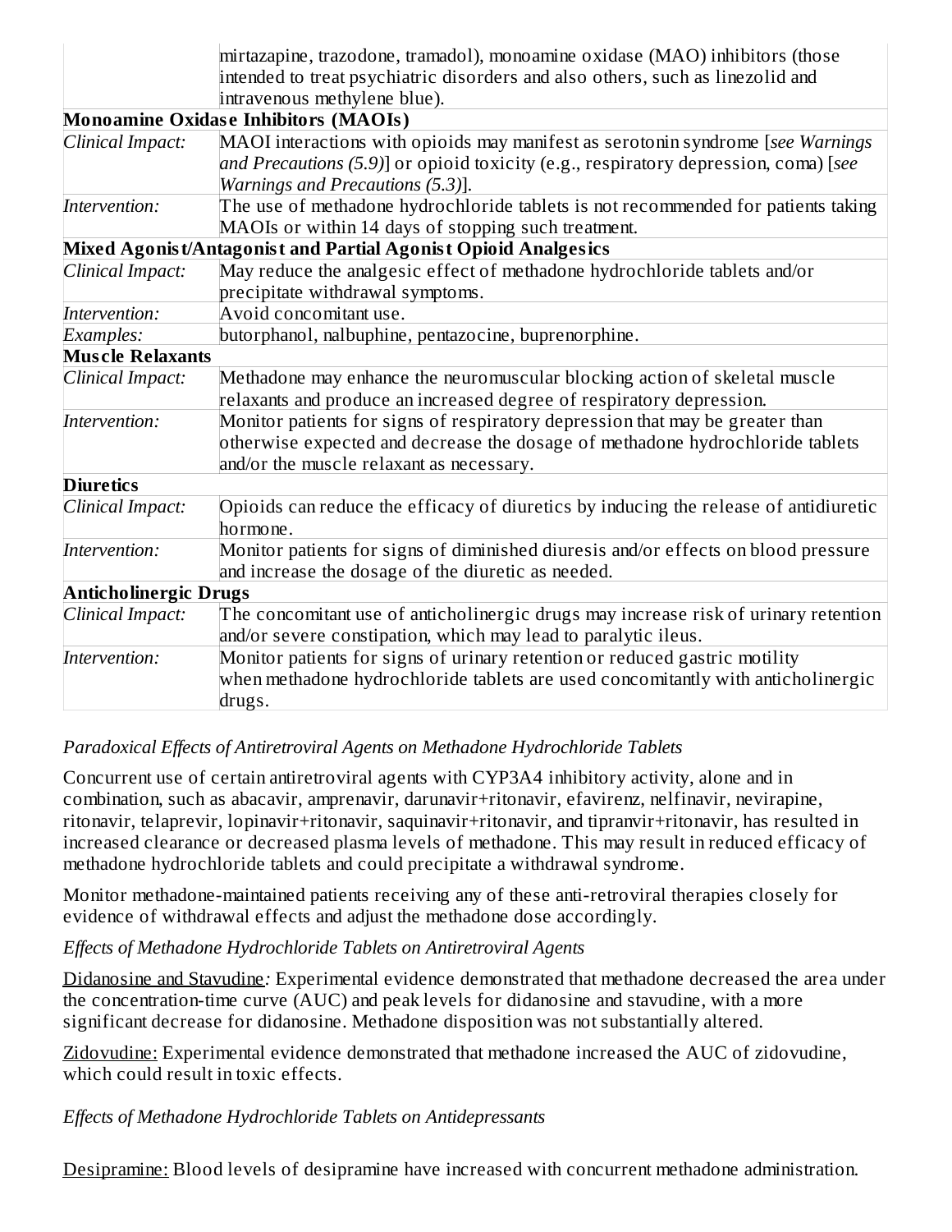| | |
|---|---|
| | mirtazapine, trazodone, tramadol), monoamine oxidase (MAO) inhibitors (those intended to treat psychiatric disorders and also others, such as linezolid and intravenous methylene blue). |
| **Monoamine Oxidase Inhibitors (MAOIs)** | |
| *Clinical Impact:* | MAOI interactions with opioids may manifest as serotonin syndrome [*see Warnings and Precautions (5.9)*] or opioid toxicity (e.g., respiratory depression, coma) [*see Warnings and Precautions (5.3)*]. |
| *Intervention:* | The use of methadone hydrochloride tablets is not recommended for patients taking MAOIs or within 14 days of stopping such treatment. |
| **Mixed Agonist/Antagonist and Partial Agonist Opioid Analgesics** | |
| *Clinical Impact:* | May reduce the analgesic effect of methadone hydrochloride tablets and/or precipitate withdrawal symptoms. |
| *Intervention:* | Avoid concomitant use. |
| *Examples:* | butorphanol, nalbuphine, pentazocine, buprenorphine. |
| **Muscle Relaxants** | |
| *Clinical Impact:* | Methadone may enhance the neuromuscular blocking action of skeletal muscle relaxants and produce an increased degree of respiratory depression. |
| *Intervention:* | Monitor patients for signs of respiratory depression that may be greater than otherwise expected and decrease the dosage of methadone hydrochloride tablets and/or the muscle relaxant as necessary. |
| **Diuretics** | |
| *Clinical Impact:* | Opioids can reduce the efficacy of diuretics by inducing the release of antidiuretic hormone. |
| *Intervention:* | Monitor patients for signs of diminished diuresis and/or effects on blood pressure and increase the dosage of the diuretic as needed. |
| **Anticholinergic Drugs** | |
| *Clinical Impact:* | The concomitant use of anticholinergic drugs may increase risk of urinary retention and/or severe constipation, which may lead to paralytic ileus. |
| *Intervention:* | Monitor patients for signs of urinary retention or reduced gastric motility when methadone hydrochloride tablets are used concomitantly with anticholinergic drugs. |

*Paradoxical Effects of Antiretroviral Agents on Methadone Hydrochloride Tablets*

Concurrent use of certain antiretroviral agents with CYP3A4 inhibitory activity, alone and in combination, such as abacavir, amprenavir, darunavir+ritonavir, efavirenz, nelfinavir, nevirapine, ritonavir, telaprevir, lopinavir+ritonavir, saquinavir+ritonavir, and tipranvir+ritonavir, has resulted in increased clearance or decreased plasma levels of methadone. This may result in reduced efficacy of methadone hydrochloride tablets and could precipitate a withdrawal syndrome.

Monitor methadone-maintained patients receiving any of these anti-retroviral therapies closely for evidence of withdrawal effects and adjust the methadone dose accordingly.

*Effects of Methadone Hydrochloride Tablets on Antiretroviral Agents*

Didanosine and Stavudine*:* Experimental evidence demonstrated that methadone decreased the area under the concentration-time curve (AUC) and peak levels for didanosine and stavudine, with a more significant decrease for didanosine. Methadone disposition was not substantially altered.

Zidovudine: Experimental evidence demonstrated that methadone increased the AUC of zidovudine, which could result in toxic effects.

*Effects of Methadone Hydrochloride Tablets on Antidepressants*

Desipramine: Blood levels of desipramine have increased with concurrent methadone administration.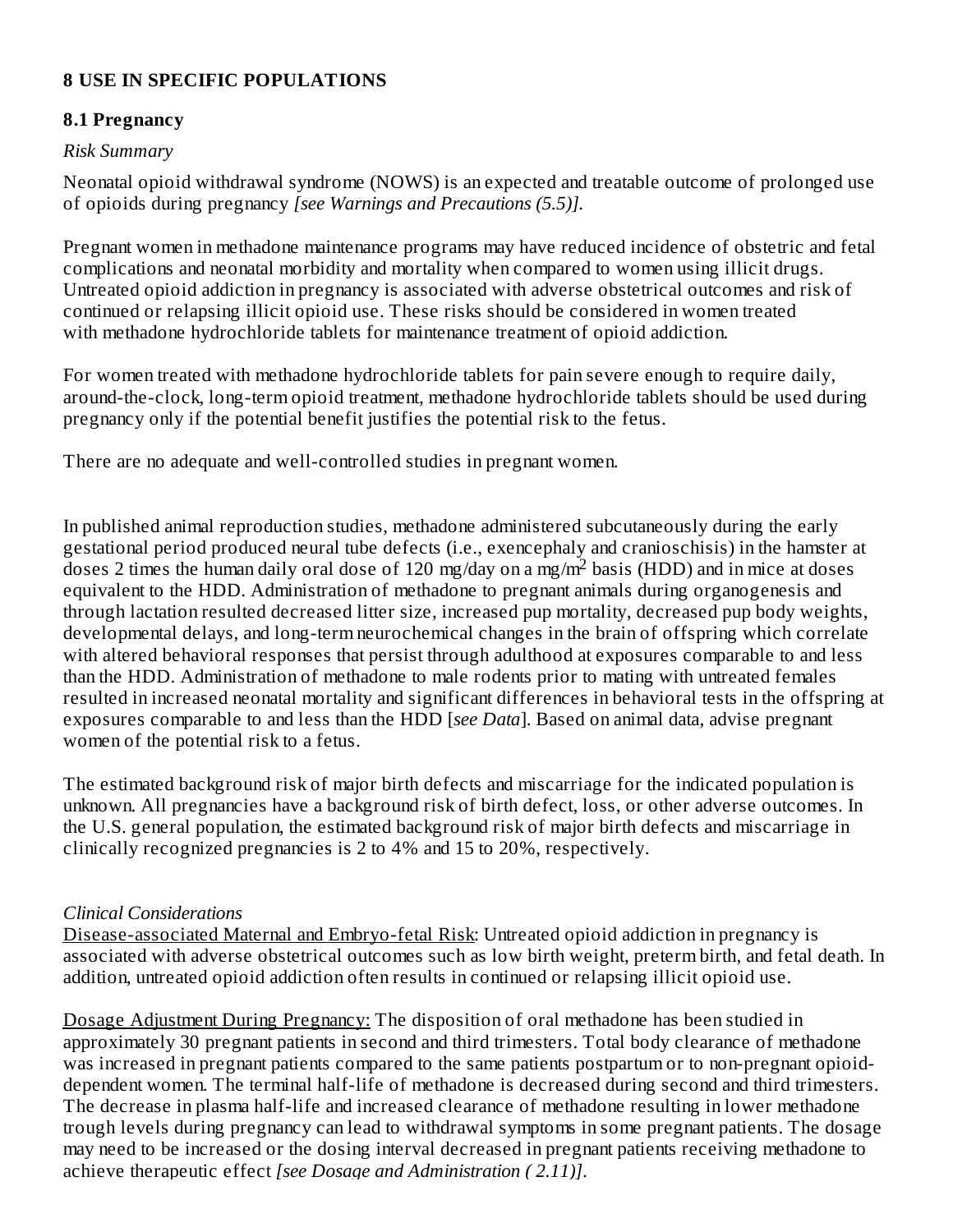## 8 USE IN SPECIFIC POPULATIONS

### 8.1 Pregnancy

*Risk Summary*

Neonatal opioid withdrawal syndrome (NOWS) is an expected and treatable outcome of prolonged use of opioids during pregnancy *[see Warnings and Precautions (5.5)].*

Pregnant women in methadone maintenance programs may have reduced incidence of obstetric and fetal complications and neonatal morbidity and mortality when compared to women using illicit drugs. Untreated opioid addiction in pregnancy is associated with adverse obstetrical outcomes and risk of continued or relapsing illicit opioid use. These risks should be considered in women treated with methadone hydrochloride tablets for maintenance treatment of opioid addiction.

For women treated with methadone hydrochloride tablets for pain severe enough to require daily, around-the-clock, long-term opioid treatment, methadone hydrochloride tablets should be used during pregnancy only if the potential benefit justifies the potential risk to the fetus.

There are no adequate and well-controlled studies in pregnant women.

In published animal reproduction studies, methadone administered subcutaneously during the early gestational period produced neural tube defects (i.e., exencephaly and cranioschisis) in the hamster at doses 2 times the human daily oral dose of 120 mg/day on a mg/$m^2$ basis (HDD) and in mice at doses equivalent to the HDD. Administration of methadone to pregnant animals during organogenesis and through lactation resulted decreased litter size, increased pup mortality, decreased pup body weights, developmental delays, and long-term neurochemical changes in the brain of offspring which correlate with altered behavioral responses that persist through adulthood at exposures comparable to and less than the HDD. Administration of methadone to male rodents prior to mating with untreated females resulted in increased neonatal mortality and significant differences in behavioral tests in the offspring at exposures comparable to and less than the HDD [*see Data*]. Based on animal data, advise pregnant women of the potential risk to a fetus.

The estimated background risk of major birth defects and miscarriage for the indicated population is unknown. All pregnancies have a background risk of birth defect, loss, or other adverse outcomes. In the U.S. general population, the estimated background risk of major birth defects and miscarriage in clinically recognized pregnancies is 2 to 4% and 15 to 20%, respectively.

*Clinical Considerations*

Disease-associated Maternal and Embryo-fetal Risk: Untreated opioid addiction in pregnancy is associated with adverse obstetrical outcomes such as low birth weight, preterm birth, and fetal death. In addition, untreated opioid addiction often results in continued or relapsing illicit opioid use.

Dosage Adjustment During Pregnancy: The disposition of oral methadone has been studied in approximately 30 pregnant patients in second and third trimesters. Total body clearance of methadone was increased in pregnant patients compared to the same patients postpartum or to non-pregnant opioid-dependent women. The terminal half-life of methadone is decreased during second and third trimesters. The decrease in plasma half-life and increased clearance of methadone resulting in lower methadone trough levels during pregnancy can lead to withdrawal symptoms in some pregnant patients. The dosage may need to be increased or the dosing interval decreased in pregnant patients receiving methadone to achieve therapeutic effect *[see Dosage and Administration ( 2.11)]*.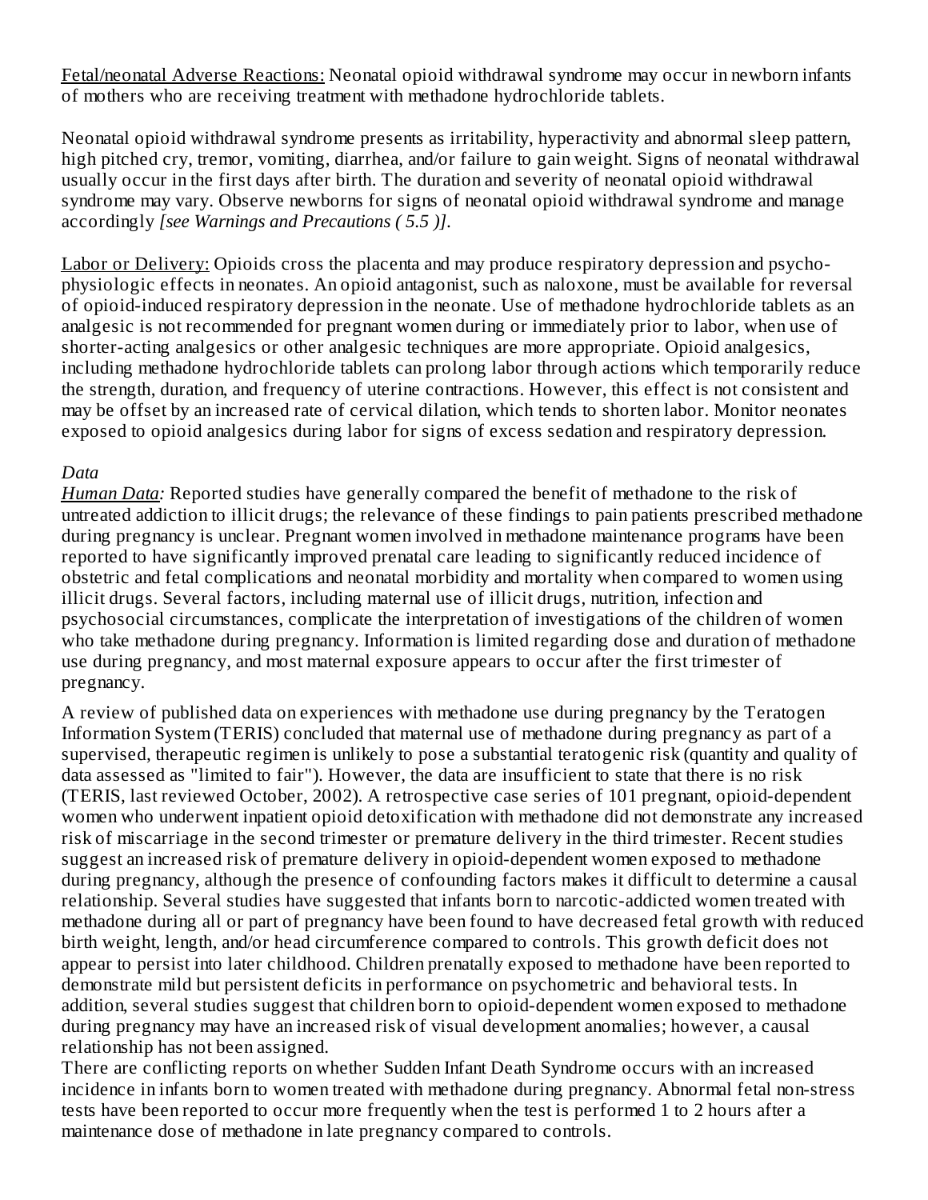Fetal/neonatal Adverse Reactions: Neonatal opioid withdrawal syndrome may occur in newborn infants of mothers who are receiving treatment with methadone hydrochloride tablets.

Neonatal opioid withdrawal syndrome presents as irritability, hyperactivity and abnormal sleep pattern, high pitched cry, tremor, vomiting, diarrhea, and/or failure to gain weight. Signs of neonatal withdrawal usually occur in the first days after birth. The duration and severity of neonatal opioid withdrawal syndrome may vary. Observe newborns for signs of neonatal opioid withdrawal syndrome and manage accordingly *[see Warnings and Precautions ( 5.5 )]*.

Labor or Delivery: Opioids cross the placenta and may produce respiratory depression and psycho-physiologic effects in neonates. An opioid antagonist, such as naloxone, must be available for reversal of opioid-induced respiratory depression in the neonate. Use of methadone hydrochloride tablets as an analgesic is not recommended for pregnant women during or immediately prior to labor, when use of shorter-acting analgesics or other analgesic techniques are more appropriate. Opioid analgesics, including methadone hydrochloride tablets can prolong labor through actions which temporarily reduce the strength, duration, and frequency of uterine contractions. However, this effect is not consistent and may be offset by an increased rate of cervical dilation, which tends to shorten labor. Monitor neonates exposed to opioid analgesics during labor for signs of excess sedation and respiratory depression.

*Data*

*Human Data:* Reported studies have generally compared the benefit of methadone to the risk of untreated addiction to illicit drugs; the relevance of these findings to pain patients prescribed methadone during pregnancy is unclear. Pregnant women involved in methadone maintenance programs have been reported to have significantly improved prenatal care leading to significantly reduced incidence of obstetric and fetal complications and neonatal morbidity and mortality when compared to women using illicit drugs. Several factors, including maternal use of illicit drugs, nutrition, infection and psychosocial circumstances, complicate the interpretation of investigations of the children of women who take methadone during pregnancy. Information is limited regarding dose and duration of methadone use during pregnancy, and most maternal exposure appears to occur after the first trimester of pregnancy.

A review of published data on experiences with methadone use during pregnancy by the Teratogen Information System (TERIS) concluded that maternal use of methadone during pregnancy as part of a supervised, therapeutic regimen is unlikely to pose a substantial teratogenic risk (quantity and quality of data assessed as "limited to fair"). However, the data are insufficient to state that there is no risk (TERIS, last reviewed October, 2002). A retrospective case series of 101 pregnant, opioid-dependent women who underwent inpatient opioid detoxification with methadone did not demonstrate any increased risk of miscarriage in the second trimester or premature delivery in the third trimester. Recent studies suggest an increased risk of premature delivery in opioid-dependent women exposed to methadone during pregnancy, although the presence of confounding factors makes it difficult to determine a causal relationship. Several studies have suggested that infants born to narcotic-addicted women treated with methadone during all or part of pregnancy have been found to have decreased fetal growth with reduced birth weight, length, and/or head circumference compared to controls. This growth deficit does not appear to persist into later childhood. Children prenatally exposed to methadone have been reported to demonstrate mild but persistent deficits in performance on psychometric and behavioral tests. In addition, several studies suggest that children born to opioid-dependent women exposed to methadone during pregnancy may have an increased risk of visual development anomalies; however, a causal relationship has not been assigned.

There are conflicting reports on whether Sudden Infant Death Syndrome occurs with an increased incidence in infants born to women treated with methadone during pregnancy. Abnormal fetal non-stress tests have been reported to occur more frequently when the test is performed 1 to 2 hours after a maintenance dose of methadone in late pregnancy compared to controls.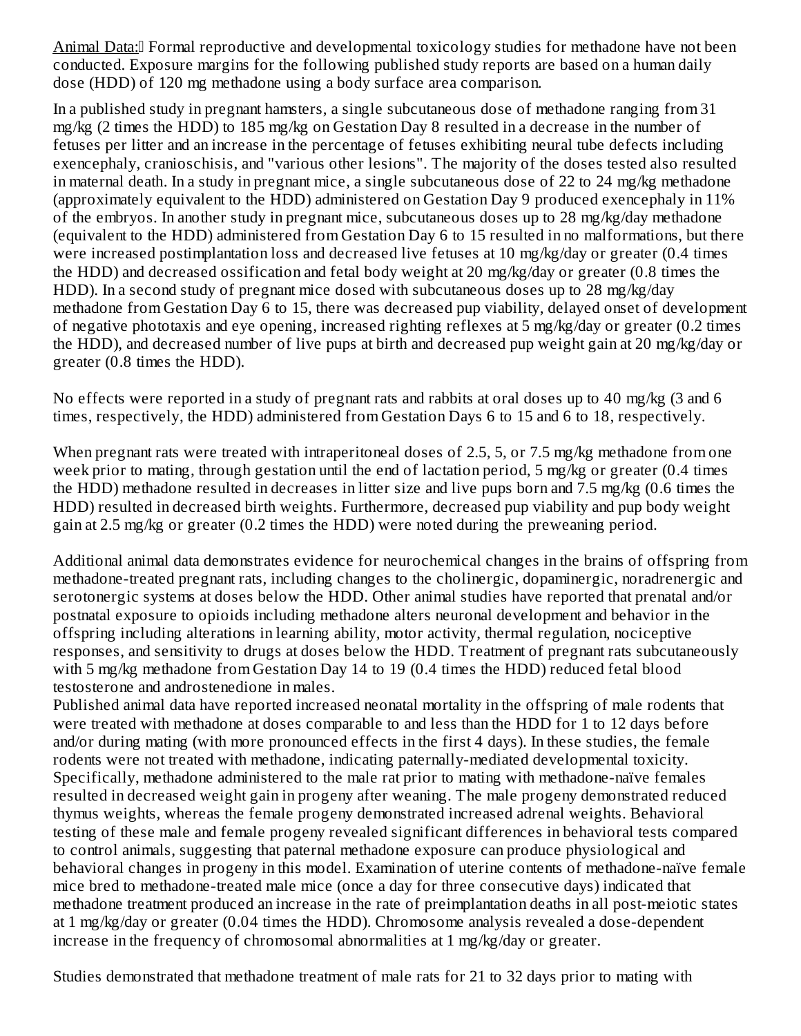Animal Data: Formal reproductive and developmental toxicology studies for methadone have not been conducted. Exposure margins for the following published study reports are based on a human daily dose (HDD) of 120 mg methadone using a body surface area comparison.

In a published study in pregnant hamsters, a single subcutaneous dose of methadone ranging from 31 mg/kg (2 times the HDD) to 185 mg/kg on Gestation Day 8 resulted in a decrease in the number of fetuses per litter and an increase in the percentage of fetuses exhibiting neural tube defects including exencephaly, cranioschisis, and "various other lesions". The majority of the doses tested also resulted in maternal death. In a study in pregnant mice, a single subcutaneous dose of 22 to 24 mg/kg methadone (approximately equivalent to the HDD) administered on Gestation Day 9 produced exencephaly in 11% of the embryos. In another study in pregnant mice, subcutaneous doses up to 28 mg/kg/day methadone (equivalent to the HDD) administered from Gestation Day 6 to 15 resulted in no malformations, but there were increased postimplantation loss and decreased live fetuses at 10 mg/kg/day or greater (0.4 times the HDD) and decreased ossification and fetal body weight at 20 mg/kg/day or greater (0.8 times the HDD). In a second study of pregnant mice dosed with subcutaneous doses up to 28 mg/kg/day methadone from Gestation Day 6 to 15, there was decreased pup viability, delayed onset of development of negative phototaxis and eye opening, increased righting reflexes at 5 mg/kg/day or greater (0.2 times the HDD), and decreased number of live pups at birth and decreased pup weight gain at 20 mg/kg/day or greater (0.8 times the HDD).

No effects were reported in a study of pregnant rats and rabbits at oral doses up to 40 mg/kg (3 and 6 times, respectively, the HDD) administered from Gestation Days 6 to 15 and 6 to 18, respectively.

When pregnant rats were treated with intraperitoneal doses of 2.5, 5, or 7.5 mg/kg methadone from one week prior to mating, through gestation until the end of lactation period, 5 mg/kg or greater (0.4 times the HDD) methadone resulted in decreases in litter size and live pups born and 7.5 mg/kg (0.6 times the HDD) resulted in decreased birth weights. Furthermore, decreased pup viability and pup body weight gain at 2.5 mg/kg or greater (0.2 times the HDD) were noted during the preweaning period.

Additional animal data demonstrates evidence for neurochemical changes in the brains of offspring from methadone-treated pregnant rats, including changes to the cholinergic, dopaminergic, noradrenergic and serotonergic systems at doses below the HDD. Other animal studies have reported that prenatal and/or postnatal exposure to opioids including methadone alters neuronal development and behavior in the offspring including alterations in learning ability, motor activity, thermal regulation, nociceptive responses, and sensitivity to drugs at doses below the HDD. Treatment of pregnant rats subcutaneously with 5 mg/kg methadone from Gestation Day 14 to 19 (0.4 times the HDD) reduced fetal blood testosterone and androstenedione in males.

Published animal data have reported increased neonatal mortality in the offspring of male rodents that were treated with methadone at doses comparable to and less than the HDD for 1 to 12 days before and/or during mating (with more pronounced effects in the first 4 days). In these studies, the female rodents were not treated with methadone, indicating paternally-mediated developmental toxicity. Specifically, methadone administered to the male rat prior to mating with methadone-naïve females resulted in decreased weight gain in progeny after weaning. The male progeny demonstrated reduced thymus weights, whereas the female progeny demonstrated increased adrenal weights. Behavioral testing of these male and female progeny revealed significant differences in behavioral tests compared to control animals, suggesting that paternal methadone exposure can produce physiological and behavioral changes in progeny in this model. Examination of uterine contents of methadone-naïve female mice bred to methadone-treated male mice (once a day for three consecutive days) indicated that methadone treatment produced an increase in the rate of preimplantation deaths in all post-meiotic states at 1 mg/kg/day or greater (0.04 times the HDD). Chromosome analysis revealed a dose-dependent increase in the frequency of chromosomal abnormalities at 1 mg/kg/day or greater.

Studies demonstrated that methadone treatment of male rats for 21 to 32 days prior to mating with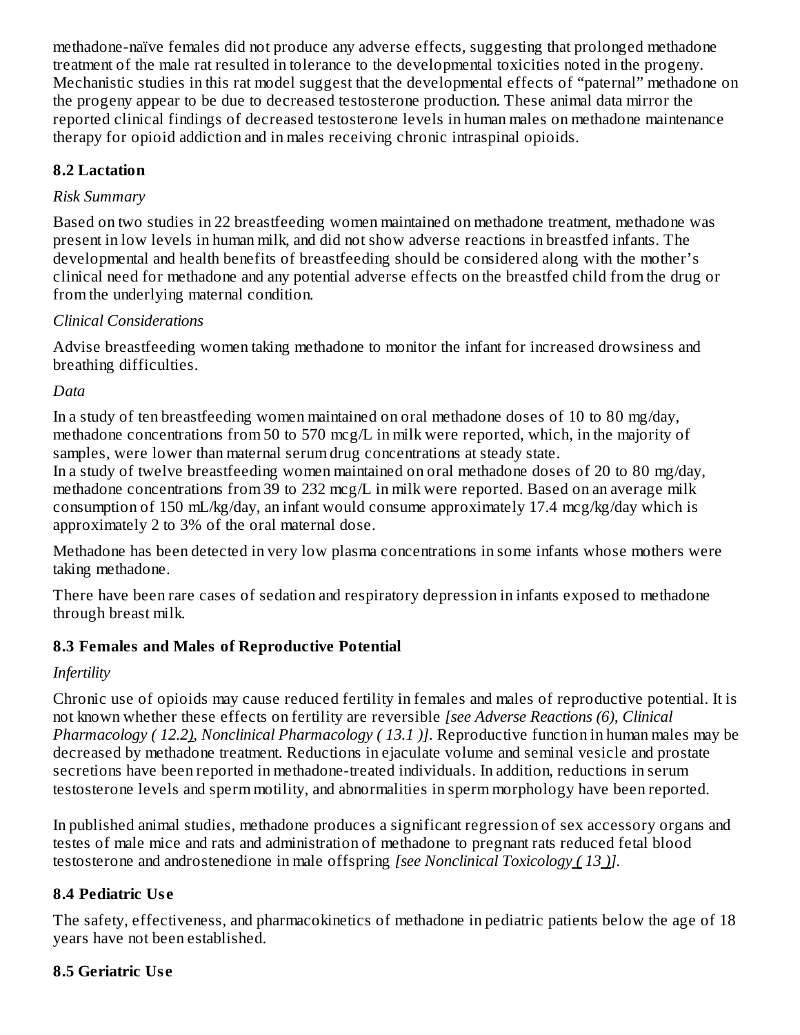methadone-naïve females did not produce any adverse effects, suggesting that prolonged methadone treatment of the male rat resulted in tolerance to the developmental toxicities noted in the progeny. Mechanistic studies in this rat model suggest that the developmental effects of "paternal" methadone on the progeny appear to be due to decreased testosterone production. These animal data mirror the reported clinical findings of decreased testosterone levels in human males on methadone maintenance therapy for opioid addiction and in males receiving chronic intraspinal opioids.

### 8.2 Lactation

*Risk Summary*

Based on two studies in 22 breastfeeding women maintained on methadone treatment, methadone was present in low levels in human milk, and did not show adverse reactions in breastfed infants. The developmental and health benefits of breastfeeding should be considered along with the mother's clinical need for methadone and any potential adverse effects on the breastfed child from the drug or from the underlying maternal condition.

*Clinical Considerations*

Advise breastfeeding women taking methadone to monitor the infant for increased drowsiness and breathing difficulties.

*Data*

In a study of ten breastfeeding women maintained on oral methadone doses of 10 to 80 mg/day, methadone concentrations from 50 to 570 mcg/L in milk were reported, which, in the majority of samples, were lower than maternal serum drug concentrations at steady state.
In a study of twelve breastfeeding women maintained on oral methadone doses of 20 to 80 mg/day, methadone concentrations from 39 to 232 mcg/L in milk were reported. Based on an average milk consumption of 150 mL/kg/day, an infant would consume approximately 17.4 mcg/kg/day which is approximately 2 to 3% of the oral maternal dose.

Methadone has been detected in very low plasma concentrations in some infants whose mothers were taking methadone.

There have been rare cases of sedation and respiratory depression in infants exposed to methadone through breast milk.

### 8.3 Females and Males of Reproductive Potential

*Infertility*

Chronic use of opioids may cause reduced fertility in females and males of reproductive potential. It is not known whether these effects on fertility are reversible *[see Adverse Reactions (6), Clinical Pharmacology ( 12.2), Nonclinical Pharmacology ( 13.1 )]*. Reproductive function in human males may be decreased by methadone treatment. Reductions in ejaculate volume and seminal vesicle and prostate secretions have been reported in methadone-treated individuals. In addition, reductions in serum testosterone levels and sperm motility, and abnormalities in sperm morphology have been reported.

In published animal studies, methadone produces a significant regression of sex accessory organs and testes of male mice and rats and administration of methadone to pregnant rats reduced fetal blood testosterone and androstenedione in male offspring *[see Nonclinical Toxicology ( 13 )]*.

### 8.4 Pediatric Use

The safety, effectiveness, and pharmacokinetics of methadone in pediatric patients below the age of 18 years have not been established.

### 8.5 Geriatric Use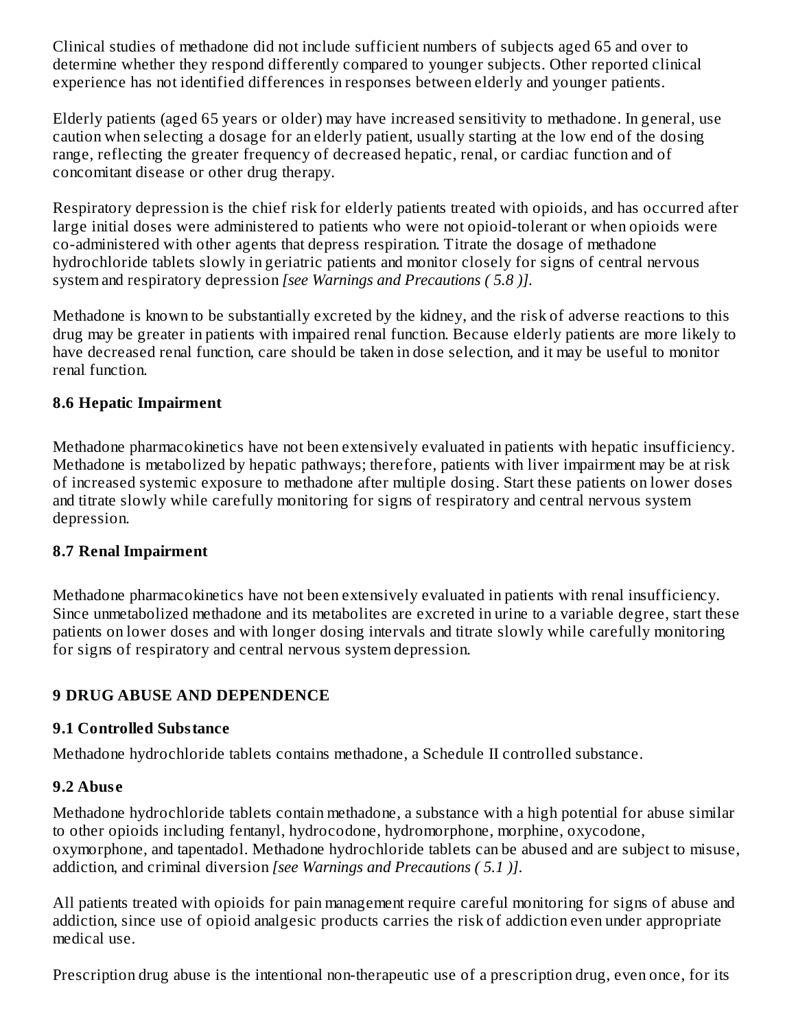Clinical studies of methadone did not include sufficient numbers of subjects aged 65 and over to determine whether they respond differently compared to younger subjects. Other reported clinical experience has not identified differences in responses between elderly and younger patients.

Elderly patients (aged 65 years or older) may have increased sensitivity to methadone. In general, use caution when selecting a dosage for an elderly patient, usually starting at the low end of the dosing range, reflecting the greater frequency of decreased hepatic, renal, or cardiac function and of concomitant disease or other drug therapy.

Respiratory depression is the chief risk for elderly patients treated with opioids, and has occurred after large initial doses were administered to patients who were not opioid-tolerant or when opioids were co-administered with other agents that depress respiration. Titrate the dosage of methadone hydrochloride tablets slowly in geriatric patients and monitor closely for signs of central nervous system and respiratory depression *[see Warnings and Precautions ( 5.8 )]*.

Methadone is known to be substantially excreted by the kidney, and the risk of adverse reactions to this drug may be greater in patients with impaired renal function. Because elderly patients are more likely to have decreased renal function, care should be taken in dose selection, and it may be useful to monitor renal function.

### 8.6 Hepatic Impairment

Methadone pharmacokinetics have not been extensively evaluated in patients with hepatic insufficiency. Methadone is metabolized by hepatic pathways; therefore, patients with liver impairment may be at risk of increased systemic exposure to methadone after multiple dosing. Start these patients on lower doses and titrate slowly while carefully monitoring for signs of respiratory and central nervous system depression.

### 8.7 Renal Impairment

Methadone pharmacokinetics have not been extensively evaluated in patients with renal insufficiency. Since unmetabolized methadone and its metabolites are excreted in urine to a variable degree, start these patients on lower doses and with longer dosing intervals and titrate slowly while carefully monitoring for signs of respiratory and central nervous system depression.

## 9 DRUG ABUSE AND DEPENDENCE

### 9.1 Controlled Substance

Methadone hydrochloride tablets contains methadone, a Schedule II controlled substance.

### 9.2 Abuse

Methadone hydrochloride tablets contain methadone, a substance with a high potential for abuse similar to other opioids including fentanyl, hydrocodone, hydromorphone, morphine, oxycodone, oxymorphone, and tapentadol. Methadone hydrochloride tablets can be abused and are subject to misuse, addiction, and criminal diversion *[see Warnings and Precautions ( 5.1 )]*.

All patients treated with opioids for pain management require careful monitoring for signs of abuse and addiction, since use of opioid analgesic products carries the risk of addiction even under appropriate medical use.

Prescription drug abuse is the intentional non-therapeutic use of a prescription drug, even once, for its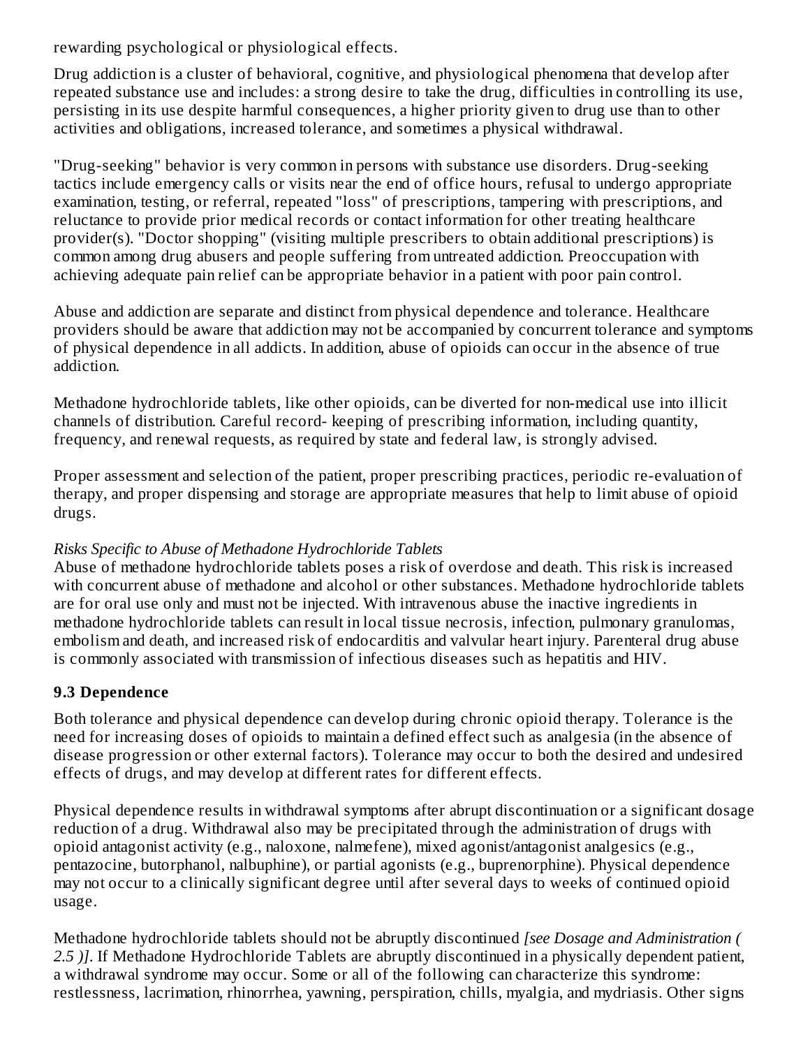rewarding psychological or physiological effects.

Drug addiction is a cluster of behavioral, cognitive, and physiological phenomena that develop after repeated substance use and includes: a strong desire to take the drug, difficulties in controlling its use, persisting in its use despite harmful consequences, a higher priority given to drug use than to other activities and obligations, increased tolerance, and sometimes a physical withdrawal.

"Drug-seeking" behavior is very common in persons with substance use disorders. Drug-seeking tactics include emergency calls or visits near the end of office hours, refusal to undergo appropriate examination, testing, or referral, repeated "loss" of prescriptions, tampering with prescriptions, and reluctance to provide prior medical records or contact information for other treating healthcare provider(s). "Doctor shopping" (visiting multiple prescribers to obtain additional prescriptions) is common among drug abusers and people suffering from untreated addiction. Preoccupation with achieving adequate pain relief can be appropriate behavior in a patient with poor pain control.

Abuse and addiction are separate and distinct from physical dependence and tolerance. Healthcare providers should be aware that addiction may not be accompanied by concurrent tolerance and symptoms of physical dependence in all addicts. In addition, abuse of opioids can occur in the absence of true addiction.

Methadone hydrochloride tablets, like other opioids, can be diverted for non-medical use into illicit channels of distribution. Careful record- keeping of prescribing information, including quantity, frequency, and renewal requests, as required by state and federal law, is strongly advised.

Proper assessment and selection of the patient, proper prescribing practices, periodic re-evaluation of therapy, and proper dispensing and storage are appropriate measures that help to limit abuse of opioid drugs.

*Risks Specific to Abuse of Methadone Hydrochloride Tablets*
Abuse of methadone hydrochloride tablets poses a risk of overdose and death. This risk is increased with concurrent abuse of methadone and alcohol or other substances. Methadone hydrochloride tablets are for oral use only and must not be injected. With intravenous abuse the inactive ingredients in methadone hydrochloride tablets can result in local tissue necrosis, infection, pulmonary granulomas, embolism and death, and increased risk of endocarditis and valvular heart injury. Parenteral drug abuse is commonly associated with transmission of infectious diseases such as hepatitis and HIV.

### 9.3 Dependence

Both tolerance and physical dependence can develop during chronic opioid therapy. Tolerance is the need for increasing doses of opioids to maintain a defined effect such as analgesia (in the absence of disease progression or other external factors). Tolerance may occur to both the desired and undesired effects of drugs, and may develop at different rates for different effects.

Physical dependence results in withdrawal symptoms after abrupt discontinuation or a significant dosage reduction of a drug. Withdrawal also may be precipitated through the administration of drugs with opioid antagonist activity (e.g., naloxone, nalmefene), mixed agonist/antagonist analgesics (e.g., pentazocine, butorphanol, nalbuphine), or partial agonists (e.g., buprenorphine). Physical dependence may not occur to a clinically significant degree until after several days to weeks of continued opioid usage.

Methadone hydrochloride tablets should not be abruptly discontinued *[see Dosage and Administration ( 2.5 )]*. If Methadone Hydrochloride Tablets are abruptly discontinued in a physically dependent patient, a withdrawal syndrome may occur. Some or all of the following can characterize this syndrome: restlessness, lacrimation, rhinorrhea, yawning, perspiration, chills, myalgia, and mydriasis. Other signs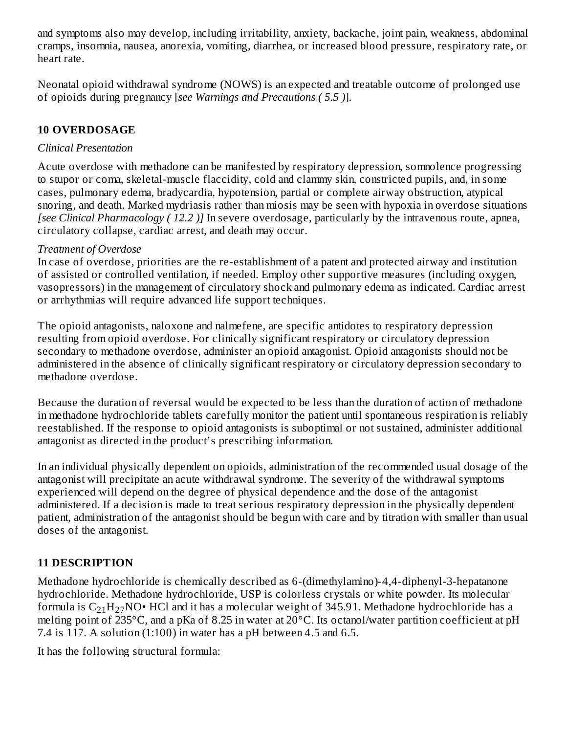and symptoms also may develop, including irritability, anxiety, backache, joint pain, weakness, abdominal cramps, insomnia, nausea, anorexia, vomiting, diarrhea, or increased blood pressure, respiratory rate, or heart rate.

Neonatal opioid withdrawal syndrome (NOWS) is an expected and treatable outcome of prolonged use of opioids during pregnancy [*see Warnings and Precautions ( 5.5 )*].

## 10 OVERDOSAGE

*Clinical Presentation*

Acute overdose with methadone can be manifested by respiratory depression, somnolence progressing to stupor or coma, skeletal-muscle flaccidity, cold and clammy skin, constricted pupils, and, in some cases, pulmonary edema, bradycardia, hypotension, partial or complete airway obstruction, atypical snoring, and death. Marked mydriasis rather than miosis may be seen with hypoxia in overdose situations *[see Clinical Pharmacology ( 12.2 )]* In severe overdosage, particularly by the intravenous route, apnea, circulatory collapse, cardiac arrest, and death may occur.

*Treatment of Overdose*

In case of overdose, priorities are the re-establishment of a patent and protected airway and institution of assisted or controlled ventilation, if needed. Employ other supportive measures (including oxygen, vasopressors) in the management of circulatory shock and pulmonary edema as indicated. Cardiac arrest or arrhythmias will require advanced life support techniques.

The opioid antagonists, naloxone and nalmefene, are specific antidotes to respiratory depression resulting from opioid overdose. For clinically significant respiratory or circulatory depression secondary to methadone overdose, administer an opioid antagonist. Opioid antagonists should not be administered in the absence of clinically significant respiratory or circulatory depression secondary to methadone overdose.

Because the duration of reversal would be expected to be less than the duration of action of methadone in methadone hydrochloride tablets carefully monitor the patient until spontaneous respiration is reliably reestablished. If the response to opioid antagonists is suboptimal or not sustained, administer additional antagonist as directed in the product's prescribing information.

In an individual physically dependent on opioids, administration of the recommended usual dosage of the antagonist will precipitate an acute withdrawal syndrome. The severity of the withdrawal symptoms experienced will depend on the degree of physical dependence and the dose of the antagonist administered. If a decision is made to treat serious respiratory depression in the physically dependent patient, administration of the antagonist should be begun with care and by titration with smaller than usual doses of the antagonist.

## 11 DESCRIPTION

Methadone hydrochloride is chemically described as 6-(dimethylamino)-4,4-diphenyl-3-hepatanone hydrochloride. Methadone hydrochloride, USP is colorless crystals or white powder. Its molecular formula is $C_{21}H_{27}NO$• HCl and it has a molecular weight of 345.91. Methadone hydrochloride has a melting point of 235°C, and a pKa of 8.25 in water at 20°C. Its octanol/water partition coefficient at pH 7.4 is 117. A solution (1:100) in water has a pH between 4.5 and 6.5.

It has the following structural formula: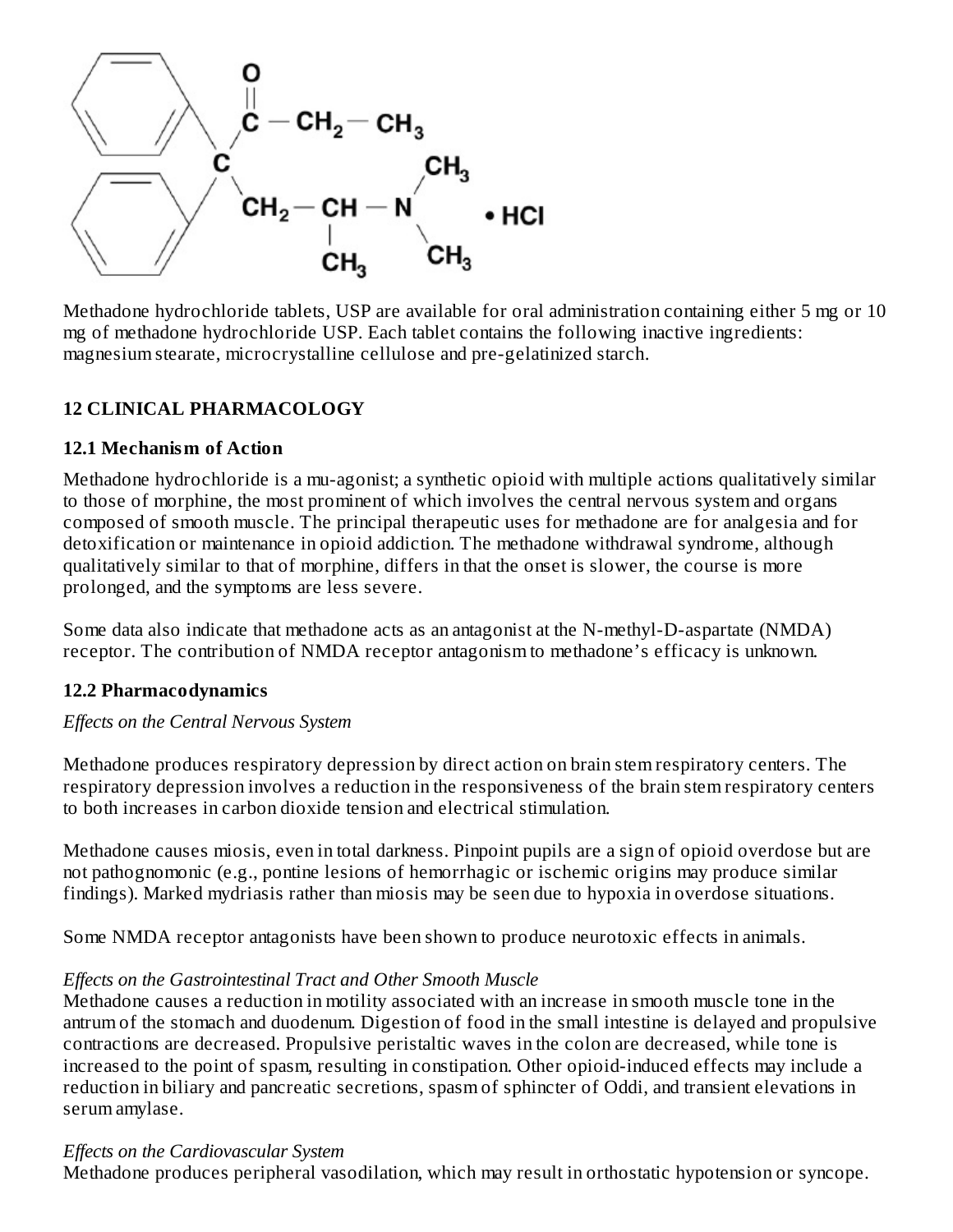Methadone hydrochloride tablets, USP are available for oral administration containing either 5 mg or 10 mg of methadone hydrochloride USP. Each tablet contains the following inactive ingredients: magnesium stearate, microcrystalline cellulose and pre-gelatinized starch.

## 12 CLINICAL PHARMACOLOGY

### 12.1 Mechanism of Action

Methadone hydrochloride is a mu-agonist; a synthetic opioid with multiple actions qualitatively similar to those of morphine, the most prominent of which involves the central nervous system and organs composed of smooth muscle. The principal therapeutic uses for methadone are for analgesia and for detoxification or maintenance in opioid addiction. The methadone withdrawal syndrome, although qualitatively similar to that of morphine, differs in that the onset is slower, the course is more prolonged, and the symptoms are less severe.

Some data also indicate that methadone acts as an antagonist at the N-methyl-D-aspartate (NMDA) receptor. The contribution of NMDA receptor antagonism to methadone's efficacy is unknown.

### 12.2 Pharmacodynamics

*Effects on the Central Nervous System*

Methadone produces respiratory depression by direct action on brain stem respiratory centers. The respiratory depression involves a reduction in the responsiveness of the brain stem respiratory centers to both increases in carbon dioxide tension and electrical stimulation.

Methadone causes miosis, even in total darkness. Pinpoint pupils are a sign of opioid overdose but are not pathognomonic (e.g., pontine lesions of hemorrhagic or ischemic origins may produce similar findings). Marked mydriasis rather than miosis may be seen due to hypoxia in overdose situations.

Some NMDA receptor antagonists have been shown to produce neurotoxic effects in animals.

*Effects on the Gastrointestinal Tract and Other Smooth Muscle*

Methadone causes a reduction in motility associated with an increase in smooth muscle tone in the antrum of the stomach and duodenum. Digestion of food in the small intestine is delayed and propulsive contractions are decreased. Propulsive peristaltic waves in the colon are decreased, while tone is increased to the point of spasm, resulting in constipation. Other opioid-induced effects may include a reduction in biliary and pancreatic secretions, spasm of sphincter of Oddi, and transient elevations in serum amylase.

*Effects on the Cardiovascular System*

Methadone produces peripheral vasodilation, which may result in orthostatic hypotension or syncope.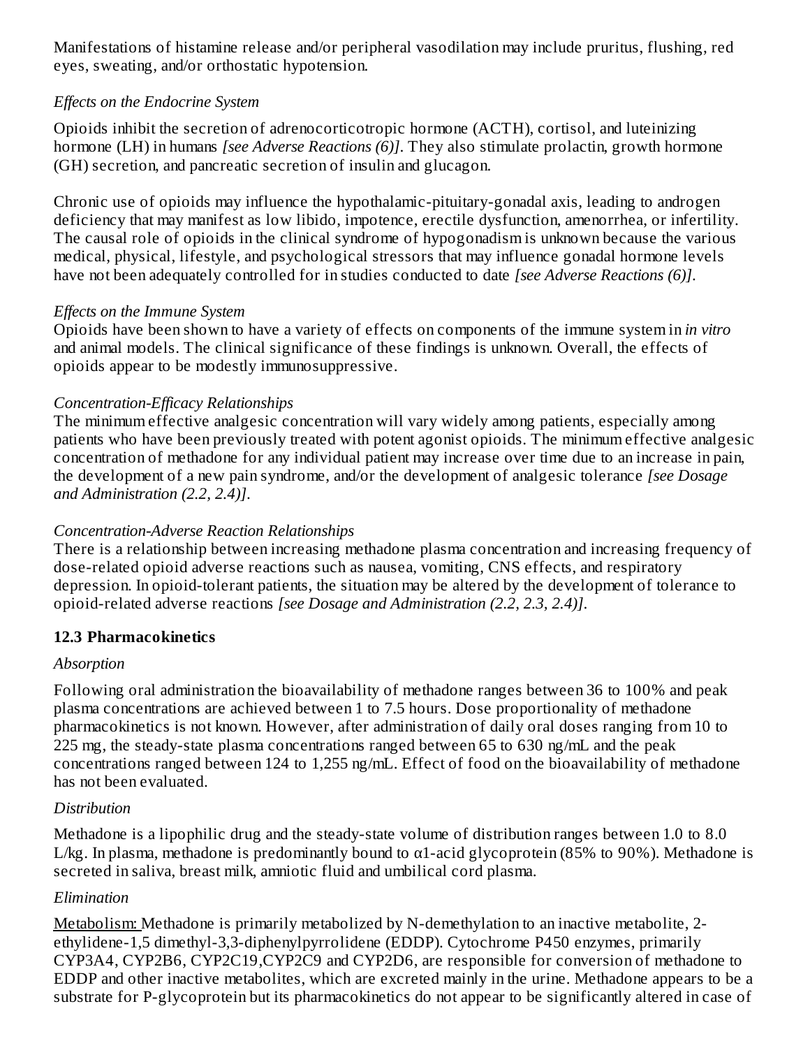Manifestations of histamine release and/or peripheral vasodilation may include pruritus, flushing, red eyes, sweating, and/or orthostatic hypotension.

*Effects on the Endocrine System*

Opioids inhibit the secretion of adrenocorticotropic hormone (ACTH), cortisol, and luteinizing hormone (LH) in humans *[see Adverse Reactions (6)]*. They also stimulate prolactin, growth hormone (GH) secretion, and pancreatic secretion of insulin and glucagon.

Chronic use of opioids may influence the hypothalamic-pituitary-gonadal axis, leading to androgen deficiency that may manifest as low libido, impotence, erectile dysfunction, amenorrhea, or infertility. The causal role of opioids in the clinical syndrome of hypogonadism is unknown because the various medical, physical, lifestyle, and psychological stressors that may influence gonadal hormone levels have not been adequately controlled for in studies conducted to date *[see Adverse Reactions (6)]*.

*Effects on the Immune System*

Opioids have been shown to have a variety of effects on components of the immune system in *in vitro* and animal models. The clinical significance of these findings is unknown. Overall, the effects of opioids appear to be modestly immunosuppressive.

*Concentration-Efficacy Relationships*

The minimum effective analgesic concentration will vary widely among patients, especially among patients who have been previously treated with potent agonist opioids. The minimum effective analgesic concentration of methadone for any individual patient may increase over time due to an increase in pain, the development of a new pain syndrome, and/or the development of analgesic tolerance *[see Dosage and Administration (2.2, 2.4)]*.

*Concentration-Adverse Reaction Relationships*

There is a relationship between increasing methadone plasma concentration and increasing frequency of dose-related opioid adverse reactions such as nausea, vomiting, CNS effects, and respiratory depression. In opioid-tolerant patients, the situation may be altered by the development of tolerance to opioid-related adverse reactions *[see Dosage and Administration (2.2, 2.3, 2.4)]*.

## 12.3 Pharmacokinetics

*Absorption*

Following oral administration the bioavailability of methadone ranges between 36 to 100% and peak plasma concentrations are achieved between 1 to 7.5 hours. Dose proportionality of methadone pharmacokinetics is not known. However, after administration of daily oral doses ranging from 10 to 225 mg, the steady-state plasma concentrations ranged between 65 to 630 ng/mL and the peak concentrations ranged between 124 to 1,255 ng/mL. Effect of food on the bioavailability of methadone has not been evaluated.

*Distribution*

Methadone is a lipophilic drug and the steady-state volume of distribution ranges between 1.0 to 8.0 L/kg. In plasma, methadone is predominantly bound to α1-acid glycoprotein (85% to 90%). Methadone is secreted in saliva, breast milk, amniotic fluid and umbilical cord plasma.

*Elimination*

Metabolism: Methadone is primarily metabolized by N-demethylation to an inactive metabolite, 2-ethylidene-1,5 dimethyl-3,3-diphenylpyrrolidene (EDDP). Cytochrome P450 enzymes, primarily CYP3A4, CYP2B6, CYP2C19,CYP2C9 and CYP2D6, are responsible for conversion of methadone to EDDP and other inactive metabolites, which are excreted mainly in the urine. Methadone appears to be a substrate for P-glycoprotein but its pharmacokinetics do not appear to be significantly altered in case of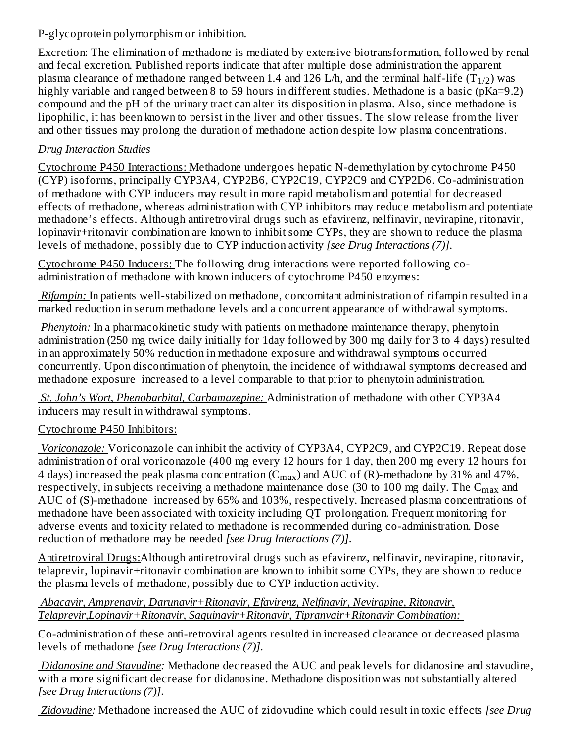P-glycoprotein polymorphism or inhibition.

Excretion: The elimination of methadone is mediated by extensive biotransformation, followed by renal and fecal excretion. Published reports indicate that after multiple dose administration the apparent plasma clearance of methadone ranged between 1.4 and 126 L/h, and the terminal half-life ($T_{1/2}$) was highly variable and ranged between 8 to 59 hours in different studies. Methadone is a basic (pKa=9.2) compound and the pH of the urinary tract can alter its disposition in plasma. Also, since methadone is lipophilic, it has been known to persist in the liver and other tissues. The slow release from the liver and other tissues may prolong the duration of methadone action despite low plasma concentrations.

*Drug Interaction Studies*

Cytochrome P450 Interactions: Methadone undergoes hepatic N-demethylation by cytochrome P450 (CYP) isoforms, principally CYP3A4, CYP2B6, CYP2C19, CYP2C9 and CYP2D6. Co-administration of methadone with CYP inducers may result in more rapid metabolism and potential for decreased effects of methadone, whereas administration with CYP inhibitors may reduce metabolism and potentiate methadone's effects. Although antiretroviral drugs such as efavirenz, nelfinavir, nevirapine, ritonavir, lopinavir+ritonavir combination are known to inhibit some CYPs, they are shown to reduce the plasma levels of methadone, possibly due to CYP induction activity *[see Drug Interactions (7)]*.

Cytochrome P450 Inducers: The following drug interactions were reported following co-administration of methadone with known inducers of cytochrome P450 enzymes:

*Rifampin:* In patients well-stabilized on methadone, concomitant administration of rifampin resulted in a marked reduction in serum methadone levels and a concurrent appearance of withdrawal symptoms.

*Phenytoin:* In a pharmacokinetic study with patients on methadone maintenance therapy, phenytoin administration (250 mg twice daily initially for 1day followed by 300 mg daily for 3 to 4 days) resulted in an approximately 50% reduction in methadone exposure and withdrawal symptoms occurred concurrently. Upon discontinuation of phenytoin, the incidence of withdrawal symptoms decreased and methadone exposure increased to a level comparable to that prior to phenytoin administration.

*St. John's Wort, Phenobarbital, Carbamazepine:* Administration of methadone with other CYP3A4 inducers may result in withdrawal symptoms.

Cytochrome P450 Inhibitors:

*Voriconazole:* Voriconazole can inhibit the activity of CYP3A4, CYP2C9, and CYP2C19. Repeat dose administration of oral voriconazole (400 mg every 12 hours for 1 day, then 200 mg every 12 hours for 4 days) increased the peak plasma concentration ($C_{max}$) and AUC of (R)-methadone by 31% and 47%, respectively, in subjects receiving a methadone maintenance dose (30 to 100 mg daily. The $C_{max}$ and AUC of (S)-methadone increased by 65% and 103%, respectively. Increased plasma concentrations of methadone have been associated with toxicity including QT prolongation. Frequent monitoring for adverse events and toxicity related to methadone is recommended during co-administration. Dose reduction of methadone may be needed *[see Drug Interactions (7)]*.

Antiretroviral Drugs:Although antiretroviral drugs such as efavirenz, nelfinavir, nevirapine, ritonavir, telaprevir, lopinavir+ritonavir combination are known to inhibit some CYPs, they are shown to reduce the plasma levels of methadone, possibly due to CYP induction activity.

*Abacavir, Amprenavir, Darunavir+Ritonavir, Efavirenz, Nelfinavir, Nevirapine, Ritonavir, Telaprevir,Lopinavir+Ritonavir, Saquinavir+Ritonavir, Tipranvair+Ritonavir Combination:*

Co-administration of these anti-retroviral agents resulted in increased clearance or decreased plasma levels of methadone *[see Drug Interactions (7)]*.

*Didanosine and Stavudine:* Methadone decreased the AUC and peak levels for didanosine and stavudine, with a more significant decrease for didanosine. Methadone disposition was not substantially altered *[see Drug Interactions (7)]*.

*Zidovudine:* Methadone increased the AUC of zidovudine which could result in toxic effects *[see Drug*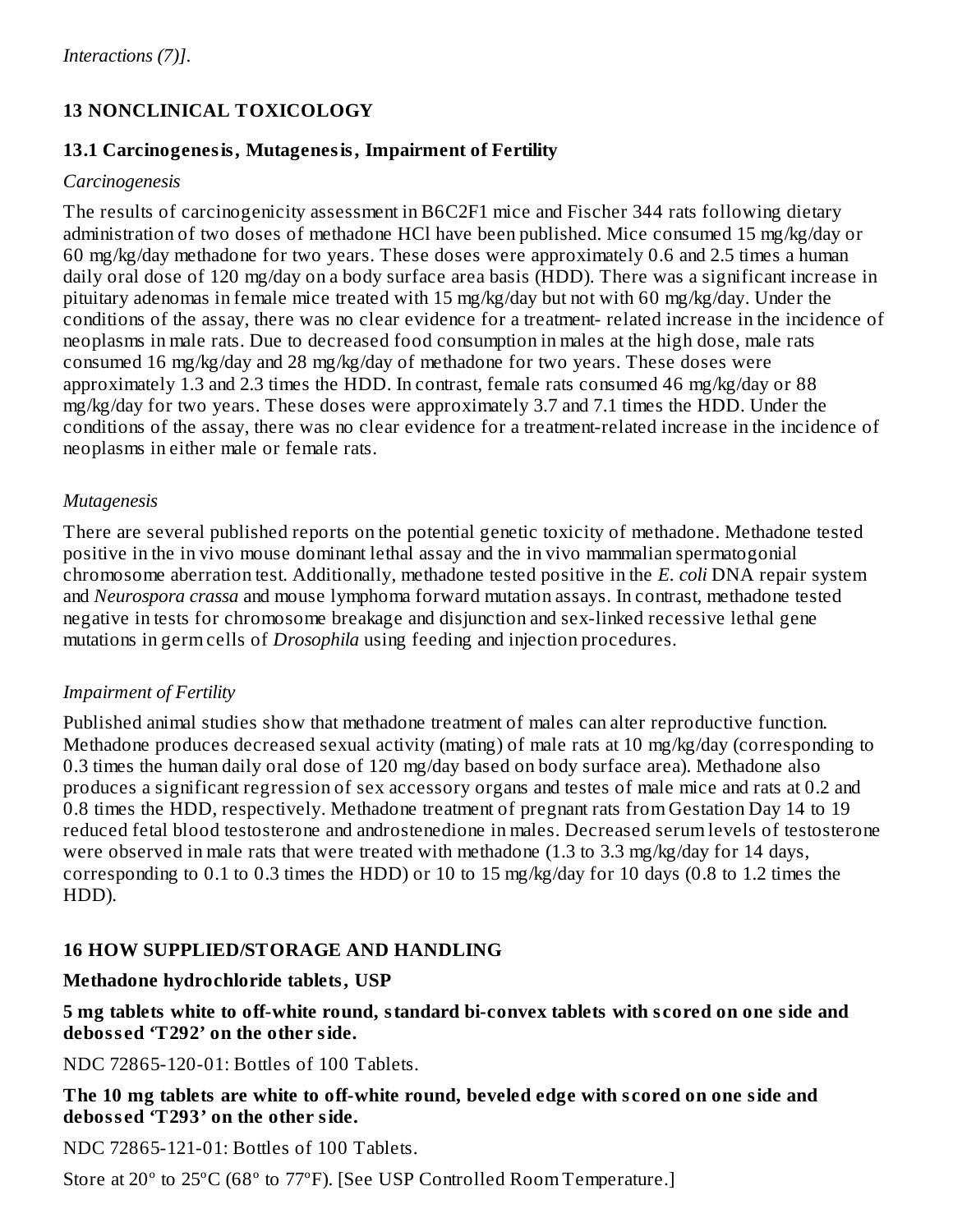*Interactions (7)].*

## 13 NONCLINICAL TOXICOLOGY

### 13.1 Carcinogenesis, Mutagenesis, Impairment of Fertility

*Carcinogenesis*

The results of carcinogenicity assessment in B6C2F1 mice and Fischer 344 rats following dietary administration of two doses of methadone HCl have been published. Mice consumed 15 mg/kg/day or 60 mg/kg/day methadone for two years. These doses were approximately 0.6 and 2.5 times a human daily oral dose of 120 mg/day on a body surface area basis (HDD). There was a significant increase in pituitary adenomas in female mice treated with 15 mg/kg/day but not with 60 mg/kg/day. Under the conditions of the assay, there was no clear evidence for a treatment- related increase in the incidence of neoplasms in male rats. Due to decreased food consumption in males at the high dose, male rats consumed 16 mg/kg/day and 28 mg/kg/day of methadone for two years. These doses were approximately 1.3 and 2.3 times the HDD. In contrast, female rats consumed 46 mg/kg/day or 88 mg/kg/day for two years. These doses were approximately 3.7 and 7.1 times the HDD. Under the conditions of the assay, there was no clear evidence for a treatment-related increase in the incidence of neoplasms in either male or female rats.

*Mutagenesis*

There are several published reports on the potential genetic toxicity of methadone. Methadone tested positive in the in vivo mouse dominant lethal assay and the in vivo mammalian spermatogonial chromosome aberration test. Additionally, methadone tested positive in the *E. coli* DNA repair system and *Neurospora crassa* and mouse lymphoma forward mutation assays. In contrast, methadone tested negative in tests for chromosome breakage and disjunction and sex-linked recessive lethal gene mutations in germ cells of *Drosophila* using feeding and injection procedures.

*Impairment of Fertility*

Published animal studies show that methadone treatment of males can alter reproductive function. Methadone produces decreased sexual activity (mating) of male rats at 10 mg/kg/day (corresponding to 0.3 times the human daily oral dose of 120 mg/day based on body surface area). Methadone also produces a significant regression of sex accessory organs and testes of male mice and rats at 0.2 and 0.8 times the HDD, respectively. Methadone treatment of pregnant rats from Gestation Day 14 to 19 reduced fetal blood testosterone and androstenedione in males. Decreased serum levels of testosterone were observed in male rats that were treated with methadone (1.3 to 3.3 mg/kg/day for 14 days, corresponding to 0.1 to 0.3 times the HDD) or 10 to 15 mg/kg/day for 10 days (0.8 to 1.2 times the HDD).

## 16 HOW SUPPLIED/STORAGE AND HANDLING

**Methadone hydrochloride tablets, USP**

**5 mg tablets white to off-white round, standard bi-convex tablets with scored on one side and debossed 'T292' on the other side.**

NDC 72865-120-01: Bottles of 100 Tablets.

**The 10 mg tablets are white to off-white round, beveled edge with scored on one side and debossed 'T293' on the other side.**

NDC 72865-121-01: Bottles of 100 Tablets.

Store at 20° to 25°C (68° to 77°F). [See USP Controlled Room Temperature.]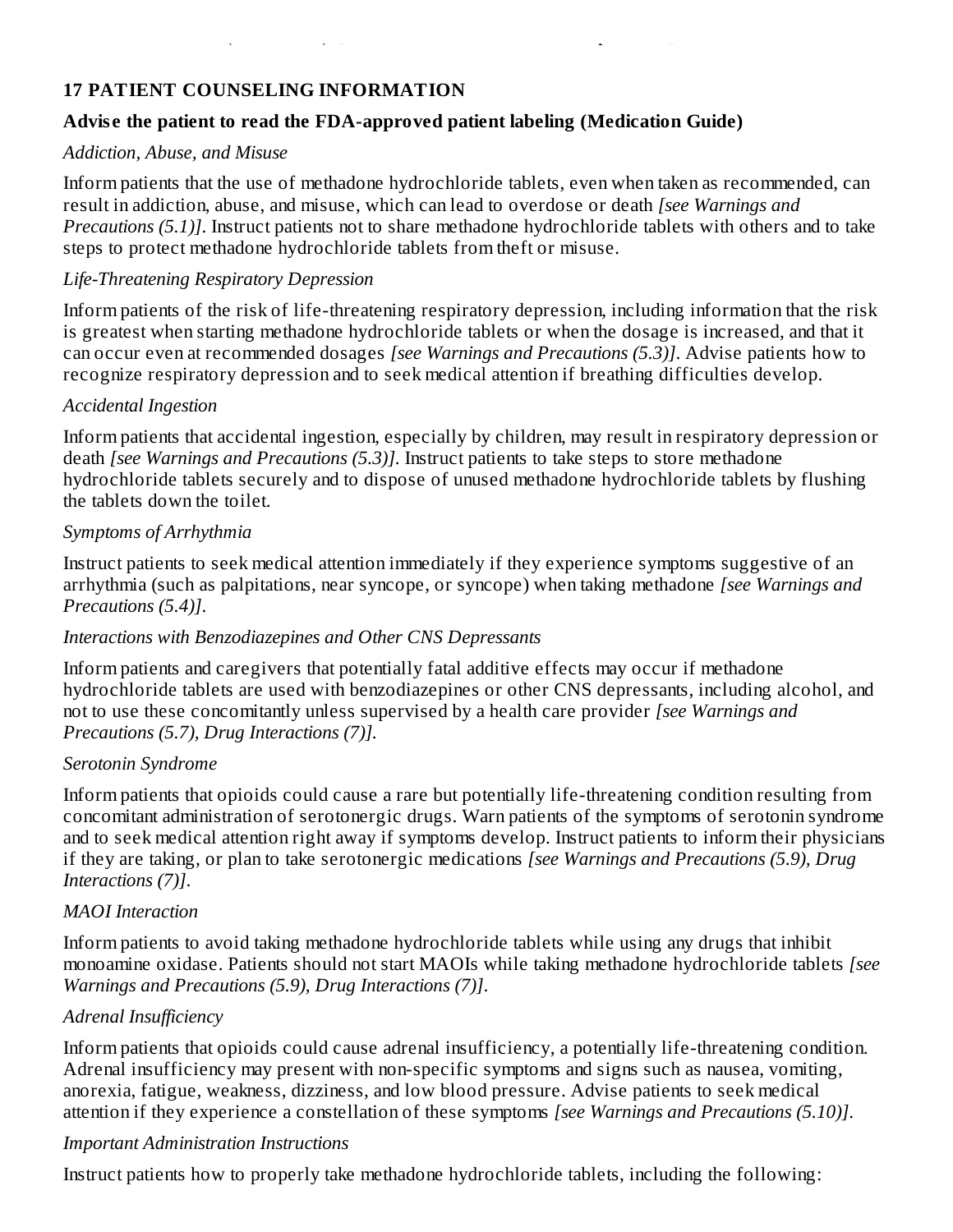## 17 PATIENT COUNSELING INFORMATION

**Advise the patient to read the FDA-approved patient labeling (Medication Guide)**

*Addiction, Abuse, and Misuse*

Inform patients that the use of methadone hydrochloride tablets, even when taken as recommended, can result in addiction, abuse, and misuse, which can lead to overdose or death *[see Warnings and Precautions (5.1)]*. Instruct patients not to share methadone hydrochloride tablets with others and to take steps to protect methadone hydrochloride tablets from theft or misuse.

*Life-Threatening Respiratory Depression*

Inform patients of the risk of life-threatening respiratory depression, including information that the risk is greatest when starting methadone hydrochloride tablets or when the dosage is increased, and that it can occur even at recommended dosages *[see Warnings and Precautions (5.3)]*. Advise patients how to recognize respiratory depression and to seek medical attention if breathing difficulties develop.

*Accidental Ingestion*

Inform patients that accidental ingestion, especially by children, may result in respiratory depression or death *[see Warnings and Precautions (5.3)]*. Instruct patients to take steps to store methadone hydrochloride tablets securely and to dispose of unused methadone hydrochloride tablets by flushing the tablets down the toilet.

*Symptoms of Arrhythmia*

Instruct patients to seek medical attention immediately if they experience symptoms suggestive of an arrhythmia (such as palpitations, near syncope, or syncope) when taking methadone *[see Warnings and Precautions (5.4)]*.

*Interactions with Benzodiazepines and Other CNS Depressants*

Inform patients and caregivers that potentially fatal additive effects may occur if methadone hydrochloride tablets are used with benzodiazepines or other CNS depressants, including alcohol, and not to use these concomitantly unless supervised by a health care provider *[see Warnings and Precautions (5.7), Drug Interactions (7)]*.

*Serotonin Syndrome*

Inform patients that opioids could cause a rare but potentially life-threatening condition resulting from concomitant administration of serotonergic drugs. Warn patients of the symptoms of serotonin syndrome and to seek medical attention right away if symptoms develop. Instruct patients to inform their physicians if they are taking, or plan to take serotonergic medications *[see Warnings and Precautions (5.9), Drug Interactions (7)]*.

*MAOI Interaction*

Inform patients to avoid taking methadone hydrochloride tablets while using any drugs that inhibit monoamine oxidase. Patients should not start MAOIs while taking methadone hydrochloride tablets *[see Warnings and Precautions (5.9), Drug Interactions (7)]*.

*Adrenal Insufficiency*

Inform patients that opioids could cause adrenal insufficiency, a potentially life-threatening condition. Adrenal insufficiency may present with non-specific symptoms and signs such as nausea, vomiting, anorexia, fatigue, weakness, dizziness, and low blood pressure. Advise patients to seek medical attention if they experience a constellation of these symptoms *[see Warnings and Precautions (5.10)]*.

*Important Administration Instructions*

Instruct patients how to properly take methadone hydrochloride tablets, including the following: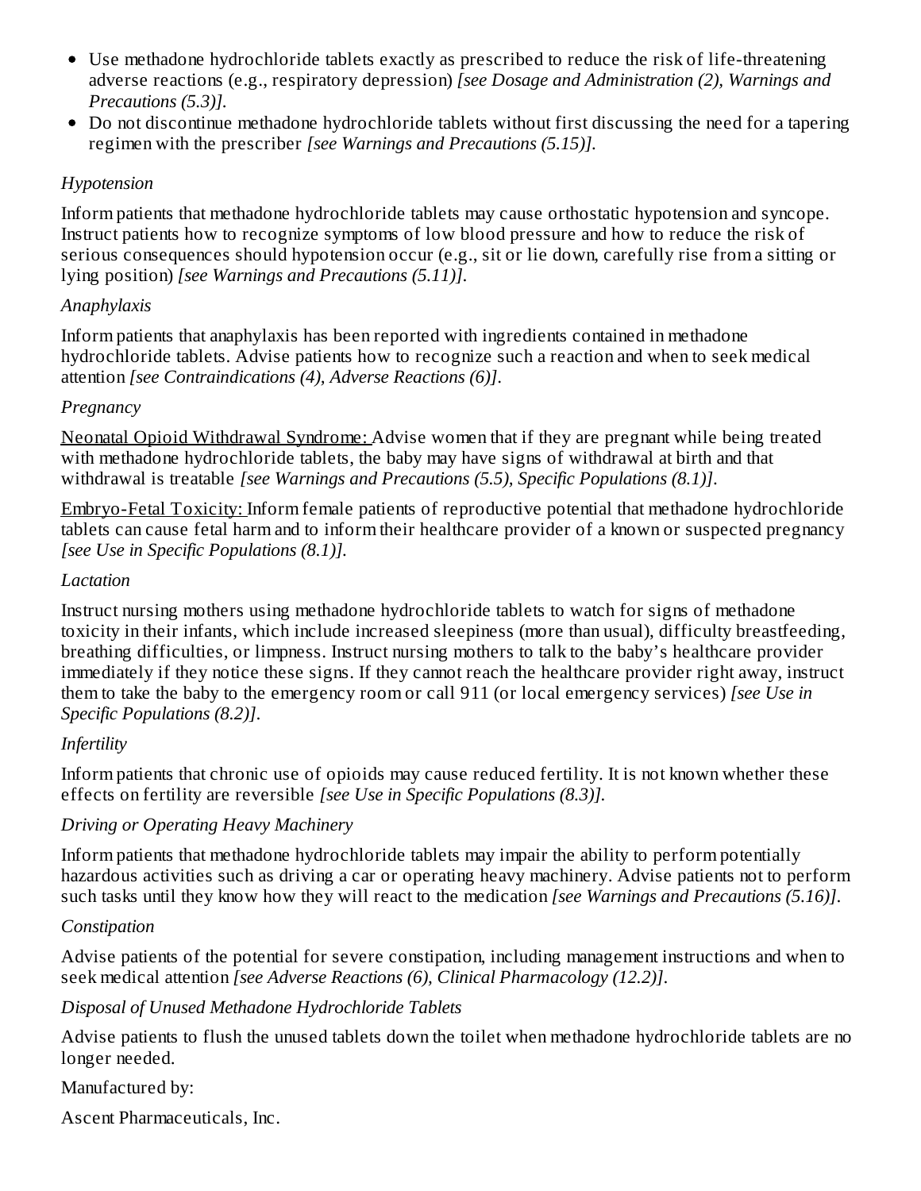- Use methadone hydrochloride tablets exactly as prescribed to reduce the risk of life-threatening adverse reactions (e.g., respiratory depression) *[see Dosage and Administration (2), Warnings and Precautions (5.3)]*.
- Do not discontinue methadone hydrochloride tablets without first discussing the need for a tapering regimen with the prescriber *[see Warnings and Precautions (5.15)]*.

*Hypotension*

Inform patients that methadone hydrochloride tablets may cause orthostatic hypotension and syncope. Instruct patients how to recognize symptoms of low blood pressure and how to reduce the risk of serious consequences should hypotension occur (e.g., sit or lie down, carefully rise from a sitting or lying position) *[see Warnings and Precautions (5.11)]*.

*Anaphylaxis*

Inform patients that anaphylaxis has been reported with ingredients contained in methadone hydrochloride tablets. Advise patients how to recognize such a reaction and when to seek medical attention *[see Contraindications (4), Adverse Reactions (6)]*.

*Pregnancy*

Neonatal Opioid Withdrawal Syndrome: Advise women that if they are pregnant while being treated with methadone hydrochloride tablets, the baby may have signs of withdrawal at birth and that withdrawal is treatable *[see Warnings and Precautions (5.5), Specific Populations (8.1)]*.

Embryo-Fetal Toxicity: Inform female patients of reproductive potential that methadone hydrochloride tablets can cause fetal harm and to inform their healthcare provider of a known or suspected pregnancy *[see Use in Specific Populations (8.1)]*.

*Lactation*

Instruct nursing mothers using methadone hydrochloride tablets to watch for signs of methadone toxicity in their infants, which include increased sleepiness (more than usual), difficulty breastfeeding, breathing difficulties, or limpness. Instruct nursing mothers to talk to the baby's healthcare provider immediately if they notice these signs. If they cannot reach the healthcare provider right away, instruct them to take the baby to the emergency room or call 911 (or local emergency services) *[see Use in Specific Populations (8.2)]*.

*Infertility*

Inform patients that chronic use of opioids may cause reduced fertility. It is not known whether these effects on fertility are reversible *[see Use in Specific Populations (8.3)]*.

*Driving or Operating Heavy Machinery*

Inform patients that methadone hydrochloride tablets may impair the ability to perform potentially hazardous activities such as driving a car or operating heavy machinery. Advise patients not to perform such tasks until they know how they will react to the medication *[see Warnings and Precautions (5.16)]*.

*Constipation*

Advise patients of the potential for severe constipation, including management instructions and when to seek medical attention *[see Adverse Reactions (6), Clinical Pharmacology (12.2)]*.

*Disposal of Unused Methadone Hydrochloride Tablets*

Advise patients to flush the unused tablets down the toilet when methadone hydrochloride tablets are no longer needed.

Manufactured by:

Ascent Pharmaceuticals, Inc.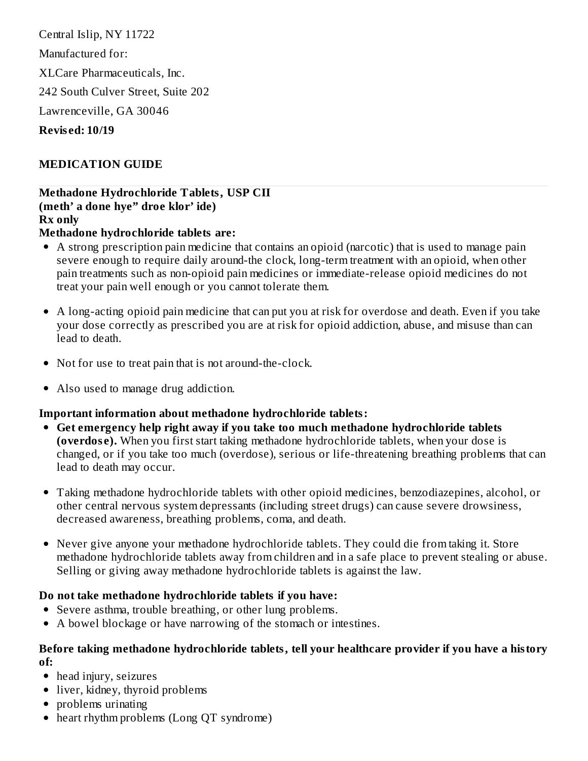Central Islip, NY 11722

Manufactured for:

XLCare Pharmaceuticals, Inc.

242 South Culver Street, Suite 202

Lawrenceville, GA 30046

**Revised: 10/19**

## MEDICATION GUIDE

**Methadone Hydrochloride Tablets, USP CII**
**(meth' a done hye" droe klor' ide)**
**Rx only**
**Methadone hydrochloride tablets are:**

- A strong prescription pain medicine that contains an opioid (narcotic) that is used to manage pain severe enough to require daily around-the clock, long-term treatment with an opioid, when other pain treatments such as non-opioid pain medicines or immediate-release opioid medicines do not treat your pain well enough or you cannot tolerate them.
- A long-acting opioid pain medicine that can put you at risk for overdose and death. Even if you take your dose correctly as prescribed you are at risk for opioid addiction, abuse, and misuse than can lead to death.
- Not for use to treat pain that is not around-the-clock.
- Also used to manage drug addiction.

**Important information about methadone hydrochloride tablets:**

- **Get emergency help right away if you take too much methadone hydrochloride tablets (overdose).** When you first start taking methadone hydrochloride tablets, when your dose is changed, or if you take too much (overdose), serious or life-threatening breathing problems that can lead to death may occur.
- Taking methadone hydrochloride tablets with other opioid medicines, benzodiazepines, alcohol, or other central nervous system depressants (including street drugs) can cause severe drowsiness, decreased awareness, breathing problems, coma, and death.
- Never give anyone your methadone hydrochloride tablets. They could die from taking it. Store methadone hydrochloride tablets away from children and in a safe place to prevent stealing or abuse. Selling or giving away methadone hydrochloride tablets is against the law.

**Do not take methadone hydrochloride tablets if you have:**

- Severe asthma, trouble breathing, or other lung problems.
- A bowel blockage or have narrowing of the stomach or intestines.

**Before taking methadone hydrochloride tablets, tell your healthcare provider if you have a history of:**

- head injury, seizures
- liver, kidney, thyroid problems
- problems urinating
- heart rhythm problems (Long QT syndrome)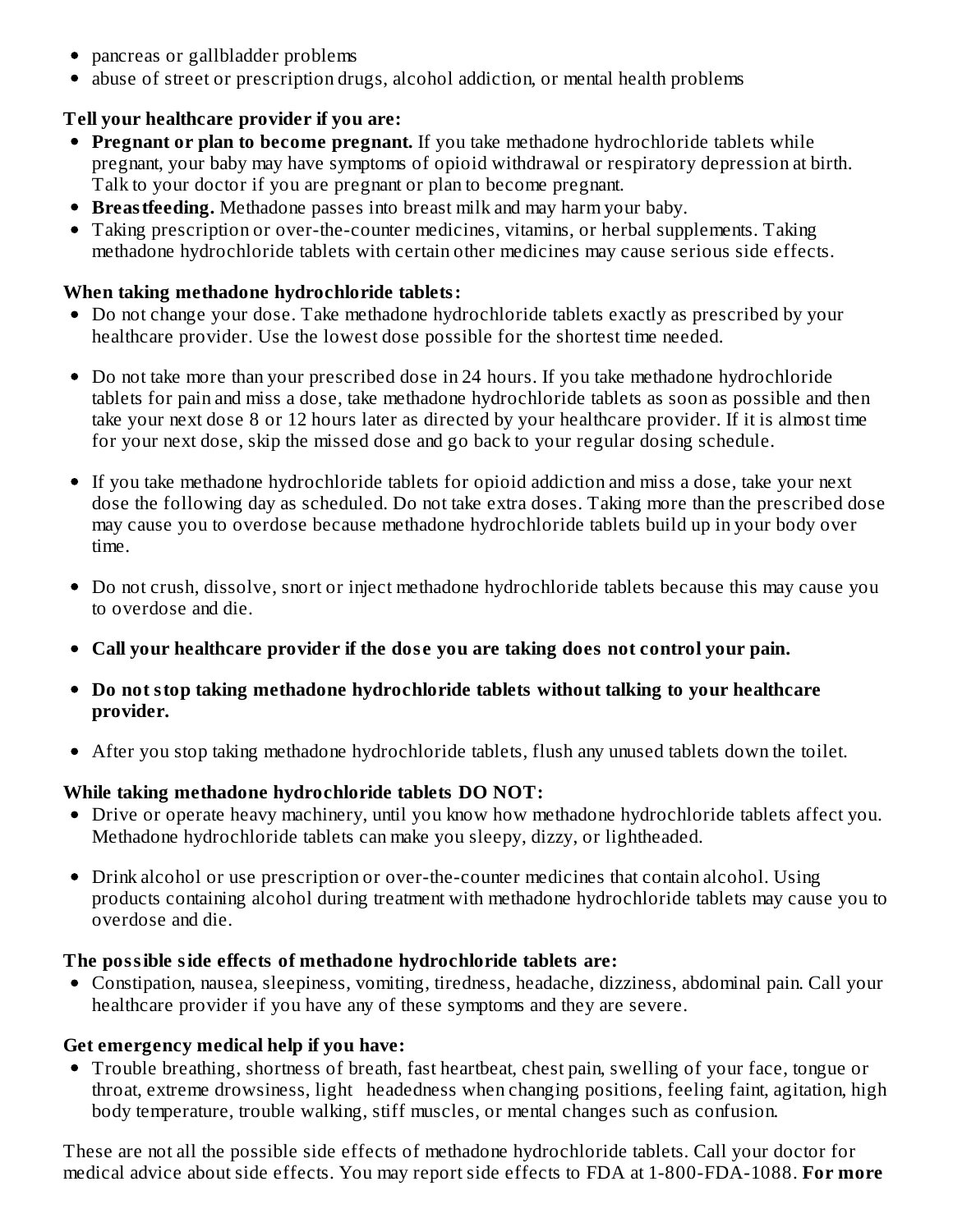- pancreas or gallbladder problems
- abuse of street or prescription drugs, alcohol addiction, or mental health problems

**Tell your healthcare provider if you are:**

- **Pregnant or plan to become pregnant.** If you take methadone hydrochloride tablets while pregnant, your baby may have symptoms of opioid withdrawal or respiratory depression at birth. Talk to your doctor if you are pregnant or plan to become pregnant.
- **Breastfeeding.** Methadone passes into breast milk and may harm your baby.
- Taking prescription or over-the-counter medicines, vitamins, or herbal supplements. Taking methadone hydrochloride tablets with certain other medicines may cause serious side effects.

**When taking methadone hydrochloride tablets:**

- Do not change your dose. Take methadone hydrochloride tablets exactly as prescribed by your healthcare provider. Use the lowest dose possible for the shortest time needed.
- Do not take more than your prescribed dose in 24 hours. If you take methadone hydrochloride tablets for pain and miss a dose, take methadone hydrochloride tablets as soon as possible and then take your next dose 8 or 12 hours later as directed by your healthcare provider. If it is almost time for your next dose, skip the missed dose and go back to your regular dosing schedule.
- If you take methadone hydrochloride tablets for opioid addiction and miss a dose, take your next dose the following day as scheduled. Do not take extra doses. Taking more than the prescribed dose may cause you to overdose because methadone hydrochloride tablets build up in your body over time.
- Do not crush, dissolve, snort or inject methadone hydrochloride tablets because this may cause you to overdose and die.
- **Call your healthcare provider if the dose you are taking does not control your pain.**
- **Do not stop taking methadone hydrochloride tablets without talking to your healthcare provider.**
- After you stop taking methadone hydrochloride tablets, flush any unused tablets down the toilet.

**While taking methadone hydrochloride tablets DO NOT:**

- Drive or operate heavy machinery, until you know how methadone hydrochloride tablets affect you. Methadone hydrochloride tablets can make you sleepy, dizzy, or lightheaded.
- Drink alcohol or use prescription or over-the-counter medicines that contain alcohol. Using products containing alcohol during treatment with methadone hydrochloride tablets may cause you to overdose and die.

**The possible side effects of methadone hydrochloride tablets are:**

- Constipation, nausea, sleepiness, vomiting, tiredness, headache, dizziness, abdominal pain. Call your healthcare provider if you have any of these symptoms and they are severe.

**Get emergency medical help if you have:**

- Trouble breathing, shortness of breath, fast heartbeat, chest pain, swelling of your face, tongue or throat, extreme drowsiness, light headedness when changing positions, feeling faint, agitation, high body temperature, trouble walking, stiff muscles, or mental changes such as confusion.

These are not all the possible side effects of methadone hydrochloride tablets. Call your doctor for medical advice about side effects. You may report side effects to FDA at 1-800-FDA-1088. **For more**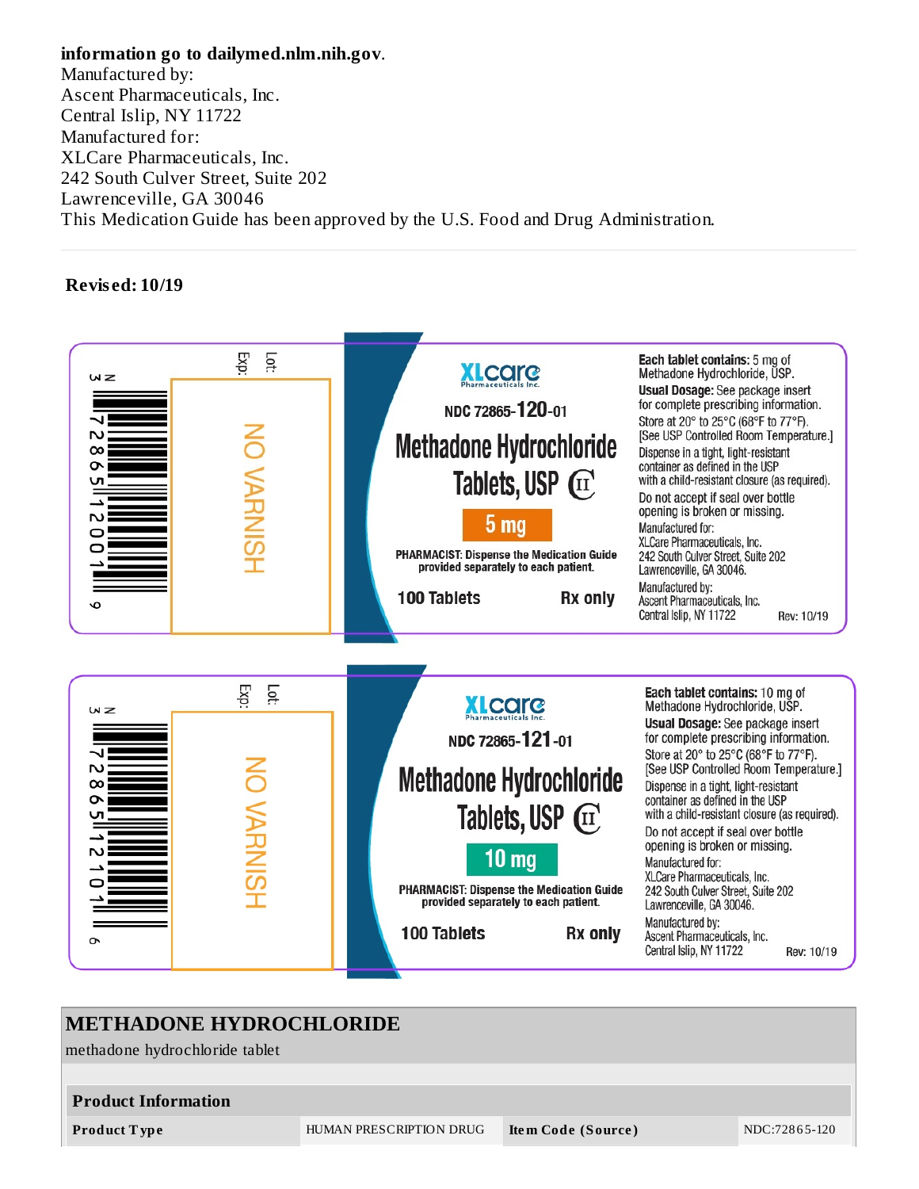**information go to dailymed.nlm.nih.gov**.
Manufactured by:
Ascent Pharmaceuticals, Inc.
Central Islip, NY 11722
Manufactured for:
XLCare Pharmaceuticals, Inc.
242 South Culver Street, Suite 202
Lawrenceville, GA 30046
This Medication Guide has been approved by the U.S. Food and Drug Administration.

**Revised: 10/19**

Lot:
Exp:

NO VARNISH

N 3 72865 12001 9

XLcare Pharmaceuticals Inc.

NDC 72865-120-01

**Methadone Hydrochloride Tablets, USP** CII

**5 mg**

**PHARMACIST: Dispense the Medication Guide provided separately to each patient.**

**100 Tablets** **Rx only**

**Each tablet contains:** 5 mg of Methadone Hydrochloride, USP.
**Usual Dosage:** See package insert for complete prescribing information.
Store at 20° to 25°C (68°F to 77°F). [See USP Controlled Room Temperature.]
Dispense in a tight, light-resistant container as defined in the USP with a child-resistant closure (as required).
Do not accept if seal over bottle opening is broken or missing.
Manufactured for:
XLCare Pharmaceuticals, Inc.
242 South Culver Street, Suite 202
Lawrenceville, GA 30046.
Manufactured by:
Ascent Pharmaceuticals, Inc.
Central Islip, NY 11722 Rev: 10/19

Lot:
Exp:

NO VARNISH

N 3 72865 12101 6

XLcare Pharmaceuticals Inc.

NDC 72865-121-01

**Methadone Hydrochloride Tablets, USP** CII

**10 mg**

**PHARMACIST: Dispense the Medication Guide provided separately to each patient.**

**100 Tablets** **Rx only**

**Each tablet contains:** 10 mg of Methadone Hydrochloride, USP.
**Usual Dosage:** See package insert for complete prescribing information.
Store at 20° to 25°C (68°F to 77°F). [See USP Controlled Room Temperature.]
Dispense in a tight, light-resistant container as defined in the USP with a child-resistant closure (as required).
Do not accept if seal over bottle opening is broken or missing.
Manufactured for:
XLCare Pharmaceuticals, Inc.
242 South Culver Street, Suite 202
Lawrenceville, GA 30046.
Manufactured by:
Ascent Pharmaceuticals, Inc.
Central Islip, NY 11722 Rev: 10/19

## METHADONE HYDROCHLORIDE

methadone hydrochloride tablet

| **Product Information** | | | |
|---|---|---|---|
| **Product Type** | HUMAN PRESCRIPTION DRUG | **Item Code (Source)** | NDC:72865-120 |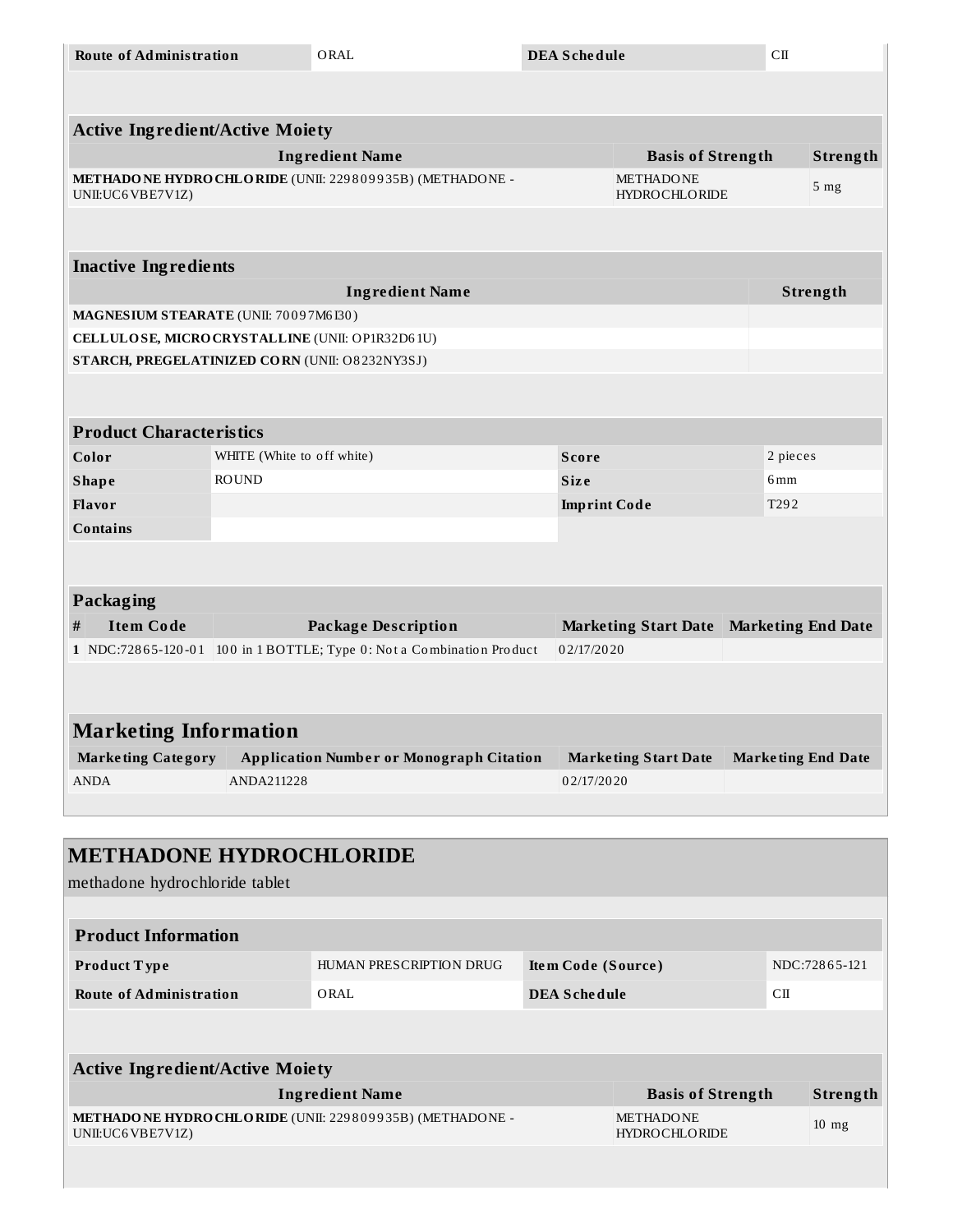| Route of Administration | ORAL | DEA Schedule | CII |
| --- | --- | --- | --- |

| Active Ingredient/Active Moiety | | |
| --- | --- | --- |
| **Ingredient Name** | **Basis of Strength** | **Strength** |
| **METHADONE HYDROCHLORIDE** (UNII: 229809935B) (METHADONE - UNII:UC6VBE7V1Z) | METHADONE HYDROCHLORIDE | 5 mg |

| Inactive Ingredients | |
| --- | --- |
| **Ingredient Name** | **Strength** |
| **MAGNESIUM STEARATE** (UNII: 70097M6I30) | |
| **CELLULOSE, MICROCRYSTALLINE** (UNII: OP1R32D61U) | |
| **STARCH, PREGELATINIZED CORN** (UNII: O8232NY3SJ) | |

| Product Characteristics | | | |
| --- | --- | --- | --- |
| **Color** | WHITE (White to off white) | **Score** | 2 pieces |
| **Shape** | ROUND | **Size** | 6mm |
| **Flavor** | | **Imprint Code** | T292 |
| **Contains** | | | |

| Packaging | | | | |
| --- | --- | --- | --- | --- |
| **#** | **Item Code** | **Package Description** | **Marketing Start Date** | **Marketing End Date** |
| 1 | NDC:72865-120-01 | 100 in 1 BOTTLE; Type 0: Not a Combination Product | 02/17/2020 | |

| Marketing Information | | | |
| --- | --- | --- | --- |
| **Marketing Category** | **Application Number or Monograph Citation** | **Marketing Start Date** | **Marketing End Date** |
| ANDA | ANDA211228 | 02/17/2020 | |

## METHADONE HYDROCHLORIDE

methadone hydrochloride tablet

| Product Information | | | |
| --- | --- | --- | --- |
| **Product Type** | HUMAN PRESCRIPTION DRUG | **Item Code (Source)** | NDC:72865-121 |
| **Route of Administration** | ORAL | **DEA Schedule** | CII |

| Active Ingredient/Active Moiety | | |
| --- | --- | --- |
| **Ingredient Name** | **Basis of Strength** | **Strength** |
| **METHADONE HYDROCHLORIDE** (UNII: 229809935B) (METHADONE - UNII:UC6VBE7V1Z) | METHADONE HYDROCHLORIDE | 10 mg |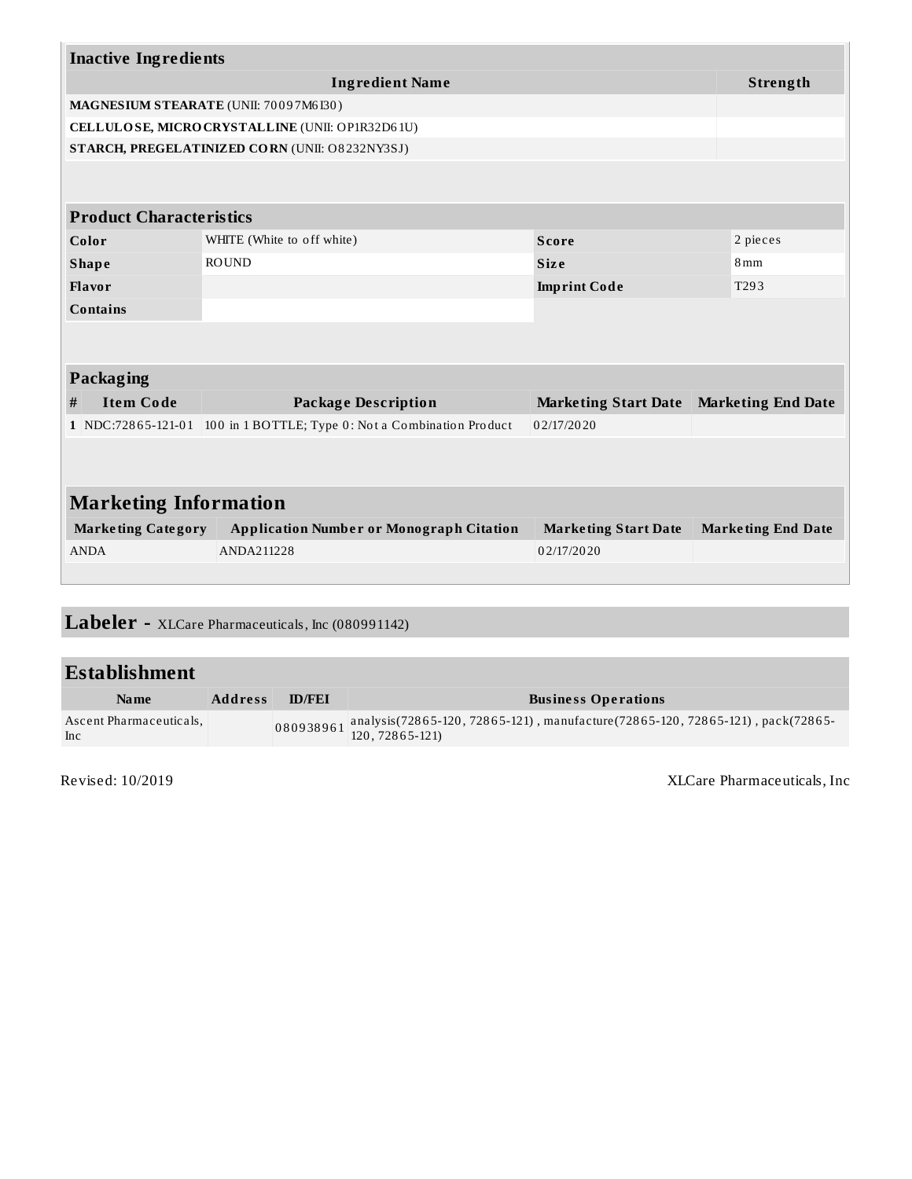| Inactive Ingredients | |
|---|---|
| **Ingredient Name** | **Strength** |
| **MAGNESIUM STEARATE** (UNII: 70097M6I30) | |
| **CELLULOSE, MICROCRYSTALLINE** (UNII: OP1R32D61U) | |
| **STARCH, PREGELATINIZED CORN** (UNII: O8232NY3SJ) | |

| Product Characteristics | | | |
|---|---|---|---|
| **Color** | WHITE (White to off white) | **Score** | 2 pieces |
| **Shape** | ROUND | **Size** | 8mm |
| **Flavor** | | **Imprint Code** | T293 |
| **Contains** | | | |

| Packaging | | | | |
|---|---|---|---|---|
| **#** | **Item Code** | **Package Description** | **Marketing Start Date** | **Marketing End Date** |
| 1 | NDC:72865-121-01 | 100 in 1 BOTTLE; Type 0: Not a Combination Product | 02/17/2020 | |

| Marketing Information | | | |
|---|---|---|---|
| **Marketing Category** | **Application Number or Monograph Citation** | **Marketing Start Date** | **Marketing End Date** |
| ANDA | ANDA211228 | 02/17/2020 | |

## Labeler - XLCare Pharmaceuticals, Inc (080991142)

## Establishment

| Name | Address | ID/FEI | Business Operations |
|---|---|---|---|
| Ascent Pharmaceuticals, Inc | | 080938961 | analysis(72865-120, 72865-121) , manufacture(72865-120, 72865-121) , pack(72865-120, 72865-121) |

Revised: 10/2019

XLCare Pharmaceuticals, Inc